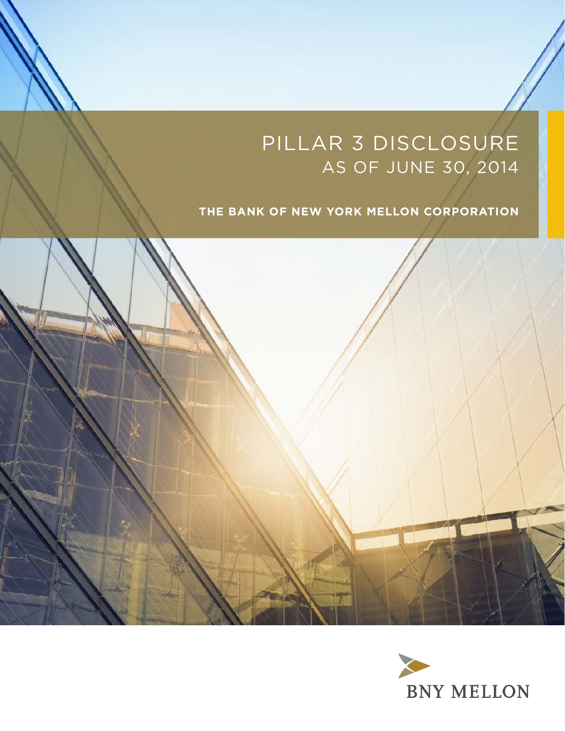# PILLAR 3 DISCLOSURE
## AS OF JUNE 30, 2014

**THE BANK OF NEW YORK MELLON CORPORATION**

BNY MELLON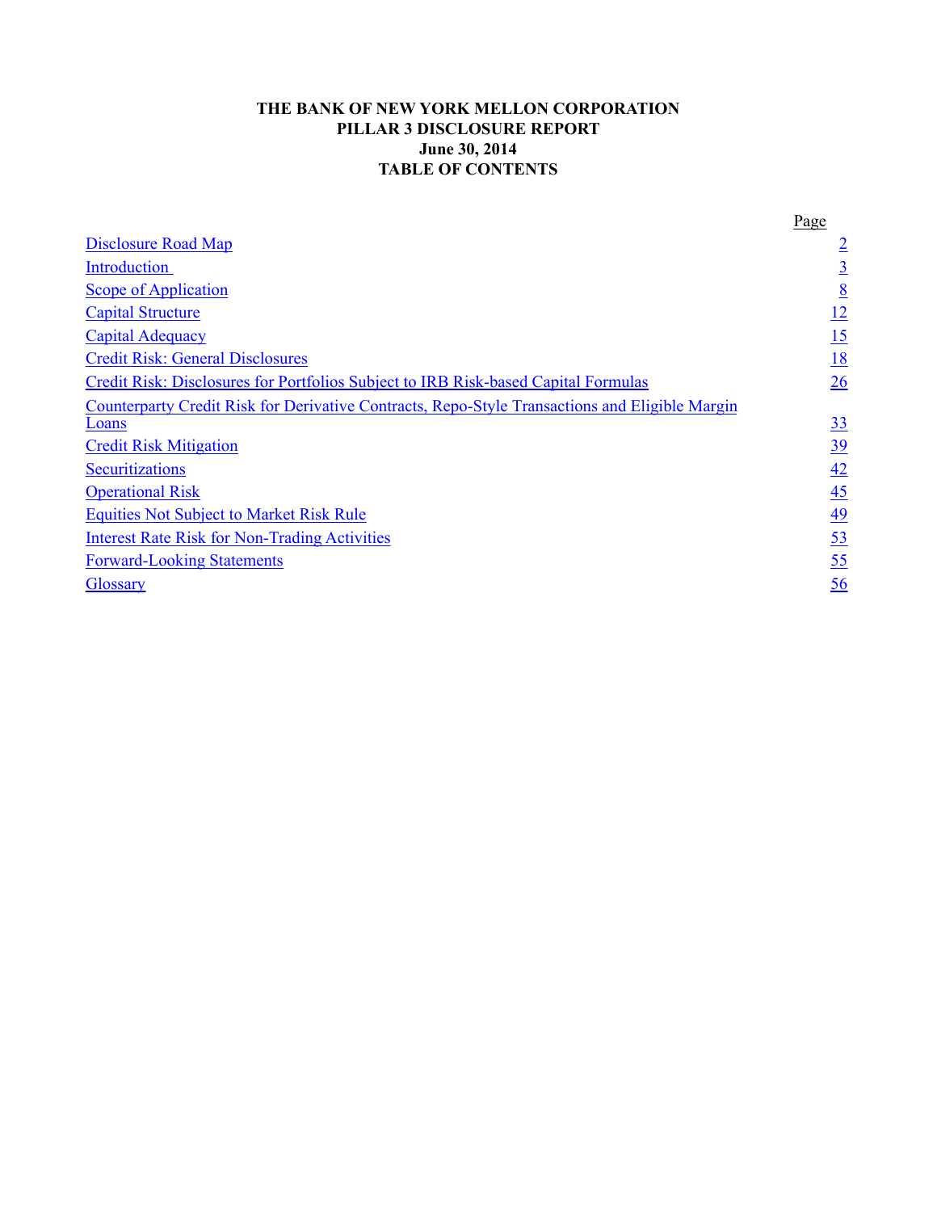# THE BANK OF NEW YORK MELLON CORPORATION
## PILLAR 3 DISCLOSURE REPORT
## June 30, 2014
## TABLE OF CONTENTS

| | Page |
|---|---|
| Disclosure Road Map | 2 |
| Introduction | 3 |
| Scope of Application | 8 |
| Capital Structure | 12 |
| Capital Adequacy | 15 |
| Credit Risk: General Disclosures | 18 |
| Credit Risk: Disclosures for Portfolios Subject to IRB Risk-based Capital Formulas | 26 |
| Counterparty Credit Risk for Derivative Contracts, Repo-Style Transactions and Eligible Margin Loans | 33 |
| Credit Risk Mitigation | 39 |
| Securitizations | 42 |
| Operational Risk | 45 |
| Equities Not Subject to Market Risk Rule | 49 |
| Interest Rate Risk for Non-Trading Activities | 53 |
| Forward-Looking Statements | 55 |
| Glossary | 56 |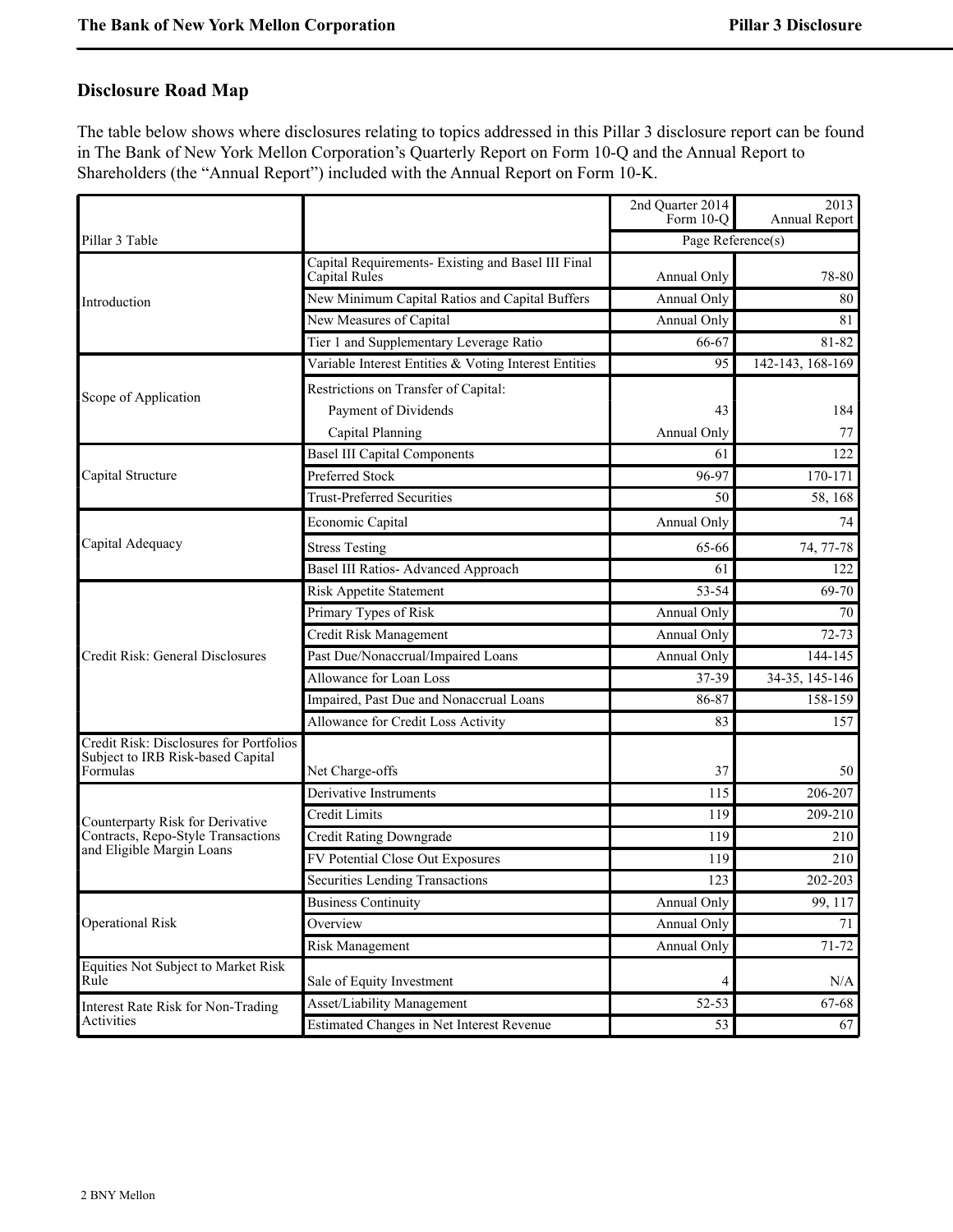## Disclosure Road Map

The table below shows where disclosures relating to topics addressed in this Pillar 3 disclosure report can be found in The Bank of New York Mellon Corporation's Quarterly Report on Form 10-Q and the Annual Report to Shareholders (the "Annual Report") included with the Annual Report on Form 10-K.

| | | 2nd Quarter 2014 Form 10-Q | 2013 Annual Report |
|---|---|---|---|
| Pillar 3 Table | | Page Reference(s) | |
| Introduction | Capital Requirements- Existing and Basel III Final Capital Rules | Annual Only | 78-80 |
| | New Minimum Capital Ratios and Capital Buffers | Annual Only | 80 |
| | New Measures of Capital | Annual Only | 81 |
| | Tier 1 and Supplementary Leverage Ratio | 66-67 | 81-82 |
| Scope of Application | Variable Interest Entities & Voting Interest Entities | 95 | 142-143, 168-169 |
| | Restrictions on Transfer of Capital: | | |
| | Payment of Dividends | 43 | 184 |
| | Capital Planning | Annual Only | 77 |
| Capital Structure | Basel III Capital Components | 61 | 122 |
| | Preferred Stock | 96-97 | 170-171 |
| | Trust-Preferred Securities | 50 | 58, 168 |
| Capital Adequacy | Economic Capital | Annual Only | 74 |
| | Stress Testing | 65-66 | 74, 77-78 |
| | Basel III Ratios- Advanced Approach | 61 | 122 |
| Credit Risk: General Disclosures | Risk Appetite Statement | 53-54 | 69-70 |
| | Primary Types of Risk | Annual Only | 70 |
| | Credit Risk Management | Annual Only | 72-73 |
| | Past Due/Nonaccrual/Impaired Loans | Annual Only | 144-145 |
| | Allowance for Loan Loss | 37-39 | 34-35, 145-146 |
| | Impaired, Past Due and Nonaccrual Loans | 86-87 | 158-159 |
| | Allowance for Credit Loss Activity | 83 | 157 |
| Credit Risk: Disclosures for Portfolios Subject to IRB Risk-based Capital Formulas | Net Charge-offs | 37 | 50 |
| Counterparty Risk for Derivative Contracts, Repo-Style Transactions and Eligible Margin Loans | Derivative Instruments | 115 | 206-207 |
| | Credit Limits | 119 | 209-210 |
| | Credit Rating Downgrade | 119 | 210 |
| | FV Potential Close Out Exposures | 119 | 210 |
| | Securities Lending Transactions | 123 | 202-203 |
| Operational Risk | Business Continuity | Annual Only | 99, 117 |
| | Overview | Annual Only | 71 |
| | Risk Management | Annual Only | 71-72 |
| Equities Not Subject to Market Risk Rule | Sale of Equity Investment | 4 | N/A |
| Interest Rate Risk for Non-Trading Activities | Asset/Liability Management | 52-53 | 67-68 |
| | Estimated Changes in Net Interest Revenue | 53 | 67 |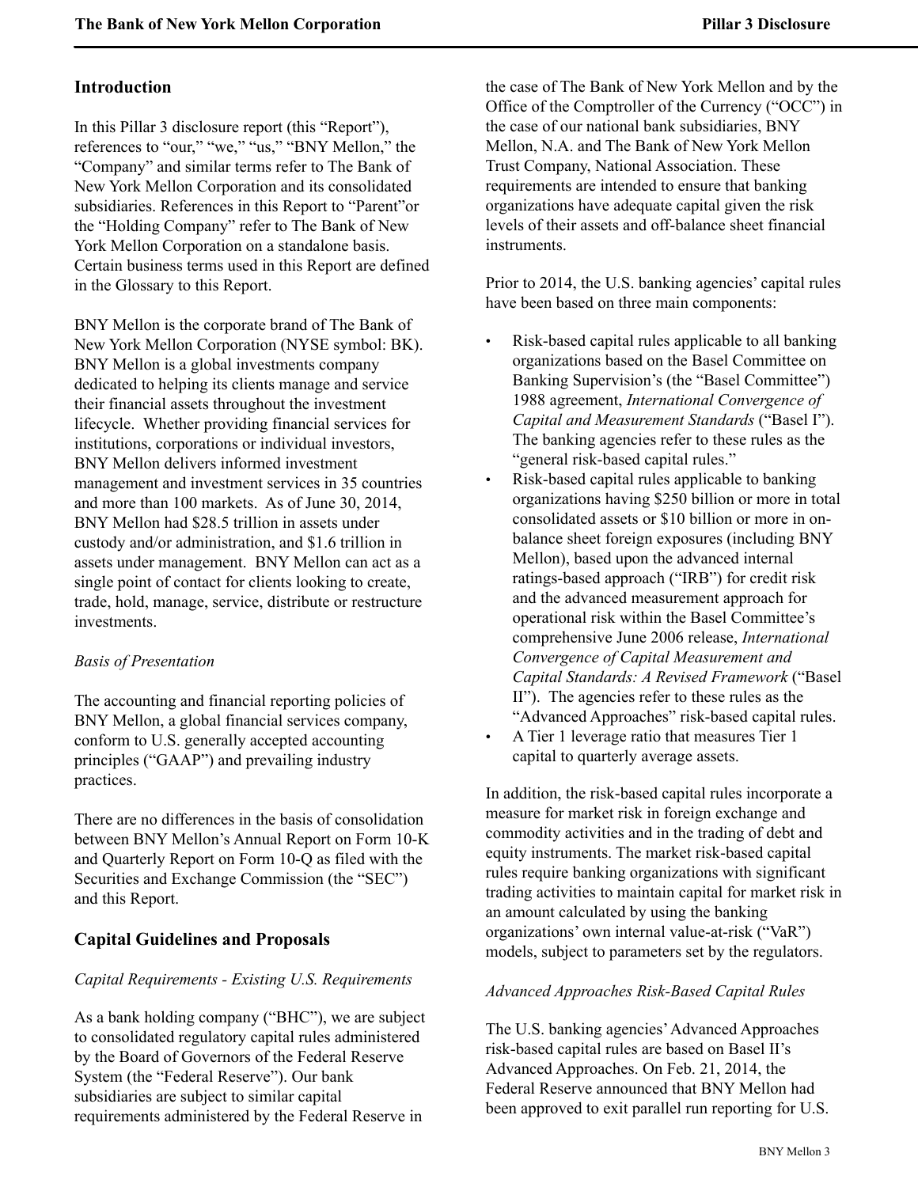## Introduction

In this Pillar 3 disclosure report (this "Report"), references to "our," "we," "us," "BNY Mellon," the "Company" and similar terms refer to The Bank of New York Mellon Corporation and its consolidated subsidiaries. References in this Report to "Parent"or the "Holding Company" refer to The Bank of New York Mellon Corporation on a standalone basis. Certain business terms used in this Report are defined in the Glossary to this Report.

BNY Mellon is the corporate brand of The Bank of New York Mellon Corporation (NYSE symbol: BK). BNY Mellon is a global investments company dedicated to helping its clients manage and service their financial assets throughout the investment lifecycle. Whether providing financial services for institutions, corporations or individual investors, BNY Mellon delivers informed investment management and investment services in 35 countries and more than 100 markets. As of June 30, 2014, BNY Mellon had \$28.5 trillion in assets under custody and/or administration, and \$1.6 trillion in assets under management. BNY Mellon can act as a single point of contact for clients looking to create, trade, hold, manage, service, distribute or restructure investments.

*Basis of Presentation*

The accounting and financial reporting policies of BNY Mellon, a global financial services company, conform to U.S. generally accepted accounting principles ("GAAP") and prevailing industry practices.

There are no differences in the basis of consolidation between BNY Mellon's Annual Report on Form 10-K and Quarterly Report on Form 10-Q as filed with the Securities and Exchange Commission (the "SEC") and this Report.

## Capital Guidelines and Proposals

*Capital Requirements - Existing U.S. Requirements*

As a bank holding company ("BHC"), we are subject to consolidated regulatory capital rules administered by the Board of Governors of the Federal Reserve System (the "Federal Reserve"). Our bank subsidiaries are subject to similar capital requirements administered by the Federal Reserve in the case of The Bank of New York Mellon and by the Office of the Comptroller of the Currency ("OCC") in the case of our national bank subsidiaries, BNY Mellon, N.A. and The Bank of New York Mellon Trust Company, National Association. These requirements are intended to ensure that banking organizations have adequate capital given the risk levels of their assets and off-balance sheet financial instruments.

Prior to 2014, the U.S. banking agencies' capital rules have been based on three main components:

- Risk-based capital rules applicable to all banking organizations based on the Basel Committee on Banking Supervision's (the "Basel Committee") 1988 agreement, *International Convergence of Capital and Measurement Standards* ("Basel I"). The banking agencies refer to these rules as the "general risk-based capital rules."
- Risk-based capital rules applicable to banking organizations having \$250 billion or more in total consolidated assets or \$10 billion or more in on-balance sheet foreign exposures (including BNY Mellon), based upon the advanced internal ratings-based approach ("IRB") for credit risk and the advanced measurement approach for operational risk within the Basel Committee's comprehensive June 2006 release, *International Convergence of Capital Measurement and Capital Standards: A Revised Framework* ("Basel II"). The agencies refer to these rules as the "Advanced Approaches" risk-based capital rules.
- A Tier 1 leverage ratio that measures Tier 1 capital to quarterly average assets.

In addition, the risk-based capital rules incorporate a measure for market risk in foreign exchange and commodity activities and in the trading of debt and equity instruments. The market risk-based capital rules require banking organizations with significant trading activities to maintain capital for market risk in an amount calculated by using the banking organizations' own internal value-at-risk ("VaR") models, subject to parameters set by the regulators.

*Advanced Approaches Risk-Based Capital Rules*

The U.S. banking agencies' Advanced Approaches risk-based capital rules are based on Basel II's Advanced Approaches. On Feb. 21, 2014, the Federal Reserve announced that BNY Mellon had been approved to exit parallel run reporting for U.S.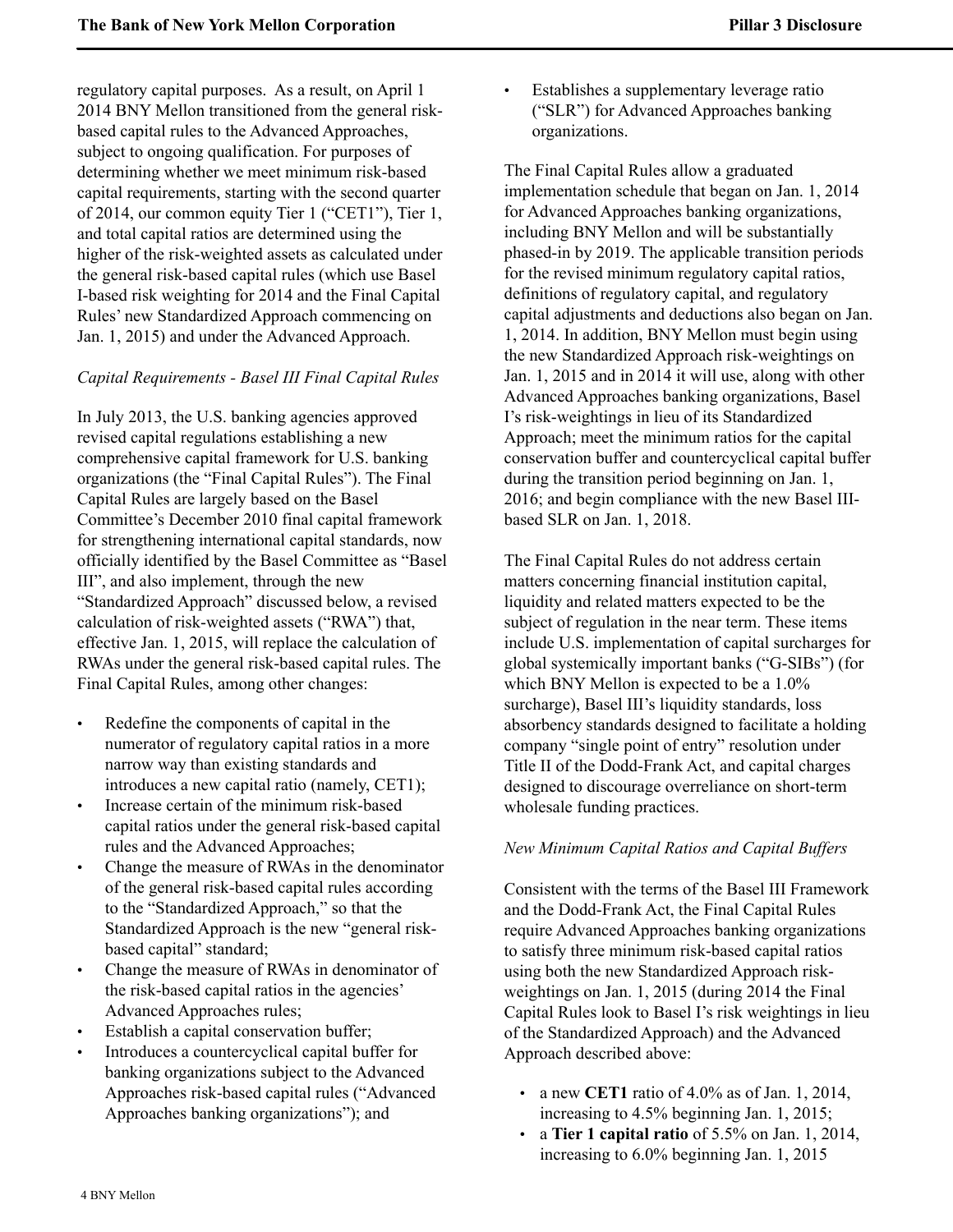regulatory capital purposes. As a result, on April 1 2014 BNY Mellon transitioned from the general risk-based capital rules to the Advanced Approaches, subject to ongoing qualification. For purposes of determining whether we meet minimum risk-based capital requirements, starting with the second quarter of 2014, our common equity Tier 1 ("CET1"), Tier 1, and total capital ratios are determined using the higher of the risk-weighted assets as calculated under the general risk-based capital rules (which use Basel I-based risk weighting for 2014 and the Final Capital Rules' new Standardized Approach commencing on Jan. 1, 2015) and under the Advanced Approach.

*Capital Requirements - Basel III Final Capital Rules*

In July 2013, the U.S. banking agencies approved revised capital regulations establishing a new comprehensive capital framework for U.S. banking organizations (the "Final Capital Rules"). The Final Capital Rules are largely based on the Basel Committee's December 2010 final capital framework for strengthening international capital standards, now officially identified by the Basel Committee as "Basel III", and also implement, through the new "Standardized Approach" discussed below, a revised calculation of risk-weighted assets ("RWA") that, effective Jan. 1, 2015, will replace the calculation of RWAs under the general risk-based capital rules. The Final Capital Rules, among other changes:

- Redefine the components of capital in the numerator of regulatory capital ratios in a more narrow way than existing standards and introduces a new capital ratio (namely, CET1);
- Increase certain of the minimum risk-based capital ratios under the general risk-based capital rules and the Advanced Approaches;
- Change the measure of RWAs in the denominator of the general risk-based capital rules according to the "Standardized Approach," so that the Standardized Approach is the new "general risk-based capital" standard;
- Change the measure of RWAs in denominator of the risk-based capital ratios in the agencies' Advanced Approaches rules;
- Establish a capital conservation buffer;
- Introduces a countercyclical capital buffer for banking organizations subject to the Advanced Approaches risk-based capital rules ("Advanced Approaches banking organizations"); and
- Establishes a supplementary leverage ratio ("SLR") for Advanced Approaches banking organizations.

The Final Capital Rules allow a graduated implementation schedule that began on Jan. 1, 2014 for Advanced Approaches banking organizations, including BNY Mellon and will be substantially phased-in by 2019. The applicable transition periods for the revised minimum regulatory capital ratios, definitions of regulatory capital, and regulatory capital adjustments and deductions also began on Jan. 1, 2014. In addition, BNY Mellon must begin using the new Standardized Approach risk-weightings on Jan. 1, 2015 and in 2014 it will use, along with other Advanced Approaches banking organizations, Basel I's risk-weightings in lieu of its Standardized Approach; meet the minimum ratios for the capital conservation buffer and countercyclical capital buffer during the transition period beginning on Jan. 1, 2016; and begin compliance with the new Basel III-based SLR on Jan. 1, 2018.

The Final Capital Rules do not address certain matters concerning financial institution capital, liquidity and related matters expected to be the subject of regulation in the near term. These items include U.S. implementation of capital surcharges for global systemically important banks ("G-SIBs") (for which BNY Mellon is expected to be a 1.0% surcharge), Basel III's liquidity standards, loss absorbency standards designed to facilitate a holding company "single point of entry" resolution under Title II of the Dodd-Frank Act, and capital charges designed to discourage overreliance on short-term wholesale funding practices.

*New Minimum Capital Ratios and Capital Buffers*

Consistent with the terms of the Basel III Framework and the Dodd-Frank Act, the Final Capital Rules require Advanced Approaches banking organizations to satisfy three minimum risk-based capital ratios using both the new Standardized Approach risk-weightings on Jan. 1, 2015 (during 2014 the Final Capital Rules look to Basel I's risk weightings in lieu of the Standardized Approach) and the Advanced Approach described above:

- a new **CET1** ratio of 4.0% as of Jan. 1, 2014, increasing to 4.5% beginning Jan. 1, 2015;
- a **Tier 1 capital ratio** of 5.5% on Jan. 1, 2014, increasing to 6.0% beginning Jan. 1, 2015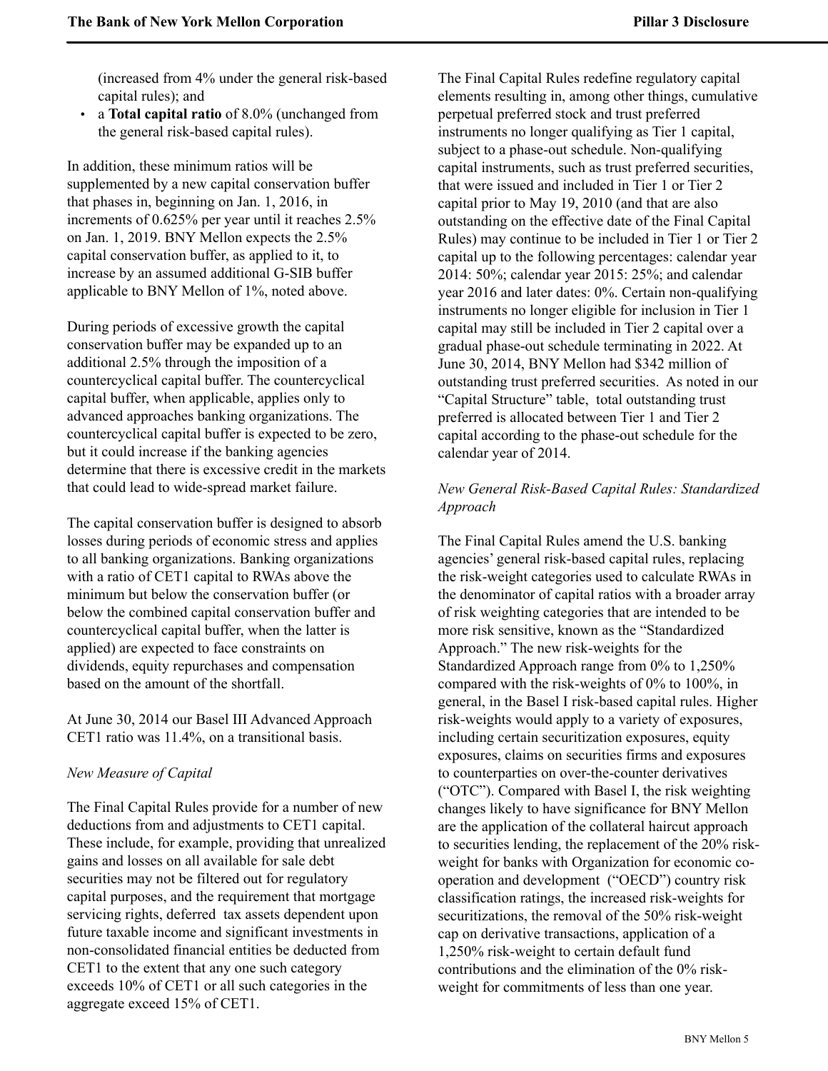(increased from 4% under the general risk-based capital rules); and

- a **Total capital ratio** of 8.0% (unchanged from the general risk-based capital rules).

In addition, these minimum ratios will be supplemented by a new capital conservation buffer that phases in, beginning on Jan. 1, 2016, in increments of 0.625% per year until it reaches 2.5% on Jan. 1, 2019. BNY Mellon expects the 2.5% capital conservation buffer, as applied to it, to increase by an assumed additional G-SIB buffer applicable to BNY Mellon of 1%, noted above.

During periods of excessive growth the capital conservation buffer may be expanded up to an additional 2.5% through the imposition of a countercyclical capital buffer. The countercyclical capital buffer, when applicable, applies only to advanced approaches banking organizations. The countercyclical capital buffer is expected to be zero, but it could increase if the banking agencies determine that there is excessive credit in the markets that could lead to wide-spread market failure.

The capital conservation buffer is designed to absorb losses during periods of economic stress and applies to all banking organizations. Banking organizations with a ratio of CET1 capital to RWAs above the minimum but below the conservation buffer (or below the combined capital conservation buffer and countercyclical capital buffer, when the latter is applied) are expected to face constraints on dividends, equity repurchases and compensation based on the amount of the shortfall.

At June 30, 2014 our Basel III Advanced Approach CET1 ratio was 11.4%, on a transitional basis.

*New Measure of Capital*

The Final Capital Rules provide for a number of new deductions from and adjustments to CET1 capital. These include, for example, providing that unrealized gains and losses on all available for sale debt securities may not be filtered out for regulatory capital purposes, and the requirement that mortgage servicing rights, deferred tax assets dependent upon future taxable income and significant investments in non-consolidated financial entities be deducted from CET1 to the extent that any one such category exceeds 10% of CET1 or all such categories in the aggregate exceed 15% of CET1.

The Final Capital Rules redefine regulatory capital elements resulting in, among other things, cumulative perpetual preferred stock and trust preferred instruments no longer qualifying as Tier 1 capital, subject to a phase-out schedule. Non-qualifying capital instruments, such as trust preferred securities, that were issued and included in Tier 1 or Tier 2 capital prior to May 19, 2010 (and that are also outstanding on the effective date of the Final Capital Rules) may continue to be included in Tier 1 or Tier 2 capital up to the following percentages: calendar year 2014: 50%; calendar year 2015: 25%; and calendar year 2016 and later dates: 0%. Certain non-qualifying instruments no longer eligible for inclusion in Tier 1 capital may still be included in Tier 2 capital over a gradual phase-out schedule terminating in 2022. At June 30, 2014, BNY Mellon had $342 million of outstanding trust preferred securities. As noted in our "Capital Structure" table, total outstanding trust preferred is allocated between Tier 1 and Tier 2 capital according to the phase-out schedule for the calendar year of 2014.

*New General Risk-Based Capital Rules: Standardized Approach*

The Final Capital Rules amend the U.S. banking agencies' general risk-based capital rules, replacing the risk-weight categories used to calculate RWAs in the denominator of capital ratios with a broader array of risk weighting categories that are intended to be more risk sensitive, known as the "Standardized Approach." The new risk-weights for the Standardized Approach range from 0% to 1,250% compared with the risk-weights of 0% to 100%, in general, in the Basel I risk-based capital rules. Higher risk-weights would apply to a variety of exposures, including certain securitization exposures, equity exposures, claims on securities firms and exposures to counterparties on over-the-counter derivatives ("OTC"). Compared with Basel I, the risk weighting changes likely to have significance for BNY Mellon are the application of the collateral haircut approach to securities lending, the replacement of the 20% risk-weight for banks with Organization for economic co-operation and development ("OECD") country risk classification ratings, the increased risk-weights for securitizations, the removal of the 50% risk-weight cap on derivative transactions, application of a 1,250% risk-weight to certain default fund contributions and the elimination of the 0% risk-weight for commitments of less than one year.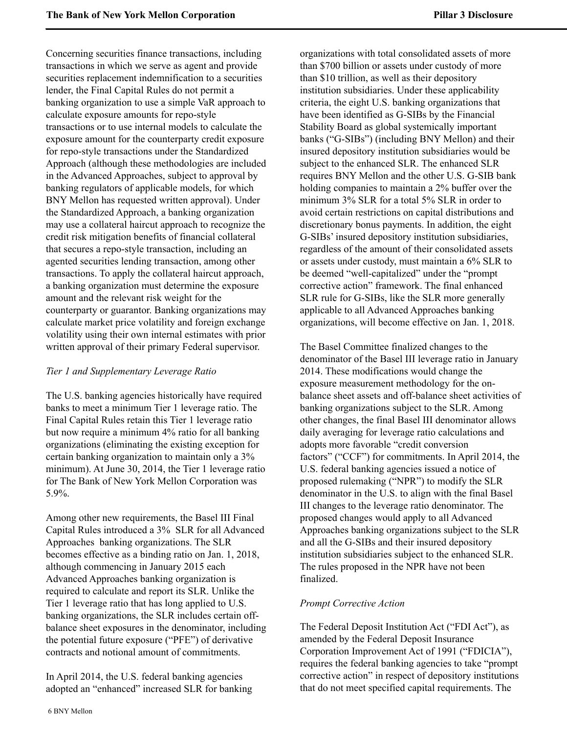Concerning securities finance transactions, including transactions in which we serve as agent and provide securities replacement indemnification to a securities lender, the Final Capital Rules do not permit a banking organization to use a simple VaR approach to calculate exposure amounts for repo-style transactions or to use internal models to calculate the exposure amount for the counterparty credit exposure for repo-style transactions under the Standardized Approach (although these methodologies are included in the Advanced Approaches, subject to approval by banking regulators of applicable models, for which BNY Mellon has requested written approval). Under the Standardized Approach, a banking organization may use a collateral haircut approach to recognize the credit risk mitigation benefits of financial collateral that secures a repo-style transaction, including an agented securities lending transaction, among other transactions. To apply the collateral haircut approach, a banking organization must determine the exposure amount and the relevant risk weight for the counterparty or guarantor. Banking organizations may calculate market price volatility and foreign exchange volatility using their own internal estimates with prior written approval of their primary Federal supervisor.

*Tier 1 and Supplementary Leverage Ratio*

The U.S. banking agencies historically have required banks to meet a minimum Tier 1 leverage ratio. The Final Capital Rules retain this Tier 1 leverage ratio but now require a minimum 4% ratio for all banking organizations (eliminating the existing exception for certain banking organization to maintain only a 3% minimum). At June 30, 2014, the Tier 1 leverage ratio for The Bank of New York Mellon Corporation was 5.9%.

Among other new requirements, the Basel III Final Capital Rules introduced a 3% SLR for all Advanced Approaches banking organizations. The SLR becomes effective as a binding ratio on Jan. 1, 2018, although commencing in January 2015 each Advanced Approaches banking organization is required to calculate and report its SLR. Unlike the Tier 1 leverage ratio that has long applied to U.S. banking organizations, the SLR includes certain off-balance sheet exposures in the denominator, including the potential future exposure ("PFE") of derivative contracts and notional amount of commitments.

In April 2014, the U.S. federal banking agencies adopted an "enhanced" increased SLR for banking organizations with total consolidated assets of more than $700 billion or assets under custody of more than $10 trillion, as well as their depository institution subsidiaries. Under these applicability criteria, the eight U.S. banking organizations that have been identified as G-SIBs by the Financial Stability Board as global systemically important banks ("G-SIBs") (including BNY Mellon) and their insured depository institution subsidiaries would be subject to the enhanced SLR. The enhanced SLR requires BNY Mellon and the other U.S. G-SIB bank holding companies to maintain a 2% buffer over the minimum 3% SLR for a total 5% SLR in order to avoid certain restrictions on capital distributions and discretionary bonus payments. In addition, the eight G-SIBs' insured depository institution subsidiaries, regardless of the amount of their consolidated assets or assets under custody, must maintain a 6% SLR to be deemed "well-capitalized" under the "prompt corrective action" framework. The final enhanced SLR rule for G-SIBs, like the SLR more generally applicable to all Advanced Approaches banking organizations, will become effective on Jan. 1, 2018.

The Basel Committee finalized changes to the denominator of the Basel III leverage ratio in January 2014. These modifications would change the exposure measurement methodology for the on-balance sheet assets and off-balance sheet activities of banking organizations subject to the SLR. Among other changes, the final Basel III denominator allows daily averaging for leverage ratio calculations and adopts more favorable "credit conversion factors" ("CCF") for commitments. In April 2014, the U.S. federal banking agencies issued a notice of proposed rulemaking ("NPR") to modify the SLR denominator in the U.S. to align with the final Basel III changes to the leverage ratio denominator. The proposed changes would apply to all Advanced Approaches banking organizations subject to the SLR and all the G-SIBs and their insured depository institution subsidiaries subject to the enhanced SLR. The rules proposed in the NPR have not been finalized.

*Prompt Corrective Action*

The Federal Deposit Institution Act ("FDI Act"), as amended by the Federal Deposit Insurance Corporation Improvement Act of 1991 ("FDICIA"), requires the federal banking agencies to take "prompt corrective action" in respect of depository institutions that do not meet specified capital requirements. The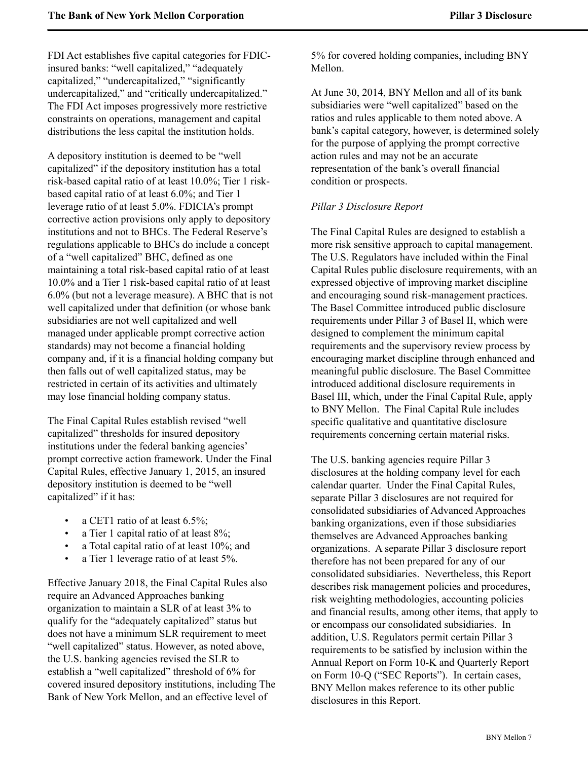FDI Act establishes five capital categories for FDIC-insured banks: "well capitalized," "adequately capitalized," "undercapitalized," "significantly undercapitalized," and "critically undercapitalized." The FDI Act imposes progressively more restrictive constraints on operations, management and capital distributions the less capital the institution holds.

A depository institution is deemed to be "well capitalized" if the depository institution has a total risk-based capital ratio of at least 10.0%; Tier 1 risk-based capital ratio of at least 6.0%; and Tier 1 leverage ratio of at least 5.0%. FDICIA's prompt corrective action provisions only apply to depository institutions and not to BHCs. The Federal Reserve's regulations applicable to BHCs do include a concept of a "well capitalized" BHC, defined as one maintaining a total risk-based capital ratio of at least 10.0% and a Tier 1 risk-based capital ratio of at least 6.0% (but not a leverage measure). A BHC that is not well capitalized under that definition (or whose bank subsidiaries are not well capitalized and well managed under applicable prompt corrective action standards) may not become a financial holding company and, if it is a financial holding company but then falls out of well capitalized status, may be restricted in certain of its activities and ultimately may lose financial holding company status.

The Final Capital Rules establish revised "well capitalized" thresholds for insured depository institutions under the federal banking agencies' prompt corrective action framework. Under the Final Capital Rules, effective January 1, 2015, an insured depository institution is deemed to be "well capitalized" if it has:

- a CET1 ratio of at least 6.5%;
- a Tier 1 capital ratio of at least 8%;
- a Total capital ratio of at least 10%; and
- a Tier 1 leverage ratio of at least 5%.

Effective January 2018, the Final Capital Rules also require an Advanced Approaches banking organization to maintain a SLR of at least 3% to qualify for the "adequately capitalized" status but does not have a minimum SLR requirement to meet "well capitalized" status. However, as noted above, the U.S. banking agencies revised the SLR to establish a "well capitalized" threshold of 6% for covered insured depository institutions, including The Bank of New York Mellon, and an effective level of 5% for covered holding companies, including BNY Mellon.

At June 30, 2014, BNY Mellon and all of its bank subsidiaries were "well capitalized" based on the ratios and rules applicable to them noted above. A bank's capital category, however, is determined solely for the purpose of applying the prompt corrective action rules and may not be an accurate representation of the bank's overall financial condition or prospects.

*Pillar 3 Disclosure Report*

The Final Capital Rules are designed to establish a more risk sensitive approach to capital management. The U.S. Regulators have included within the Final Capital Rules public disclosure requirements, with an expressed objective of improving market discipline and encouraging sound risk-management practices. The Basel Committee introduced public disclosure requirements under Pillar 3 of Basel II, which were designed to complement the minimum capital requirements and the supervisory review process by encouraging market discipline through enhanced and meaningful public disclosure. The Basel Committee introduced additional disclosure requirements in Basel III, which, under the Final Capital Rule, apply to BNY Mellon. The Final Capital Rule includes specific qualitative and quantitative disclosure requirements concerning certain material risks.

The U.S. banking agencies require Pillar 3 disclosures at the holding company level for each calendar quarter. Under the Final Capital Rules, separate Pillar 3 disclosures are not required for consolidated subsidiaries of Advanced Approaches banking organizations, even if those subsidiaries themselves are Advanced Approaches banking organizations. A separate Pillar 3 disclosure report therefore has not been prepared for any of our consolidated subsidiaries. Nevertheless, this Report describes risk management policies and procedures, risk weighting methodologies, accounting policies and financial results, among other items, that apply to or encompass our consolidated subsidiaries. In addition, U.S. Regulators permit certain Pillar 3 requirements to be satisfied by inclusion within the Annual Report on Form 10-K and Quarterly Report on Form 10-Q ("SEC Reports"). In certain cases, BNY Mellon makes reference to its other public disclosures in this Report.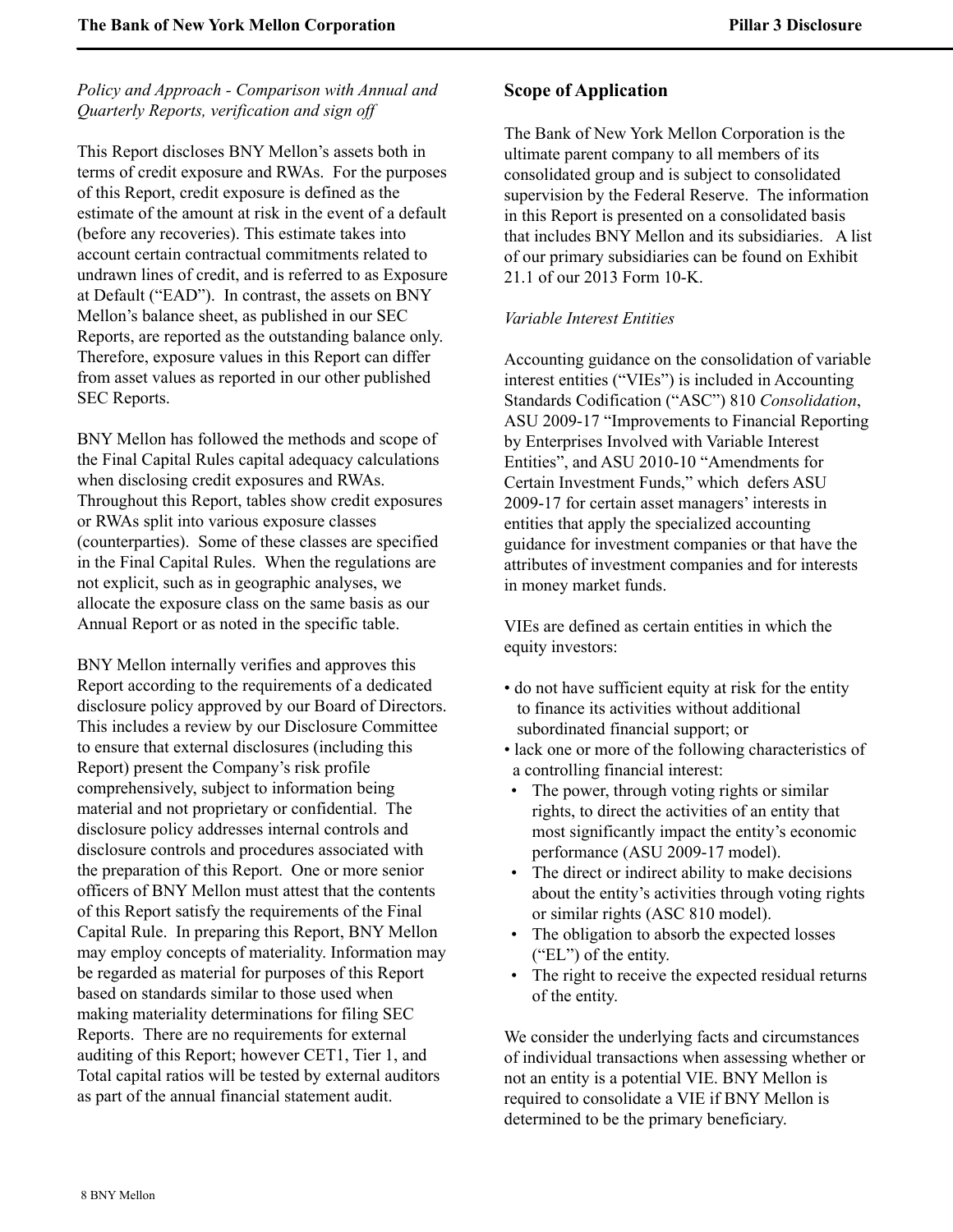*Policy and Approach - Comparison with Annual and Quarterly Reports, verification and sign off*

This Report discloses BNY Mellon's assets both in terms of credit exposure and RWAs. For the purposes of this Report, credit exposure is defined as the estimate of the amount at risk in the event of a default (before any recoveries). This estimate takes into account certain contractual commitments related to undrawn lines of credit, and is referred to as Exposure at Default ("EAD"). In contrast, the assets on BNY Mellon's balance sheet, as published in our SEC Reports, are reported as the outstanding balance only. Therefore, exposure values in this Report can differ from asset values as reported in our other published SEC Reports.

BNY Mellon has followed the methods and scope of the Final Capital Rules capital adequacy calculations when disclosing credit exposures and RWAs. Throughout this Report, tables show credit exposures or RWAs split into various exposure classes (counterparties). Some of these classes are specified in the Final Capital Rules. When the regulations are not explicit, such as in geographic analyses, we allocate the exposure class on the same basis as our Annual Report or as noted in the specific table.

BNY Mellon internally verifies and approves this Report according to the requirements of a dedicated disclosure policy approved by our Board of Directors. This includes a review by our Disclosure Committee to ensure that external disclosures (including this Report) present the Company's risk profile comprehensively, subject to information being material and not proprietary or confidential. The disclosure policy addresses internal controls and disclosure controls and procedures associated with the preparation of this Report. One or more senior officers of BNY Mellon must attest that the contents of this Report satisfy the requirements of the Final Capital Rule. In preparing this Report, BNY Mellon may employ concepts of materiality. Information may be regarded as material for purposes of this Report based on standards similar to those used when making materiality determinations for filing SEC Reports. There are no requirements for external auditing of this Report; however CET1, Tier 1, and Total capital ratios will be tested by external auditors as part of the annual financial statement audit.

## Scope of Application

The Bank of New York Mellon Corporation is the ultimate parent company to all members of its consolidated group and is subject to consolidated supervision by the Federal Reserve. The information in this Report is presented on a consolidated basis that includes BNY Mellon and its subsidiaries. A list of our primary subsidiaries can be found on Exhibit 21.1 of our 2013 Form 10-K.

*Variable Interest Entities*

Accounting guidance on the consolidation of variable interest entities ("VIEs") is included in Accounting Standards Codification ("ASC") 810 *Consolidation*, ASU 2009-17 "Improvements to Financial Reporting by Enterprises Involved with Variable Interest Entities", and ASU 2010-10 "Amendments for Certain Investment Funds," which defers ASU 2009-17 for certain asset managers' interests in entities that apply the specialized accounting guidance for investment companies or that have the attributes of investment companies and for interests in money market funds.

VIEs are defined as certain entities in which the equity investors:

- do not have sufficient equity at risk for the entity to finance its activities without additional subordinated financial support; or
- lack one or more of the following characteristics of a controlling financial interest:
  - The power, through voting rights or similar rights, to direct the activities of an entity that most significantly impact the entity's economic performance (ASU 2009-17 model).
  - The direct or indirect ability to make decisions about the entity's activities through voting rights or similar rights (ASC 810 model).
  - The obligation to absorb the expected losses ("EL") of the entity.
  - The right to receive the expected residual returns of the entity.

We consider the underlying facts and circumstances of individual transactions when assessing whether or not an entity is a potential VIE. BNY Mellon is required to consolidate a VIE if BNY Mellon is determined to be the primary beneficiary.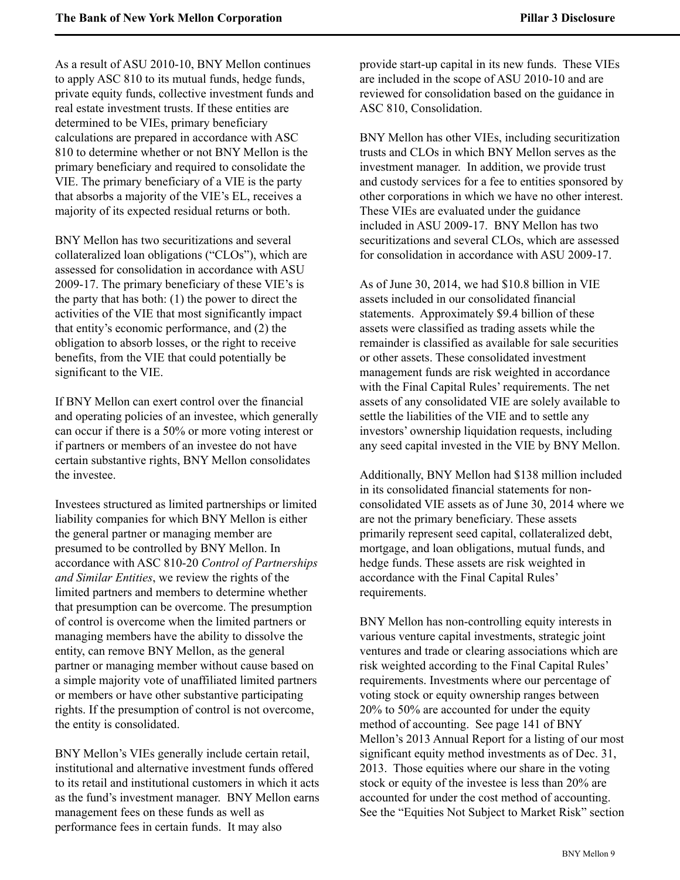As a result of ASU 2010-10, BNY Mellon continues to apply ASC 810 to its mutual funds, hedge funds, private equity funds, collective investment funds and real estate investment trusts. If these entities are determined to be VIEs, primary beneficiary calculations are prepared in accordance with ASC 810 to determine whether or not BNY Mellon is the primary beneficiary and required to consolidate the VIE. The primary beneficiary of a VIE is the party that absorbs a majority of the VIE's EL, receives a majority of its expected residual returns or both.

BNY Mellon has two securitizations and several collateralized loan obligations ("CLOs"), which are assessed for consolidation in accordance with ASU 2009-17. The primary beneficiary of these VIE's is the party that has both: (1) the power to direct the activities of the VIE that most significantly impact that entity's economic performance, and (2) the obligation to absorb losses, or the right to receive benefits, from the VIE that could potentially be significant to the VIE.

If BNY Mellon can exert control over the financial and operating policies of an investee, which generally can occur if there is a 50% or more voting interest or if partners or members of an investee do not have certain substantive rights, BNY Mellon consolidates the investee.

Investees structured as limited partnerships or limited liability companies for which BNY Mellon is either the general partner or managing member are presumed to be controlled by BNY Mellon. In accordance with ASC 810-20 *Control of Partnerships and Similar Entities*, we review the rights of the limited partners and members to determine whether that presumption can be overcome. The presumption of control is overcome when the limited partners or managing members have the ability to dissolve the entity, can remove BNY Mellon, as the general partner or managing member without cause based on a simple majority vote of unaffiliated limited partners or members or have other substantive participating rights. If the presumption of control is not overcome, the entity is consolidated.

BNY Mellon's VIEs generally include certain retail, institutional and alternative investment funds offered to its retail and institutional customers in which it acts as the fund's investment manager. BNY Mellon earns management fees on these funds as well as performance fees in certain funds. It may also provide start-up capital in its new funds. These VIEs are included in the scope of ASU 2010-10 and are reviewed for consolidation based on the guidance in ASC 810, Consolidation.

BNY Mellon has other VIEs, including securitization trusts and CLOs in which BNY Mellon serves as the investment manager. In addition, we provide trust and custody services for a fee to entities sponsored by other corporations in which we have no other interest. These VIEs are evaluated under the guidance included in ASU 2009-17. BNY Mellon has two securitizations and several CLOs, which are assessed for consolidation in accordance with ASU 2009-17.

As of June 30, 2014, we had $10.8 billion in VIE assets included in our consolidated financial statements. Approximately $9.4 billion of these assets were classified as trading assets while the remainder is classified as available for sale securities or other assets. These consolidated investment management funds are risk weighted in accordance with the Final Capital Rules' requirements. The net assets of any consolidated VIE are solely available to settle the liabilities of the VIE and to settle any investors' ownership liquidation requests, including any seed capital invested in the VIE by BNY Mellon.

Additionally, BNY Mellon had $138 million included in its consolidated financial statements for non-consolidated VIE assets as of June 30, 2014 where we are not the primary beneficiary. These assets primarily represent seed capital, collateralized debt, mortgage, and loan obligations, mutual funds, and hedge funds. These assets are risk weighted in accordance with the Final Capital Rules' requirements.

BNY Mellon has non-controlling equity interests in various venture capital investments, strategic joint ventures and trade or clearing associations which are risk weighted according to the Final Capital Rules' requirements. Investments where our percentage of voting stock or equity ownership ranges between 20% to 50% are accounted for under the equity method of accounting. See page 141 of BNY Mellon's 2013 Annual Report for a listing of our most significant equity method investments as of Dec. 31, 2013. Those equities where our share in the voting stock or equity of the investee is less than 20% are accounted for under the cost method of accounting. See the "Equities Not Subject to Market Risk" section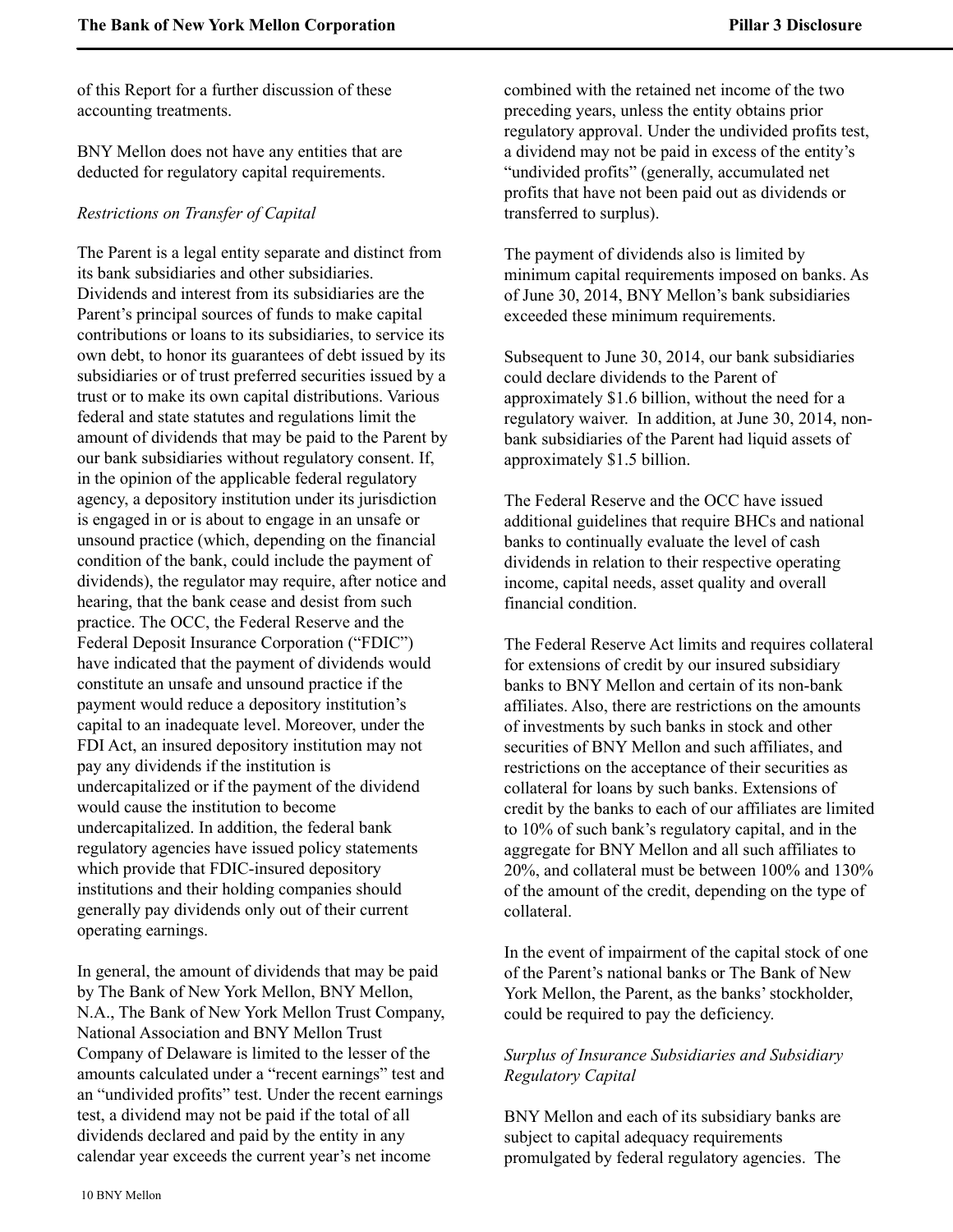of this Report for a further discussion of these accounting treatments.

BNY Mellon does not have any entities that are deducted for regulatory capital requirements.

*Restrictions on Transfer of Capital*

The Parent is a legal entity separate and distinct from its bank subsidiaries and other subsidiaries. Dividends and interest from its subsidiaries are the Parent's principal sources of funds to make capital contributions or loans to its subsidiaries, to service its own debt, to honor its guarantees of debt issued by its subsidiaries or of trust preferred securities issued by a trust or to make its own capital distributions. Various federal and state statutes and regulations limit the amount of dividends that may be paid to the Parent by our bank subsidiaries without regulatory consent. If, in the opinion of the applicable federal regulatory agency, a depository institution under its jurisdiction is engaged in or is about to engage in an unsafe or unsound practice (which, depending on the financial condition of the bank, could include the payment of dividends), the regulator may require, after notice and hearing, that the bank cease and desist from such practice. The OCC, the Federal Reserve and the Federal Deposit Insurance Corporation ("FDIC") have indicated that the payment of dividends would constitute an unsafe and unsound practice if the payment would reduce a depository institution's capital to an inadequate level. Moreover, under the FDI Act, an insured depository institution may not pay any dividends if the institution is undercapitalized or if the payment of the dividend would cause the institution to become undercapitalized. In addition, the federal bank regulatory agencies have issued policy statements which provide that FDIC-insured depository institutions and their holding companies should generally pay dividends only out of their current operating earnings.

In general, the amount of dividends that may be paid by The Bank of New York Mellon, BNY Mellon, N.A., The Bank of New York Mellon Trust Company, National Association and BNY Mellon Trust Company of Delaware is limited to the lesser of the amounts calculated under a "recent earnings" test and an "undivided profits" test. Under the recent earnings test, a dividend may not be paid if the total of all dividends declared and paid by the entity in any calendar year exceeds the current year's net income combined with the retained net income of the two preceding years, unless the entity obtains prior regulatory approval. Under the undivided profits test, a dividend may not be paid in excess of the entity's "undivided profits" (generally, accumulated net profits that have not been paid out as dividends or transferred to surplus).

The payment of dividends also is limited by minimum capital requirements imposed on banks. As of June 30, 2014, BNY Mellon's bank subsidiaries exceeded these minimum requirements.

Subsequent to June 30, 2014, our bank subsidiaries could declare dividends to the Parent of approximately $1.6 billion, without the need for a regulatory waiver. In addition, at June 30, 2014, non-bank subsidiaries of the Parent had liquid assets of approximately $1.5 billion.

The Federal Reserve and the OCC have issued additional guidelines that require BHCs and national banks to continually evaluate the level of cash dividends in relation to their respective operating income, capital needs, asset quality and overall financial condition.

The Federal Reserve Act limits and requires collateral for extensions of credit by our insured subsidiary banks to BNY Mellon and certain of its non-bank affiliates. Also, there are restrictions on the amounts of investments by such banks in stock and other securities of BNY Mellon and such affiliates, and restrictions on the acceptance of their securities as collateral for loans by such banks. Extensions of credit by the banks to each of our affiliates are limited to 10% of such bank's regulatory capital, and in the aggregate for BNY Mellon and all such affiliates to 20%, and collateral must be between 100% and 130% of the amount of the credit, depending on the type of collateral.

In the event of impairment of the capital stock of one of the Parent's national banks or The Bank of New York Mellon, the Parent, as the banks' stockholder, could be required to pay the deficiency.

*Surplus of Insurance Subsidiaries and Subsidiary Regulatory Capital*

BNY Mellon and each of its subsidiary banks are subject to capital adequacy requirements promulgated by federal regulatory agencies. The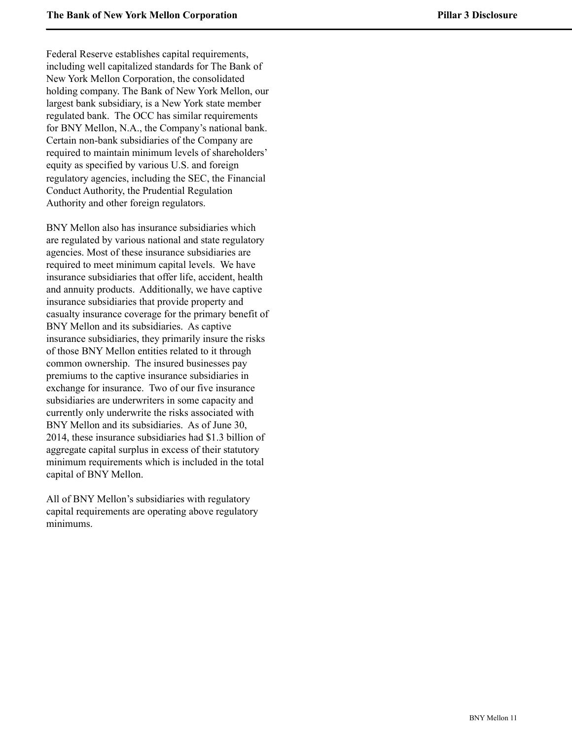Federal Reserve establishes capital requirements, including well capitalized standards for The Bank of New York Mellon Corporation, the consolidated holding company. The Bank of New York Mellon, our largest bank subsidiary, is a New York state member regulated bank. The OCC has similar requirements for BNY Mellon, N.A., the Company's national bank. Certain non-bank subsidiaries of the Company are required to maintain minimum levels of shareholders' equity as specified by various U.S. and foreign regulatory agencies, including the SEC, the Financial Conduct Authority, the Prudential Regulation Authority and other foreign regulators.

BNY Mellon also has insurance subsidiaries which are regulated by various national and state regulatory agencies. Most of these insurance subsidiaries are required to meet minimum capital levels. We have insurance subsidiaries that offer life, accident, health and annuity products. Additionally, we have captive insurance subsidiaries that provide property and casualty insurance coverage for the primary benefit of BNY Mellon and its subsidiaries. As captive insurance subsidiaries, they primarily insure the risks of those BNY Mellon entities related to it through common ownership. The insured businesses pay premiums to the captive insurance subsidiaries in exchange for insurance. Two of our five insurance subsidiaries are underwriters in some capacity and currently only underwrite the risks associated with BNY Mellon and its subsidiaries. As of June 30, 2014, these insurance subsidiaries had $1.3 billion of aggregate capital surplus in excess of their statutory minimum requirements which is included in the total capital of BNY Mellon.

All of BNY Mellon's subsidiaries with regulatory capital requirements are operating above regulatory minimums.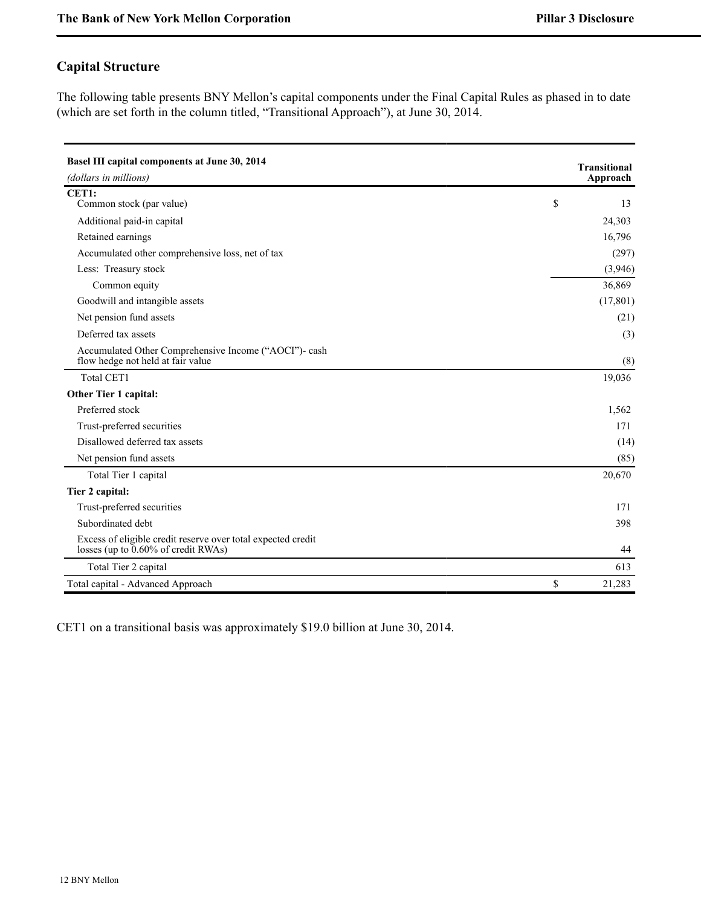## Capital Structure

The following table presents BNY Mellon's capital components under the Final Capital Rules as phased in to date (which are set forth in the column titled, "Transitional Approach"), at June 30, 2014.

| Basel III capital components at June 30, 2014 *(dollars in millions)* | Transitional Approach |
|---|---|
| **CET1:** | |
| Common stock (par value) | $ 13 |
| Additional paid-in capital | 24,303 |
| Retained earnings | 16,796 |
| Accumulated other comprehensive loss, net of tax | (297) |
| Less: Treasury stock | (3,946) |
| Common equity | 36,869 |
| Goodwill and intangible assets | (17,801) |
| Net pension fund assets | (21) |
| Deferred tax assets | (3) |
| Accumulated Other Comprehensive Income ("AOCI")- cash flow hedge not held at fair value | (8) |
| Total CET1 | 19,036 |
| **Other Tier 1 capital:** | |
| Preferred stock | 1,562 |
| Trust-preferred securities | 171 |
| Disallowed deferred tax assets | (14) |
| Net pension fund assets | (85) |
| Total Tier 1 capital | 20,670 |
| **Tier 2 capital:** | |
| Trust-preferred securities | 171 |
| Subordinated debt | 398 |
| Excess of eligible credit reserve over total expected credit losses (up to 0.60% of credit RWAs) | 44 |
| Total Tier 2 capital | 613 |
| Total capital - Advanced Approach | $ 21,283 |

CET1 on a transitional basis was approximately $19.0 billion at June 30, 2014.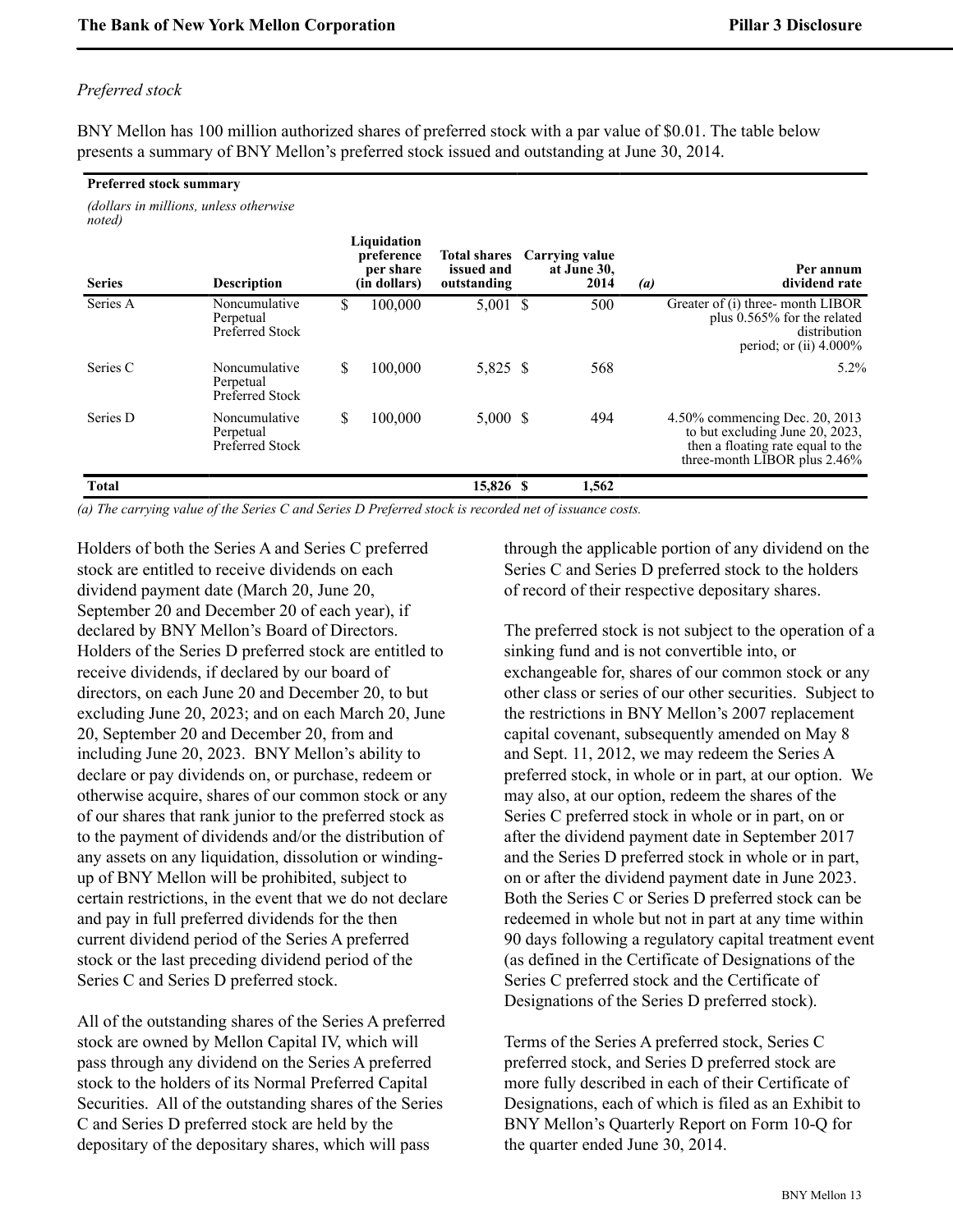*Preferred stock*

BNY Mellon has 100 million authorized shares of preferred stock with a par value of $0.01. The table below presents a summary of BNY Mellon's preferred stock issued and outstanding at June 30, 2014.

**Preferred stock summary**

*(dollars in millions, unless otherwise noted)*

| Series | Description | Liquidation preference per share (in dollars) | Total shares issued and outstanding | Carrying value at June 30, 2014 *(a)* | Per annum dividend rate |
|---|---|---|---|---|---|
| Series A | Noncumulative Perpetual Preferred Stock | $ 100,000 | 5,001 | $ 500 | Greater of (i) three- month LIBOR plus 0.565% for the related distribution period; or (ii) 4.000% |
| Series C | Noncumulative Perpetual Preferred Stock | $ 100,000 | 5,825 | $ 568 | 5.2% |
| Series D | Noncumulative Perpetual Preferred Stock | $ 100,000 | 5,000 | $ 494 | 4.50% commencing Dec. 20, 2013 to but excluding June 20, 2023, then a floating rate equal to the three-month LIBOR plus 2.46% |
| **Total** | | | **15,826** | **$ 1,562** | |

*(a) The carrying value of the Series C and Series D Preferred stock is recorded net of issuance costs.*

Holders of both the Series A and Series C preferred stock are entitled to receive dividends on each dividend payment date (March 20, June 20, September 20 and December 20 of each year), if declared by BNY Mellon's Board of Directors. Holders of the Series D preferred stock are entitled to receive dividends, if declared by our board of directors, on each June 20 and December 20, to but excluding June 20, 2023; and on each March 20, June 20, September 20 and December 20, from and including June 20, 2023. BNY Mellon's ability to declare or pay dividends on, or purchase, redeem or otherwise acquire, shares of our common stock or any of our shares that rank junior to the preferred stock as to the payment of dividends and/or the distribution of any assets on any liquidation, dissolution or winding-up of BNY Mellon will be prohibited, subject to certain restrictions, in the event that we do not declare and pay in full preferred dividends for the then current dividend period of the Series A preferred stock or the last preceding dividend period of the Series C and Series D preferred stock.

All of the outstanding shares of the Series A preferred stock are owned by Mellon Capital IV, which will pass through any dividend on the Series A preferred stock to the holders of its Normal Preferred Capital Securities. All of the outstanding shares of the Series C and Series D preferred stock are held by the depositary of the depositary shares, which will pass through the applicable portion of any dividend on the Series C and Series D preferred stock to the holders of record of their respective depositary shares.

The preferred stock is not subject to the operation of a sinking fund and is not convertible into, or exchangeable for, shares of our common stock or any other class or series of our other securities. Subject to the restrictions in BNY Mellon's 2007 replacement capital covenant, subsequently amended on May 8 and Sept. 11, 2012, we may redeem the Series A preferred stock, in whole or in part, at our option. We may also, at our option, redeem the shares of the Series C preferred stock in whole or in part, on or after the dividend payment date in September 2017 and the Series D preferred stock in whole or in part, on or after the dividend payment date in June 2023. Both the Series C or Series D preferred stock can be redeemed in whole but not in part at any time within 90 days following a regulatory capital treatment event (as defined in the Certificate of Designations of the Series C preferred stock and the Certificate of Designations of the Series D preferred stock).

Terms of the Series A preferred stock, Series C preferred stock, and Series D preferred stock are more fully described in each of their Certificate of Designations, each of which is filed as an Exhibit to BNY Mellon's Quarterly Report on Form 10-Q for the quarter ended June 30, 2014.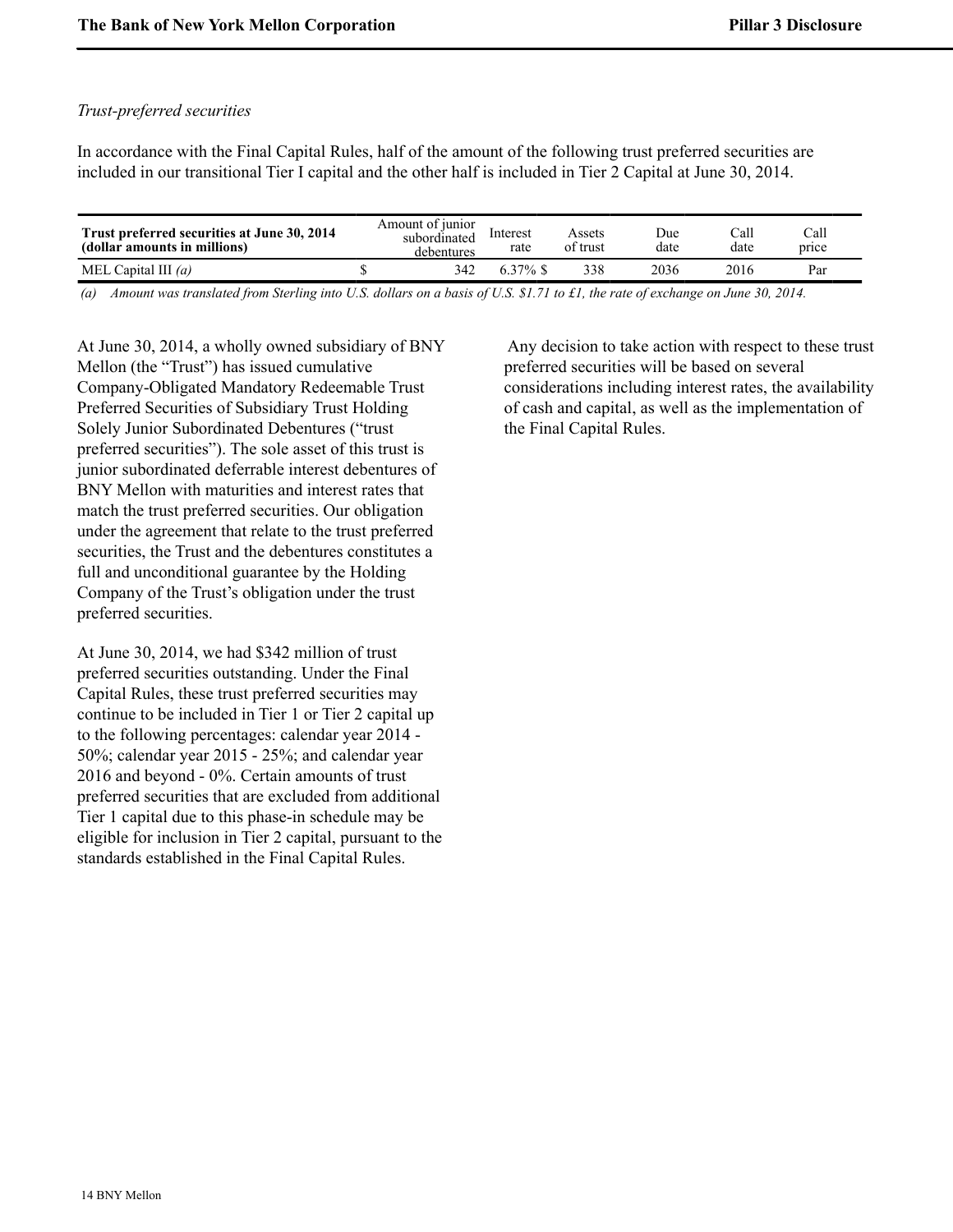*Trust-preferred securities*

In accordance with the Final Capital Rules, half of the amount of the following trust preferred securities are included in our transitional Tier I capital and the other half is included in Tier 2 Capital at June 30, 2014.

| **Trust preferred securities at June 30, 2014 (dollar amounts in millions)** | | Amount of junior subordinated debentures | Interest rate | | Assets of trust | Due date | Call date | Call price |
|---|---|---|---|---|---|---|---|---|
| MEL Capital III *(a)* | $ | 342 | 6.37% | $ | 338 | 2036 | 2016 | Par |

*(a) Amount was translated from Sterling into U.S. dollars on a basis of U.S. $1.71 to £1, the rate of exchange on June 30, 2014.*

At June 30, 2014, a wholly owned subsidiary of BNY Mellon (the "Trust") has issued cumulative Company-Obligated Mandatory Redeemable Trust Preferred Securities of Subsidiary Trust Holding Solely Junior Subordinated Debentures ("trust preferred securities"). The sole asset of this trust is junior subordinated deferrable interest debentures of BNY Mellon with maturities and interest rates that match the trust preferred securities. Our obligation under the agreement that relate to the trust preferred securities, the Trust and the debentures constitutes a full and unconditional guarantee by the Holding Company of the Trust's obligation under the trust preferred securities.

At June 30, 2014, we had $342 million of trust preferred securities outstanding. Under the Final Capital Rules, these trust preferred securities may continue to be included in Tier 1 or Tier 2 capital up to the following percentages: calendar year 2014 - 50%; calendar year 2015 - 25%; and calendar year 2016 and beyond - 0%. Certain amounts of trust preferred securities that are excluded from additional Tier 1 capital due to this phase-in schedule may be eligible for inclusion in Tier 2 capital, pursuant to the standards established in the Final Capital Rules.

Any decision to take action with respect to these trust preferred securities will be based on several considerations including interest rates, the availability of cash and capital, as well as the implementation of the Final Capital Rules.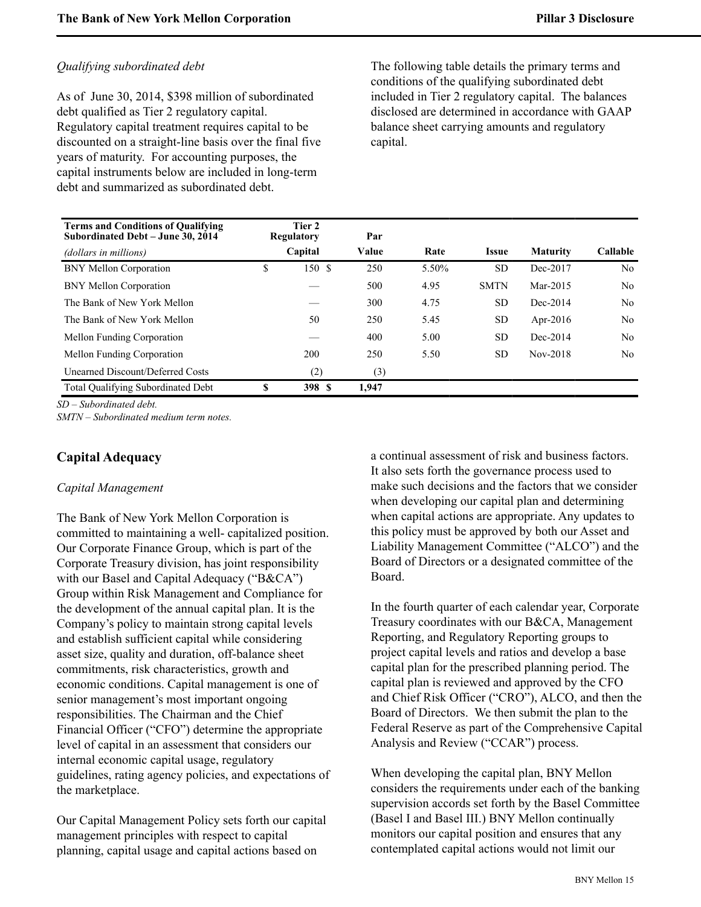*Qualifying subordinated debt*

As of June 30, 2014, $398 million of subordinated debt qualified as Tier 2 regulatory capital. Regulatory capital treatment requires capital to be discounted on a straight-line basis over the final five years of maturity. For accounting purposes, the capital instruments below are included in long-term debt and summarized as subordinated debt.

The following table details the primary terms and conditions of the qualifying subordinated debt included in Tier 2 regulatory capital. The balances disclosed are determined in accordance with GAAP balance sheet carrying amounts and regulatory capital.

| **Terms and Conditions of Qualifying Subordinated Debt – June 30, 2014** *(dollars in millions)* | **Tier 2 Regulatory Capital** | **Par Value** | **Rate** | **Issue** | **Maturity** | **Callable** |
|---|---|---|---|---|---|---|
| BNY Mellon Corporation | $ 150 | $ 250 | 5.50% | SD | Dec-2017 | No |
| BNY Mellon Corporation | — | 500 | 4.95 | SMTN | Mar-2015 | No |
| The Bank of New York Mellon | — | 300 | 4.75 | SD | Dec-2014 | No |
| The Bank of New York Mellon | 50 | 250 | 5.45 | SD | Apr-2016 | No |
| Mellon Funding Corporation | — | 400 | 5.00 | SD | Dec-2014 | No |
| Mellon Funding Corporation | 200 | 250 | 5.50 | SD | Nov-2018 | No |
| Unearned Discount/Deferred Costs | (2) | (3) | | | | |
| Total Qualifying Subordinated Debt | **$ 398** | **$ 1,947** | | | | |

*SD – Subordinated debt.*
*SMTN – Subordinated medium term notes.*

## Capital Adequacy

*Capital Management*

The Bank of New York Mellon Corporation is committed to maintaining a well- capitalized position. Our Corporate Finance Group, which is part of the Corporate Treasury division, has joint responsibility with our Basel and Capital Adequacy ("B&CA") Group within Risk Management and Compliance for the development of the annual capital plan. It is the Company's policy to maintain strong capital levels and establish sufficient capital while considering asset size, quality and duration, off-balance sheet commitments, risk characteristics, growth and economic conditions. Capital management is one of senior management's most important ongoing responsibilities. The Chairman and the Chief Financial Officer ("CFO") determine the appropriate level of capital in an assessment that considers our internal economic capital usage, regulatory guidelines, rating agency policies, and expectations of the marketplace.

Our Capital Management Policy sets forth our capital management principles with respect to capital planning, capital usage and capital actions based on a continual assessment of risk and business factors. It also sets forth the governance process used to make such decisions and the factors that we consider when developing our capital plan and determining when capital actions are appropriate. Any updates to this policy must be approved by both our Asset and Liability Management Committee ("ALCO") and the Board of Directors or a designated committee of the Board.

In the fourth quarter of each calendar year, Corporate Treasury coordinates with our B&CA, Management Reporting, and Regulatory Reporting groups to project capital levels and ratios and develop a base capital plan for the prescribed planning period. The capital plan is reviewed and approved by the CFO and Chief Risk Officer ("CRO"), ALCO, and then the Board of Directors. We then submit the plan to the Federal Reserve as part of the Comprehensive Capital Analysis and Review ("CCAR") process.

When developing the capital plan, BNY Mellon considers the requirements under each of the banking supervision accords set forth by the Basel Committee (Basel I and Basel III.) BNY Mellon continually monitors our capital position and ensures that any contemplated capital actions would not limit our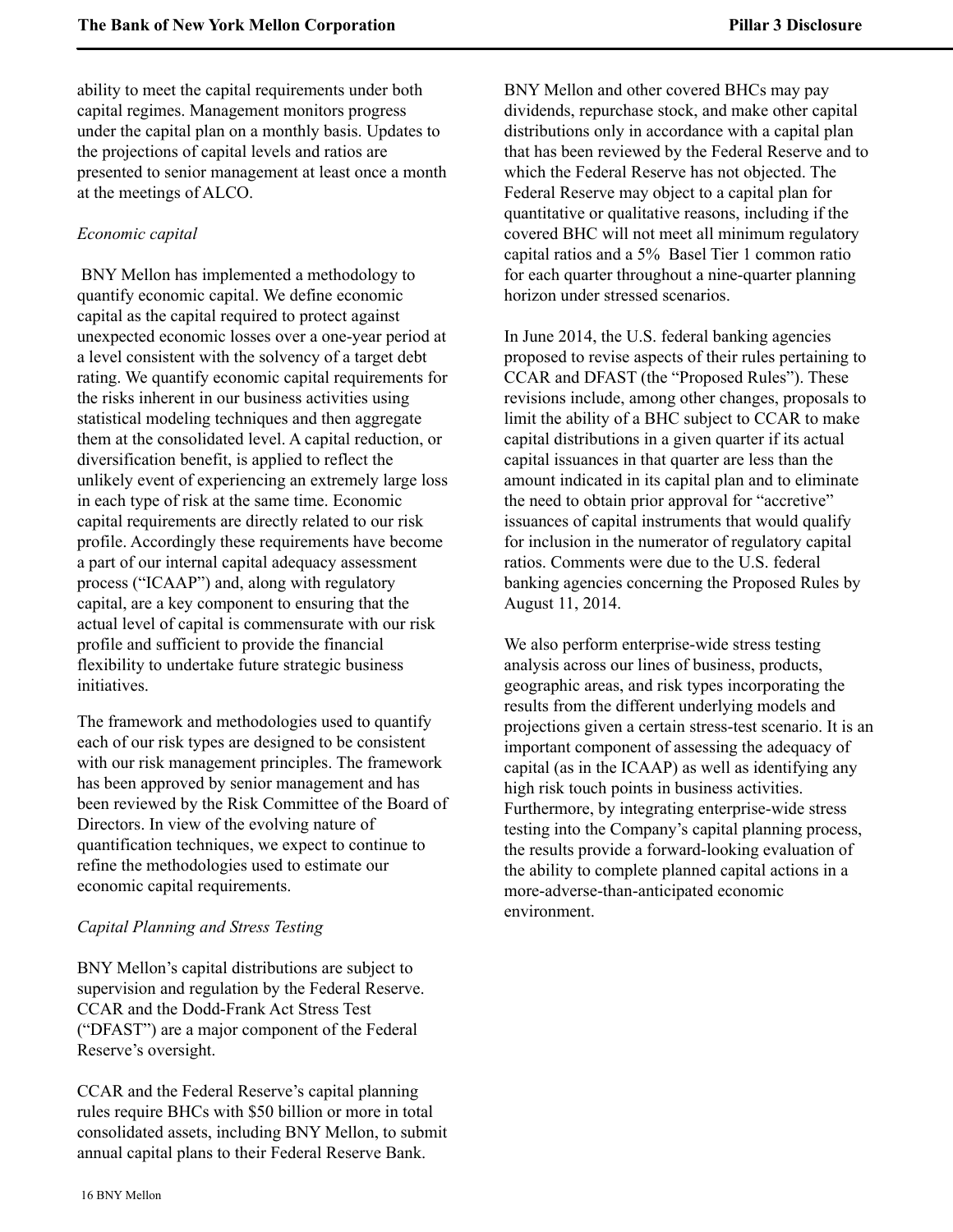ability to meet the capital requirements under both capital regimes. Management monitors progress under the capital plan on a monthly basis. Updates to the projections of capital levels and ratios are presented to senior management at least once a month at the meetings of ALCO.

*Economic capital*

BNY Mellon has implemented a methodology to quantify economic capital. We define economic capital as the capital required to protect against unexpected economic losses over a one-year period at a level consistent with the solvency of a target debt rating. We quantify economic capital requirements for the risks inherent in our business activities using statistical modeling techniques and then aggregate them at the consolidated level. A capital reduction, or diversification benefit, is applied to reflect the unlikely event of experiencing an extremely large loss in each type of risk at the same time. Economic capital requirements are directly related to our risk profile. Accordingly these requirements have become a part of our internal capital adequacy assessment process ("ICAAP") and, along with regulatory capital, are a key component to ensuring that the actual level of capital is commensurate with our risk profile and sufficient to provide the financial flexibility to undertake future strategic business initiatives.

The framework and methodologies used to quantify each of our risk types are designed to be consistent with our risk management principles. The framework has been approved by senior management and has been reviewed by the Risk Committee of the Board of Directors. In view of the evolving nature of quantification techniques, we expect to continue to refine the methodologies used to estimate our economic capital requirements.

*Capital Planning and Stress Testing*

BNY Mellon's capital distributions are subject to supervision and regulation by the Federal Reserve. CCAR and the Dodd-Frank Act Stress Test ("DFAST") are a major component of the Federal Reserve's oversight.

CCAR and the Federal Reserve's capital planning rules require BHCs with $50 billion or more in total consolidated assets, including BNY Mellon, to submit annual capital plans to their Federal Reserve Bank. BNY Mellon and other covered BHCs may pay dividends, repurchase stock, and make other capital distributions only in accordance with a capital plan that has been reviewed by the Federal Reserve and to which the Federal Reserve has not objected. The Federal Reserve may object to a capital plan for quantitative or qualitative reasons, including if the covered BHC will not meet all minimum regulatory capital ratios and a 5% Basel Tier 1 common ratio for each quarter throughout a nine-quarter planning horizon under stressed scenarios.

In June 2014, the U.S. federal banking agencies proposed to revise aspects of their rules pertaining to CCAR and DFAST (the "Proposed Rules"). These revisions include, among other changes, proposals to limit the ability of a BHC subject to CCAR to make capital distributions in a given quarter if its actual capital issuances in that quarter are less than the amount indicated in its capital plan and to eliminate the need to obtain prior approval for "accretive" issuances of capital instruments that would qualify for inclusion in the numerator of regulatory capital ratios. Comments were due to the U.S. federal banking agencies concerning the Proposed Rules by August 11, 2014.

We also perform enterprise-wide stress testing analysis across our lines of business, products, geographic areas, and risk types incorporating the results from the different underlying models and projections given a certain stress-test scenario. It is an important component of assessing the adequacy of capital (as in the ICAAP) as well as identifying any high risk touch points in business activities. Furthermore, by integrating enterprise-wide stress testing into the Company's capital planning process, the results provide a forward-looking evaluation of the ability to complete planned capital actions in a more-adverse-than-anticipated economic environment.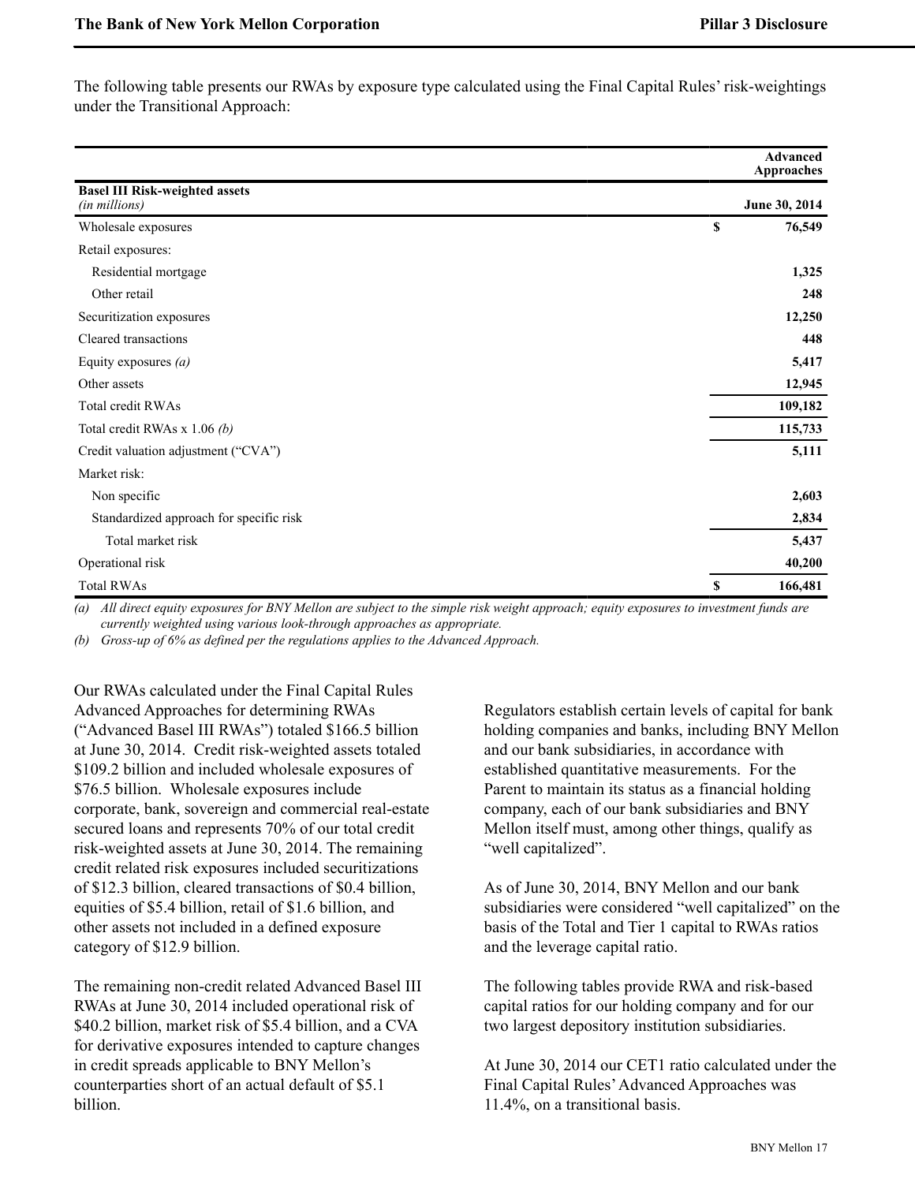The following table presents our RWAs by exposure type calculated using the Final Capital Rules' risk-weightings under the Transitional Approach:

| **Basel III Risk-weighted assets** *(in millions)* | **Advanced Approaches** **June 30, 2014** |
|---|---|
| Wholesale exposures | $ 76,549 |
| Retail exposures: | |
| Residential mortgage | 1,325 |
| Other retail | 248 |
| Securitization exposures | 12,250 |
| Cleared transactions | 448 |
| Equity exposures *(a)* | 5,417 |
| Other assets | 12,945 |
| Total credit RWAs | 109,182 |
| Total credit RWAs x 1.06 *(b)* | 115,733 |
| Credit valuation adjustment ("CVA") | 5,111 |
| Market risk: | |
| Non specific | 2,603 |
| Standardized approach for specific risk | 2,834 |
| Total market risk | 5,437 |
| Operational risk | 40,200 |
| Total RWAs | $ 166,481 |

*(a) All direct equity exposures for BNY Mellon are subject to the simple risk weight approach; equity exposures to investment funds are currently weighted using various look-through approaches as appropriate.*

*(b) Gross-up of 6% as defined per the regulations applies to the Advanced Approach.*

Our RWAs calculated under the Final Capital Rules Advanced Approaches for determining RWAs ("Advanced Basel III RWAs") totaled $166.5 billion at June 30, 2014. Credit risk-weighted assets totaled $109.2 billion and included wholesale exposures of $76.5 billion. Wholesale exposures include corporate, bank, sovereign and commercial real-estate secured loans and represents 70% of our total credit risk-weighted assets at June 30, 2014. The remaining credit related risk exposures included securitizations of $12.3 billion, cleared transactions of $0.4 billion, equities of $5.4 billion, retail of $1.6 billion, and other assets not included in a defined exposure category of $12.9 billion.

The remaining non-credit related Advanced Basel III RWAs at June 30, 2014 included operational risk of $40.2 billion, market risk of $5.4 billion, and a CVA for derivative exposures intended to capture changes in credit spreads applicable to BNY Mellon's counterparties short of an actual default of $5.1 billion.

Regulators establish certain levels of capital for bank holding companies and banks, including BNY Mellon and our bank subsidiaries, in accordance with established quantitative measurements. For the Parent to maintain its status as a financial holding company, each of our bank subsidiaries and BNY Mellon itself must, among other things, qualify as "well capitalized".

As of June 30, 2014, BNY Mellon and our bank subsidiaries were considered "well capitalized" on the basis of the Total and Tier 1 capital to RWAs ratios and the leverage capital ratio.

The following tables provide RWA and risk-based capital ratios for our holding company and for our two largest depository institution subsidiaries.

At June 30, 2014 our CET1 ratio calculated under the Final Capital Rules' Advanced Approaches was 11.4%, on a transitional basis.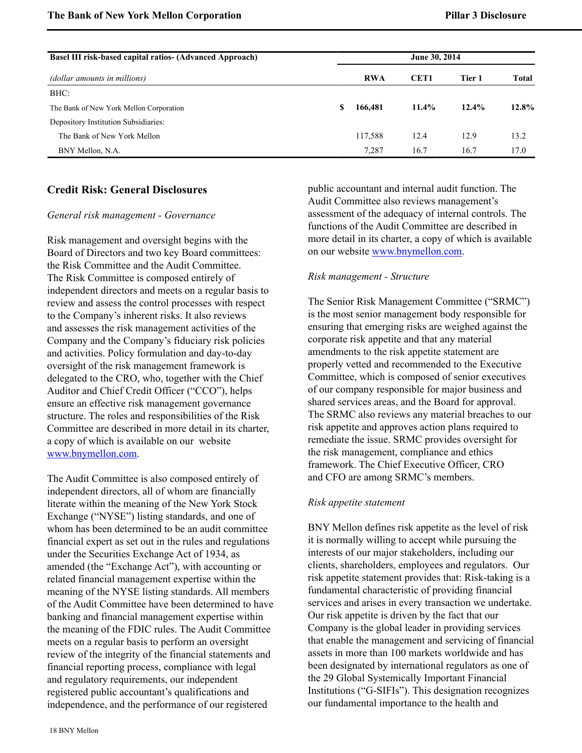| Basel III risk-based capital ratios- (Advanced Approach) | June 30, 2014 | | | |
|---|---|---|---|---|
| *(dollar amounts in millions)* | **RWA** | **CET1** | **Tier 1** | **Total** |
| BHC: | | | | |
| The Bank of New York Mellon Corporation | **$ 166,481** | **11.4%** | **12.4%** | **12.8%** |
| Depository Institution Subsidiaries: | | | | |
| The Bank of New York Mellon | 117,588 | 12.4 | 12.9 | 13.2 |
| BNY Mellon, N.A. | 7,287 | 16.7 | 16.7 | 17.0 |

## Credit Risk: General Disclosures

*General risk management - Governance*

Risk management and oversight begins with the Board of Directors and two key Board committees: the Risk Committee and the Audit Committee. The Risk Committee is composed entirely of independent directors and meets on a regular basis to review and assess the control processes with respect to the Company's inherent risks. It also reviews and assesses the risk management activities of the Company and the Company's fiduciary risk policies and activities. Policy formulation and day-to-day oversight of the risk management framework is delegated to the CRO, who, together with the Chief Auditor and Chief Credit Officer ("CCO"), helps ensure an effective risk management governance structure. The roles and responsibilities of the Risk Committee are described in more detail in its charter, a copy of which is available on our website www.bnymellon.com.

The Audit Committee is also composed entirely of independent directors, all of whom are financially literate within the meaning of the New York Stock Exchange ("NYSE") listing standards, and one of whom has been determined to be an audit committee financial expert as set out in the rules and regulations under the Securities Exchange Act of 1934, as amended (the "Exchange Act"), with accounting or related financial management expertise within the meaning of the NYSE listing standards. All members of the Audit Committee have been determined to have banking and financial management expertise within the meaning of the FDIC rules. The Audit Committee meets on a regular basis to perform an oversight review of the integrity of the financial statements and financial reporting process, compliance with legal and regulatory requirements, our independent registered public accountant's qualifications and independence, and the performance of our registered public accountant and internal audit function. The Audit Committee also reviews management's assessment of the adequacy of internal controls. The functions of the Audit Committee are described in more detail in its charter, a copy of which is available on our website www.bnymellon.com.

*Risk management - Structure*

The Senior Risk Management Committee ("SRMC") is the most senior management body responsible for ensuring that emerging risks are weighed against the corporate risk appetite and that any material amendments to the risk appetite statement are properly vetted and recommended to the Executive Committee, which is composed of senior executives of our company responsible for major business and shared services areas, and the Board for approval. The SRMC also reviews any material breaches to our risk appetite and approves action plans required to remediate the issue. SRMC provides oversight for the risk management, compliance and ethics framework. The Chief Executive Officer, CRO and CFO are among SRMC's members.

*Risk appetite statement*

BNY Mellon defines risk appetite as the level of risk it is normally willing to accept while pursuing the interests of our major stakeholders, including our clients, shareholders, employees and regulators. Our risk appetite statement provides that: Risk-taking is a fundamental characteristic of providing financial services and arises in every transaction we undertake. Our risk appetite is driven by the fact that our Company is the global leader in providing services that enable the management and servicing of financial assets in more than 100 markets worldwide and has been designated by international regulators as one of the 29 Global Systemically Important Financial Institutions ("G-SIFIs"). This designation recognizes our fundamental importance to the health and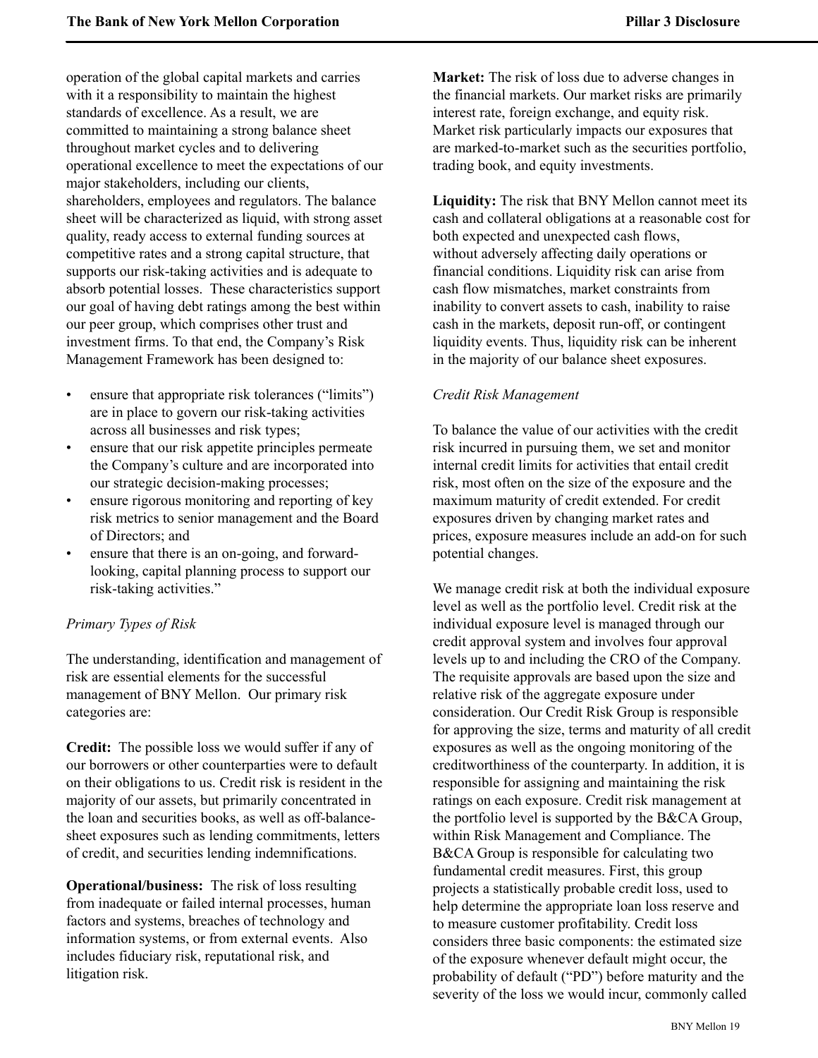operation of the global capital markets and carries with it a responsibility to maintain the highest standards of excellence. As a result, we are committed to maintaining a strong balance sheet throughout market cycles and to delivering operational excellence to meet the expectations of our major stakeholders, including our clients, shareholders, employees and regulators. The balance sheet will be characterized as liquid, with strong asset quality, ready access to external funding sources at competitive rates and a strong capital structure, that supports our risk-taking activities and is adequate to absorb potential losses. These characteristics support our goal of having debt ratings among the best within our peer group, which comprises other trust and investment firms. To that end, the Company's Risk Management Framework has been designed to:

- ensure that appropriate risk tolerances ("limits") are in place to govern our risk-taking activities across all businesses and risk types;
- ensure that our risk appetite principles permeate the Company's culture and are incorporated into our strategic decision-making processes;
- ensure rigorous monitoring and reporting of key risk metrics to senior management and the Board of Directors; and
- ensure that there is an on-going, and forward-looking, capital planning process to support our risk-taking activities."

*Primary Types of Risk*

The understanding, identification and management of risk are essential elements for the successful management of BNY Mellon. Our primary risk categories are:

**Credit:** The possible loss we would suffer if any of our borrowers or other counterparties were to default on their obligations to us. Credit risk is resident in the majority of our assets, but primarily concentrated in the loan and securities books, as well as off-balance-sheet exposures such as lending commitments, letters of credit, and securities lending indemnifications.

**Operational/business:** The risk of loss resulting from inadequate or failed internal processes, human factors and systems, breaches of technology and information systems, or from external events. Also includes fiduciary risk, reputational risk, and litigation risk.

**Market:** The risk of loss due to adverse changes in the financial markets. Our market risks are primarily interest rate, foreign exchange, and equity risk. Market risk particularly impacts our exposures that are marked-to-market such as the securities portfolio, trading book, and equity investments.

**Liquidity:** The risk that BNY Mellon cannot meet its cash and collateral obligations at a reasonable cost for both expected and unexpected cash flows, without adversely affecting daily operations or financial conditions. Liquidity risk can arise from cash flow mismatches, market constraints from inability to convert assets to cash, inability to raise cash in the markets, deposit run-off, or contingent liquidity events. Thus, liquidity risk can be inherent in the majority of our balance sheet exposures.

*Credit Risk Management*

To balance the value of our activities with the credit risk incurred in pursuing them, we set and monitor internal credit limits for activities that entail credit risk, most often on the size of the exposure and the maximum maturity of credit extended. For credit exposures driven by changing market rates and prices, exposure measures include an add-on for such potential changes.

We manage credit risk at both the individual exposure level as well as the portfolio level. Credit risk at the individual exposure level is managed through our credit approval system and involves four approval levels up to and including the CRO of the Company. The requisite approvals are based upon the size and relative risk of the aggregate exposure under consideration. Our Credit Risk Group is responsible for approving the size, terms and maturity of all credit exposures as well as the ongoing monitoring of the creditworthiness of the counterparty. In addition, it is responsible for assigning and maintaining the risk ratings on each exposure. Credit risk management at the portfolio level is supported by the B&CA Group, within Risk Management and Compliance. The B&CA Group is responsible for calculating two fundamental credit measures. First, this group projects a statistically probable credit loss, used to help determine the appropriate loan loss reserve and to measure customer profitability. Credit loss considers three basic components: the estimated size of the exposure whenever default might occur, the probability of default ("PD") before maturity and the severity of the loss we would incur, commonly called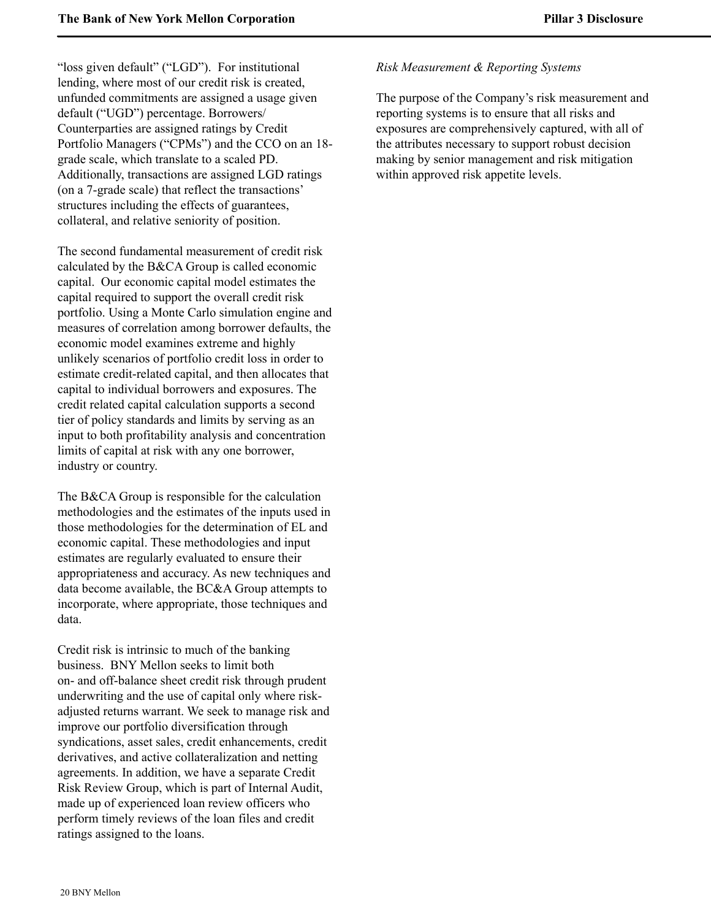"loss given default" ("LGD"). For institutional lending, where most of our credit risk is created, unfunded commitments are assigned a usage given default ("UGD") percentage. Borrowers/ Counterparties are assigned ratings by Credit Portfolio Managers ("CPMs") and the CCO on an 18-grade scale, which translate to a scaled PD. Additionally, transactions are assigned LGD ratings (on a 7-grade scale) that reflect the transactions' structures including the effects of guarantees, collateral, and relative seniority of position.

The second fundamental measurement of credit risk calculated by the B&CA Group is called economic capital. Our economic capital model estimates the capital required to support the overall credit risk portfolio. Using a Monte Carlo simulation engine and measures of correlation among borrower defaults, the economic model examines extreme and highly unlikely scenarios of portfolio credit loss in order to estimate credit-related capital, and then allocates that capital to individual borrowers and exposures. The credit related capital calculation supports a second tier of policy standards and limits by serving as an input to both profitability analysis and concentration limits of capital at risk with any one borrower, industry or country.

The B&CA Group is responsible for the calculation methodologies and the estimates of the inputs used in those methodologies for the determination of EL and economic capital. These methodologies and input estimates are regularly evaluated to ensure their appropriateness and accuracy. As new techniques and data become available, the BC&A Group attempts to incorporate, where appropriate, those techniques and data.

Credit risk is intrinsic to much of the banking business. BNY Mellon seeks to limit both on- and off-balance sheet credit risk through prudent underwriting and the use of capital only where risk-adjusted returns warrant. We seek to manage risk and improve our portfolio diversification through syndications, asset sales, credit enhancements, credit derivatives, and active collateralization and netting agreements. In addition, we have a separate Credit Risk Review Group, which is part of Internal Audit, made up of experienced loan review officers who perform timely reviews of the loan files and credit ratings assigned to the loans.

*Risk Measurement & Reporting Systems*

The purpose of the Company's risk measurement and reporting systems is to ensure that all risks and exposures are comprehensively captured, with all of the attributes necessary to support robust decision making by senior management and risk mitigation within approved risk appetite levels.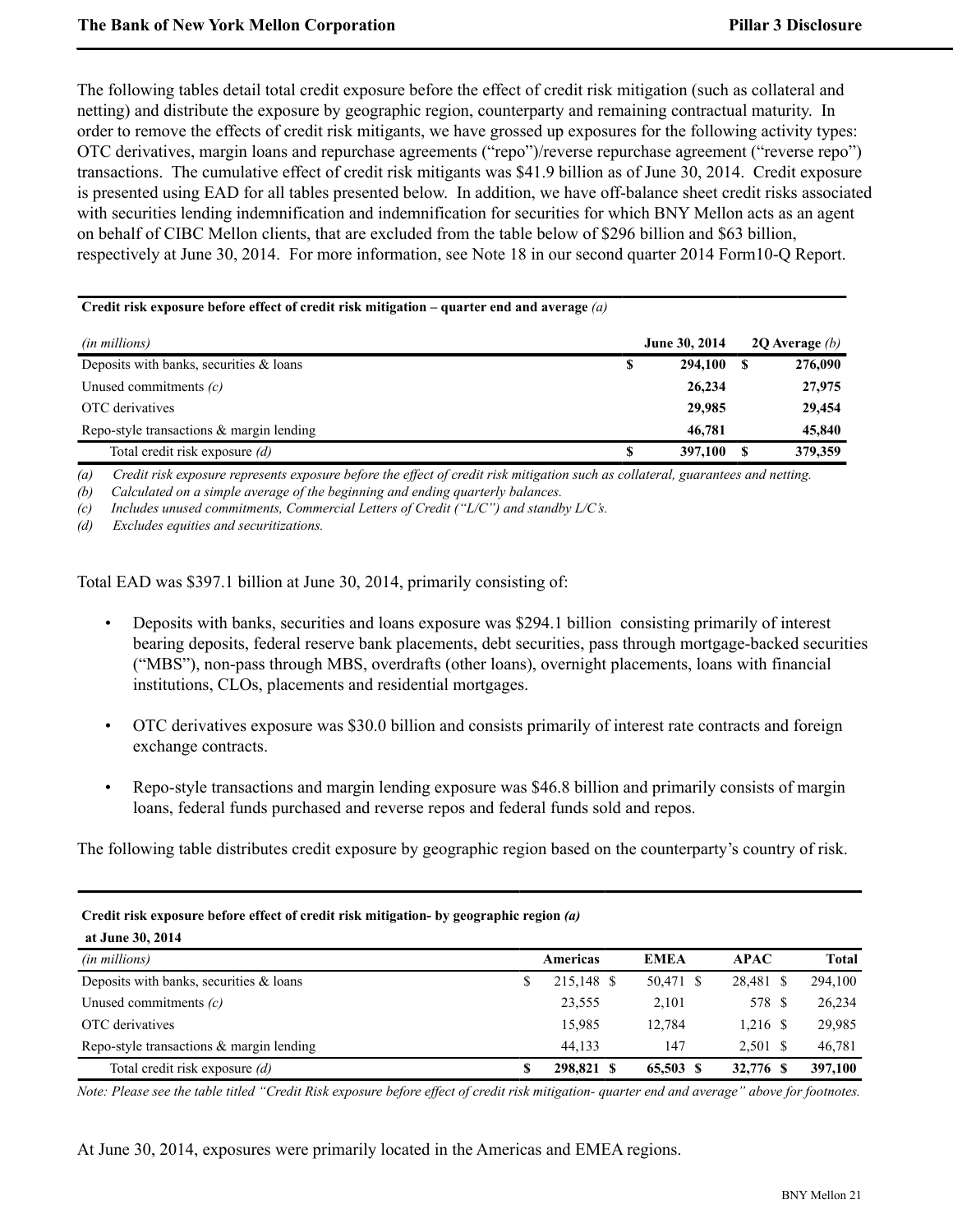The following tables detail total credit exposure before the effect of credit risk mitigation (such as collateral and netting) and distribute the exposure by geographic region, counterparty and remaining contractual maturity. In order to remove the effects of credit risk mitigants, we have grossed up exposures for the following activity types: OTC derivatives, margin loans and repurchase agreements ("repo")/reverse repurchase agreement ("reverse repo") transactions. The cumulative effect of credit risk mitigants was $41.9 billion as of June 30, 2014. Credit exposure is presented using EAD for all tables presented below. In addition, we have off-balance sheet credit risks associated with securities lending indemnification and indemnification for securities for which BNY Mellon acts as an agent on behalf of CIBC Mellon clients, that are excluded from the table below of $296 billion and $63 billion, respectively at June 30, 2014. For more information, see Note 18 in our second quarter 2014 Form10-Q Report.

**Credit risk exposure before effect of credit risk mitigation – quarter end and average** *(a)*

| *(in millions)* | June 30, 2014 | 2Q Average *(b)* |
|---|---|---|
| Deposits with banks, securities & loans | $ 294,100 | $ 276,090 |
| Unused commitments *(c)* | 26,234 | 27,975 |
| OTC derivatives | 29,985 | 29,454 |
| Repo-style transactions & margin lending | 46,781 | 45,840 |
| Total credit risk exposure *(d)* | $ 397,100 | $ 379,359 |

*(a) Credit risk exposure represents exposure before the effect of credit risk mitigation such as collateral, guarantees and netting.*
*(b) Calculated on a simple average of the beginning and ending quarterly balances.*
*(c) Includes unused commitments, Commercial Letters of Credit ("L/C") and standby L/C's.*
*(d) Excludes equities and securitizations.*

Total EAD was $397.1 billion at June 30, 2014, primarily consisting of:

- Deposits with banks, securities and loans exposure was $294.1 billion consisting primarily of interest bearing deposits, federal reserve bank placements, debt securities, pass through mortgage-backed securities ("MBS"), non-pass through MBS, overdrafts (other loans), overnight placements, loans with financial institutions, CLOs, placements and residential mortgages.
- OTC derivatives exposure was $30.0 billion and consists primarily of interest rate contracts and foreign exchange contracts.
- Repo-style transactions and margin lending exposure was $46.8 billion and primarily consists of margin loans, federal funds purchased and reverse repos and federal funds sold and repos.

The following table distributes credit exposure by geographic region based on the counterparty's country of risk.

**Credit risk exposure before effect of credit risk mitigation- by geographic region** *(a)*
**at June 30, 2014**

| *(in millions)* | Americas | EMEA | APAC | Total |
|---|---|---|---|---|
| Deposits with banks, securities & loans | $ 215,148 | $ 50,471 | $ 28,481 | $ 294,100 |
| Unused commitments *(c)* | 23,555 | 2,101 | 578 | $ 26,234 |
| OTC derivatives | 15,985 | 12,784 | 1,216 | $ 29,985 |
| Repo-style transactions & margin lending | 44,133 | 147 | 2,501 | $ 46,781 |
| Total credit risk exposure *(d)* | $ 298,821 | $ 65,503 | $ 32,776 | $ 397,100 |

*Note: Please see the table titled "Credit Risk exposure before effect of credit risk mitigation- quarter end and average" above for footnotes.*

At June 30, 2014, exposures were primarily located in the Americas and EMEA regions.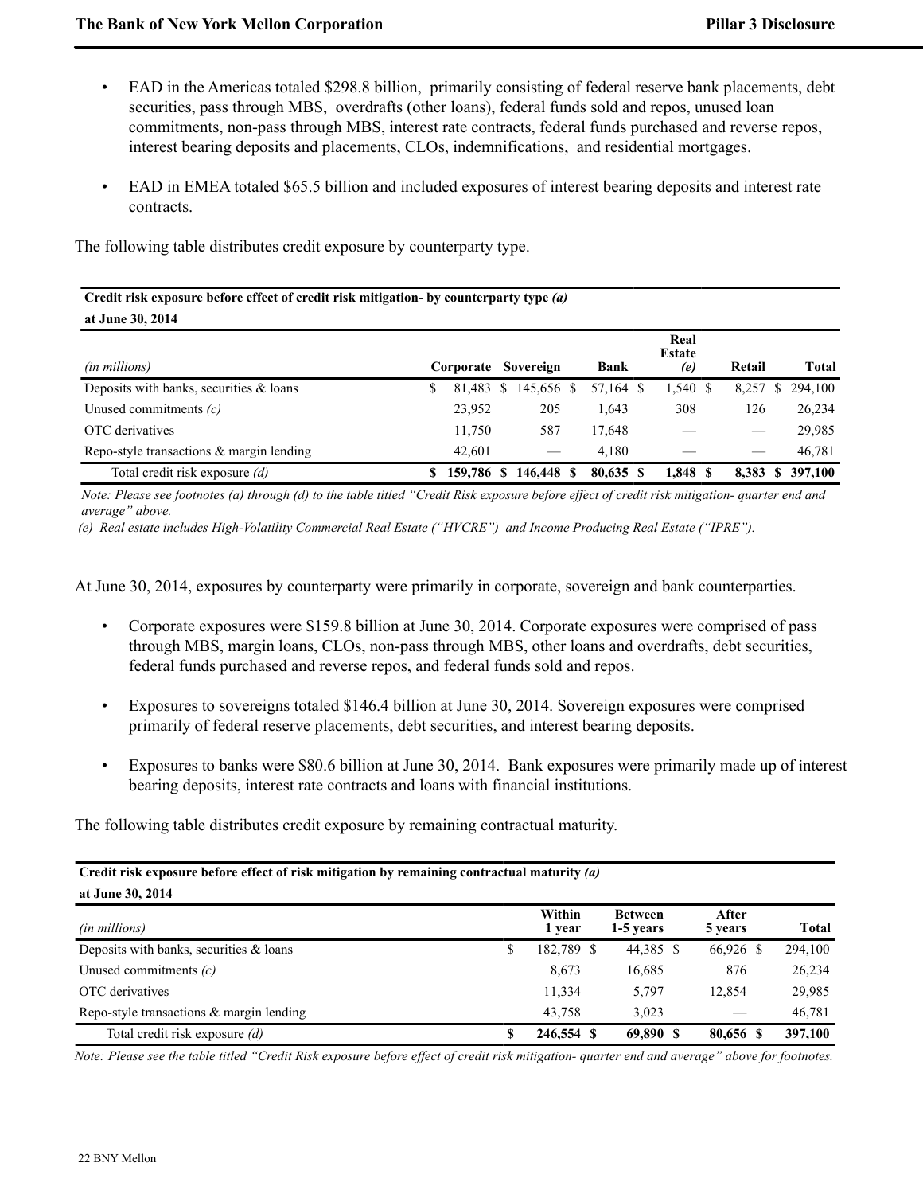- EAD in the Americas totaled $298.8 billion, primarily consisting of federal reserve bank placements, debt securities, pass through MBS, overdrafts (other loans), federal funds sold and repos, unused loan commitments, non-pass through MBS, interest rate contracts, federal funds purchased and reverse repos, interest bearing deposits and placements, CLOs, indemnifications, and residential mortgages.

- EAD in EMEA totaled $65.5 billion and included exposures of interest bearing deposits and interest rate contracts.

The following table distributes credit exposure by counterparty type.

**Credit risk exposure before effect of credit risk mitigation- by counterparty type *(a)***
**at June 30, 2014**

| *(in millions)* | Corporate | Sovereign | Bank | Real Estate *(e)* | Retail | Total |
|---|---|---|---|---|---|---|
| Deposits with banks, securities & loans | $ 81,483 | $ 145,656 | $ 57,164 | $ 1,540 | $ 8,257 | $ 294,100 |
| Unused commitments *(c)* | 23,952 | 205 | 1,643 | 308 | 126 | 26,234 |
| OTC derivatives | 11,750 | 587 | 17,648 | — | — | 29,985 |
| Repo-style transactions & margin lending | 42,601 | — | 4,180 | — | — | 46,781 |
| Total credit risk exposure *(d)* | **$ 159,786** | **$ 146,448** | **$ 80,635** | **$ 1,848** | **$ 8,383** | **$ 397,100** |

*Note: Please see footnotes (a) through (d) to the table titled "Credit Risk exposure before effect of credit risk mitigation- quarter end and average" above.*

*(e) Real estate includes High-Volatility Commercial Real Estate ("HVCRE") and Income Producing Real Estate ("IPRE").*

At June 30, 2014, exposures by counterparty were primarily in corporate, sovereign and bank counterparties.

- Corporate exposures were $159.8 billion at June 30, 2014. Corporate exposures were comprised of pass through MBS, margin loans, CLOs, non-pass through MBS, other loans and overdrafts, debt securities, federal funds purchased and reverse repos, and federal funds sold and repos.

- Exposures to sovereigns totaled $146.4 billion at June 30, 2014. Sovereign exposures were comprised primarily of federal reserve placements, debt securities, and interest bearing deposits.

- Exposures to banks were $80.6 billion at June 30, 2014. Bank exposures were primarily made up of interest bearing deposits, interest rate contracts and loans with financial institutions.

The following table distributes credit exposure by remaining contractual maturity.

**Credit risk exposure before effect of risk mitigation by remaining contractual maturity *(a)***
**at June 30, 2014**

| *(in millions)* | Within 1 year | Between 1-5 years | After 5 years | Total |
|---|---|---|---|---|
| Deposits with banks, securities & loans | $ 182,789 | $ 44,385 | $ 66,926 | $ 294,100 |
| Unused commitments *(c)* | 8,673 | 16,685 | 876 | 26,234 |
| OTC derivatives | 11,334 | 5,797 | 12,854 | 29,985 |
| Repo-style transactions & margin lending | 43,758 | 3,023 | — | 46,781 |
| Total credit risk exposure *(d)* | **$ 246,554** | **$ 69,890** | **$ 80,656** | **$ 397,100** |

*Note: Please see the table titled "Credit Risk exposure before effect of credit risk mitigation- quarter end and average" above for footnotes.*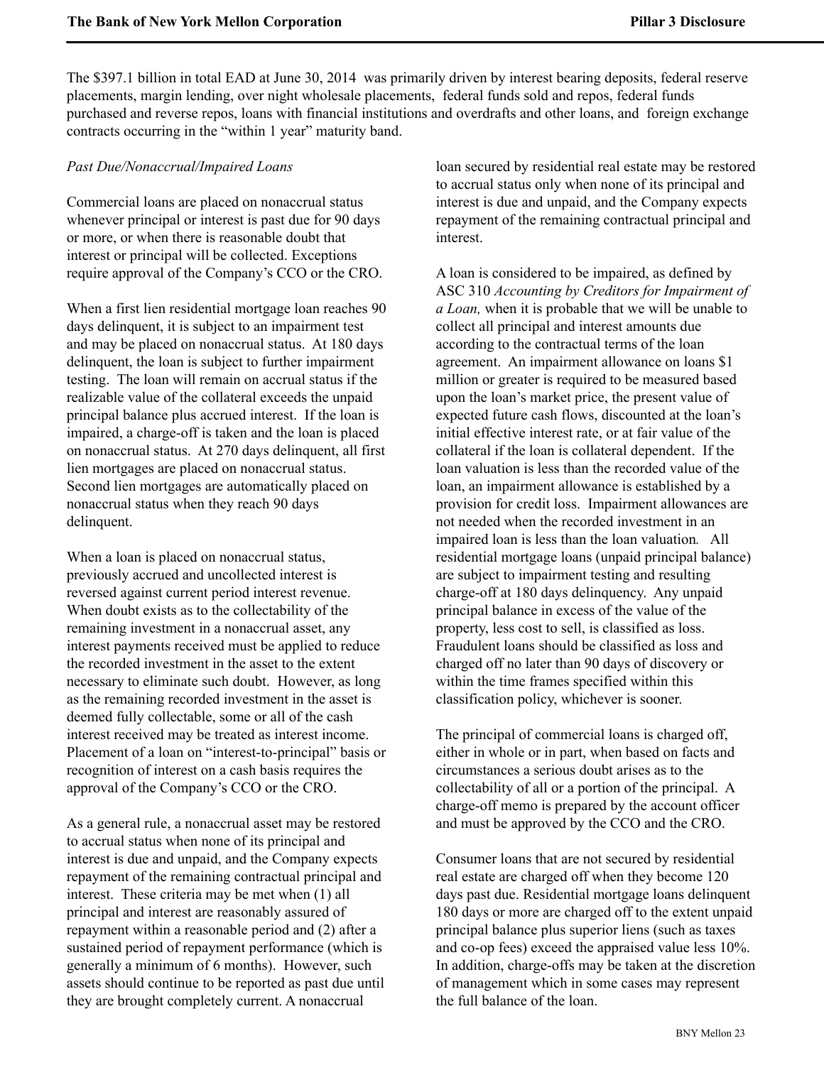The $397.1 billion in total EAD at June 30, 2014 was primarily driven by interest bearing deposits, federal reserve placements, margin lending, over night wholesale placements, federal funds sold and repos, federal funds purchased and reverse repos, loans with financial institutions and overdrafts and other loans, and foreign exchange contracts occurring in the "within 1 year" maturity band.

*Past Due/Nonaccrual/Impaired Loans*

Commercial loans are placed on nonaccrual status whenever principal or interest is past due for 90 days or more, or when there is reasonable doubt that interest or principal will be collected. Exceptions require approval of the Company's CCO or the CRO.

When a first lien residential mortgage loan reaches 90 days delinquent, it is subject to an impairment test and may be placed on nonaccrual status. At 180 days delinquent, the loan is subject to further impairment testing. The loan will remain on accrual status if the realizable value of the collateral exceeds the unpaid principal balance plus accrued interest. If the loan is impaired, a charge-off is taken and the loan is placed on nonaccrual status. At 270 days delinquent, all first lien mortgages are placed on nonaccrual status. Second lien mortgages are automatically placed on nonaccrual status when they reach 90 days delinquent.

When a loan is placed on nonaccrual status, previously accrued and uncollected interest is reversed against current period interest revenue. When doubt exists as to the collectability of the remaining investment in a nonaccrual asset, any interest payments received must be applied to reduce the recorded investment in the asset to the extent necessary to eliminate such doubt. However, as long as the remaining recorded investment in the asset is deemed fully collectable, some or all of the cash interest received may be treated as interest income. Placement of a loan on "interest-to-principal" basis or recognition of interest on a cash basis requires the approval of the Company's CCO or the CRO.

As a general rule, a nonaccrual asset may be restored to accrual status when none of its principal and interest is due and unpaid, and the Company expects repayment of the remaining contractual principal and interest. These criteria may be met when (1) all principal and interest are reasonably assured of repayment within a reasonable period and (2) after a sustained period of repayment performance (which is generally a minimum of 6 months). However, such assets should continue to be reported as past due until they are brought completely current. A nonaccrual loan secured by residential real estate may be restored to accrual status only when none of its principal and interest is due and unpaid, and the Company expects repayment of the remaining contractual principal and interest.

A loan is considered to be impaired, as defined by ASC 310 *Accounting by Creditors for Impairment of a Loan,* when it is probable that we will be unable to collect all principal and interest amounts due according to the contractual terms of the loan agreement. An impairment allowance on loans $1 million or greater is required to be measured based upon the loan's market price, the present value of expected future cash flows, discounted at the loan's initial effective interest rate, or at fair value of the collateral if the loan is collateral dependent. If the loan valuation is less than the recorded value of the loan, an impairment allowance is established by a provision for credit loss. Impairment allowances are not needed when the recorded investment in an impaired loan is less than the loan valuation. All residential mortgage loans (unpaid principal balance) are subject to impairment testing and resulting charge-off at 180 days delinquency. Any unpaid principal balance in excess of the value of the property, less cost to sell, is classified as loss. Fraudulent loans should be classified as loss and charged off no later than 90 days of discovery or within the time frames specified within this classification policy, whichever is sooner.

The principal of commercial loans is charged off, either in whole or in part, when based on facts and circumstances a serious doubt arises as to the collectability of all or a portion of the principal. A charge-off memo is prepared by the account officer and must be approved by the CCO and the CRO.

Consumer loans that are not secured by residential real estate are charged off when they become 120 days past due. Residential mortgage loans delinquent 180 days or more are charged off to the extent unpaid principal balance plus superior liens (such as taxes and co-op fees) exceed the appraised value less 10%. In addition, charge-offs may be taken at the discretion of management which in some cases may represent the full balance of the loan.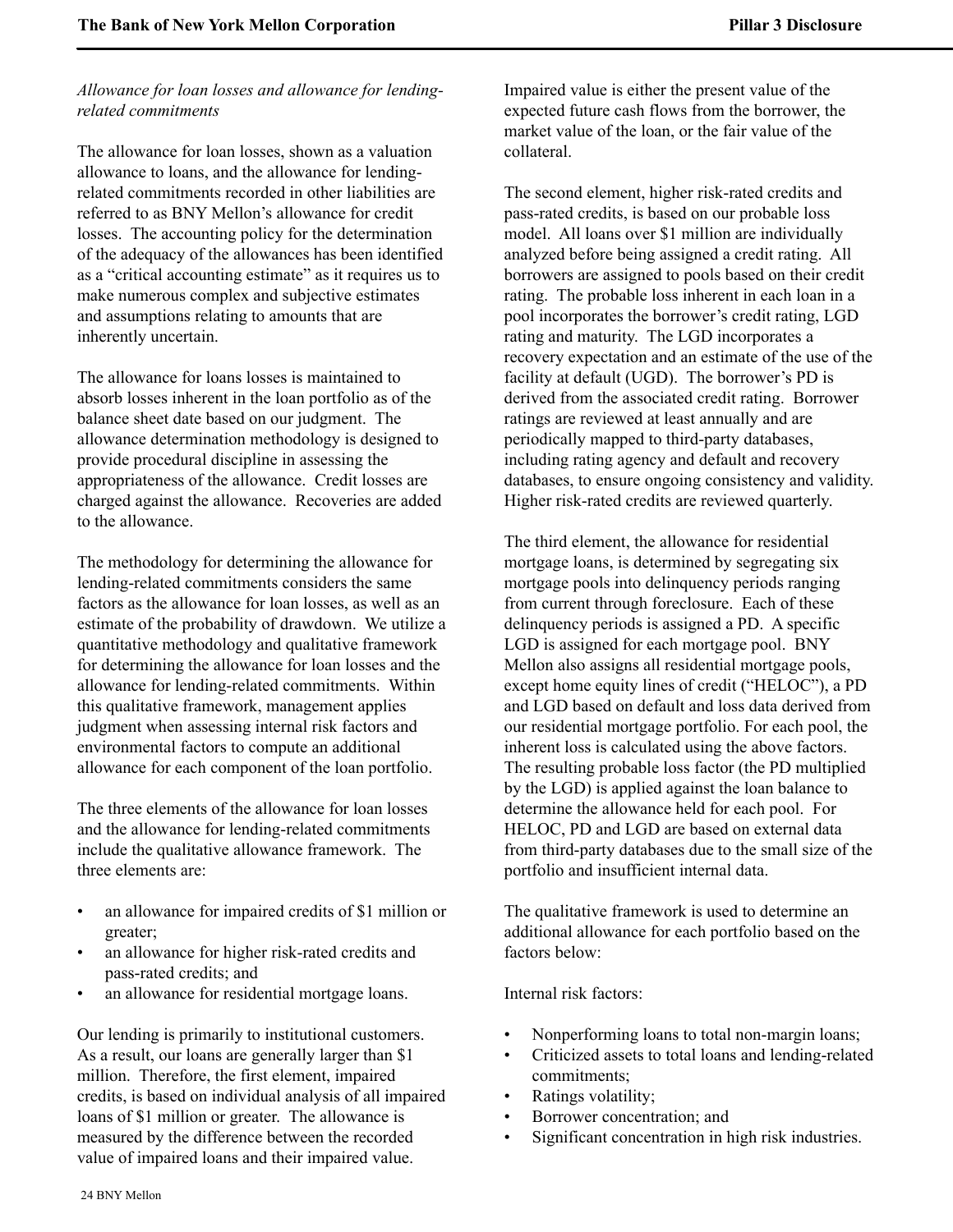*Allowance for loan losses and allowance for lending-related commitments*

The allowance for loan losses, shown as a valuation allowance to loans, and the allowance for lending-related commitments recorded in other liabilities are referred to as BNY Mellon's allowance for credit losses. The accounting policy for the determination of the adequacy of the allowances has been identified as a "critical accounting estimate" as it requires us to make numerous complex and subjective estimates and assumptions relating to amounts that are inherently uncertain.

The allowance for loans losses is maintained to absorb losses inherent in the loan portfolio as of the balance sheet date based on our judgment. The allowance determination methodology is designed to provide procedural discipline in assessing the appropriateness of the allowance. Credit losses are charged against the allowance. Recoveries are added to the allowance.

The methodology for determining the allowance for lending-related commitments considers the same factors as the allowance for loan losses, as well as an estimate of the probability of drawdown. We utilize a quantitative methodology and qualitative framework for determining the allowance for loan losses and the allowance for lending-related commitments. Within this qualitative framework, management applies judgment when assessing internal risk factors and environmental factors to compute an additional allowance for each component of the loan portfolio.

The three elements of the allowance for loan losses and the allowance for lending-related commitments include the qualitative allowance framework. The three elements are:

- an allowance for impaired credits of $1 million or greater;
- an allowance for higher risk-rated credits and pass-rated credits; and
- an allowance for residential mortgage loans.

Our lending is primarily to institutional customers. As a result, our loans are generally larger than $1 million. Therefore, the first element, impaired credits, is based on individual analysis of all impaired loans of $1 million or greater. The allowance is measured by the difference between the recorded value of impaired loans and their impaired value. Impaired value is either the present value of the expected future cash flows from the borrower, the market value of the loan, or the fair value of the collateral.

The second element, higher risk-rated credits and pass-rated credits, is based on our probable loss model. All loans over $1 million are individually analyzed before being assigned a credit rating. All borrowers are assigned to pools based on their credit rating. The probable loss inherent in each loan in a pool incorporates the borrower's credit rating, LGD rating and maturity. The LGD incorporates a recovery expectation and an estimate of the use of the facility at default (UGD). The borrower's PD is derived from the associated credit rating. Borrower ratings are reviewed at least annually and are periodically mapped to third-party databases, including rating agency and default and recovery databases, to ensure ongoing consistency and validity. Higher risk-rated credits are reviewed quarterly.

The third element, the allowance for residential mortgage loans, is determined by segregating six mortgage pools into delinquency periods ranging from current through foreclosure. Each of these delinquency periods is assigned a PD. A specific LGD is assigned for each mortgage pool. BNY Mellon also assigns all residential mortgage pools, except home equity lines of credit ("HELOC"), a PD and LGD based on default and loss data derived from our residential mortgage portfolio. For each pool, the inherent loss is calculated using the above factors. The resulting probable loss factor (the PD multiplied by the LGD) is applied against the loan balance to determine the allowance held for each pool. For HELOC, PD and LGD are based on external data from third-party databases due to the small size of the portfolio and insufficient internal data.

The qualitative framework is used to determine an additional allowance for each portfolio based on the factors below:

Internal risk factors:

- Nonperforming loans to total non-margin loans;
- Criticized assets to total loans and lending-related commitments;
- Ratings volatility;
- Borrower concentration; and
- Significant concentration in high risk industries.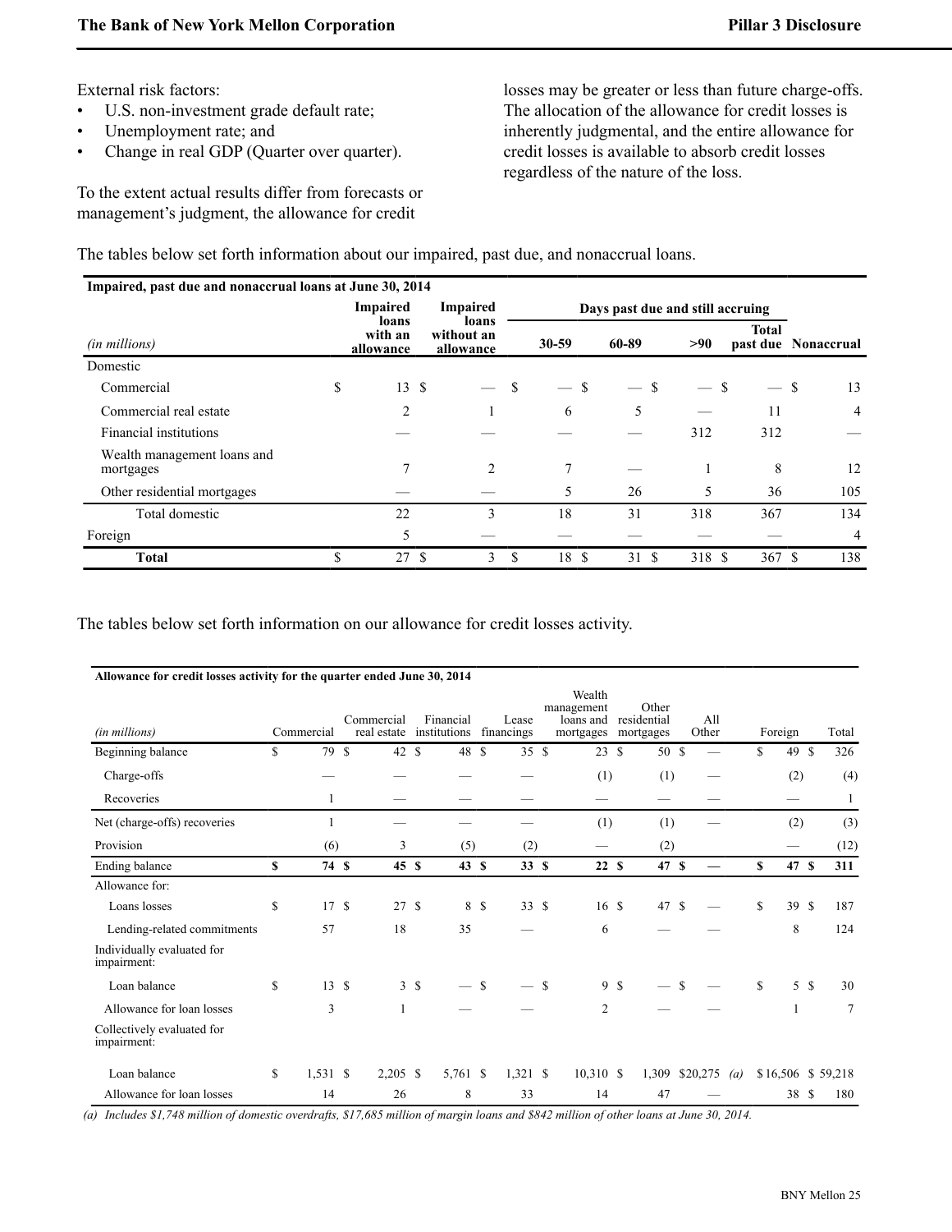External risk factors:

- U.S. non-investment grade default rate;
- Unemployment rate; and
- Change in real GDP (Quarter over quarter).

To the extent actual results differ from forecasts or management's judgment, the allowance for credit losses may be greater or less than future charge-offs. The allocation of the allowance for credit losses is inherently judgmental, and the entire allowance for credit losses is available to absorb credit losses regardless of the nature of the loss.

The tables below set forth information about our impaired, past due, and nonaccrual loans.

**Impaired, past due and nonaccrual loans at June 30, 2014**

| (in millions) | Impaired loans with an allowance | Impaired loans without an allowance | Days past due and still accruing 30-59 | 60-89 | >90 | Total past due | Nonaccrual |
|---|---|---|---|---|---|---|---|
| Domestic | | | | | | | |
| Commercial | $ 13 | $ — | $ — | $ — | $ — | $ — | $ 13 |
| Commercial real estate | 2 | 1 | 6 | 5 | — | 11 | 4 |
| Financial institutions | — | — | — | — | 312 | 312 | — |
| Wealth management loans and mortgages | 7 | 2 | 7 | — | 1 | 8 | 12 |
| Other residential mortgages | — | — | 5 | 26 | 5 | 36 | 105 |
| Total domestic | 22 | 3 | 18 | 31 | 318 | 367 | 134 |
| Foreign | 5 | — | — | — | — | — | 4 |
| **Total** | $ 27 | $ 3 | $ 18 | $ 31 | $ 318 | $ 367 | $ 138 |

The tables below set forth information on our allowance for credit losses activity.

**Allowance for credit losses activity for the quarter ended June 30, 2014**

| (in millions) | Commercial | Commercial real estate | Financial institutions | Lease financings | Wealth management loans and mortgages | Other residential mortgages | All Other | Foreign | Total |
|---|---|---|---|---|---|---|---|---|---|
| Beginning balance | $ 79 | $ 42 | $ 48 | $ 35 | $ 23 | $ 50 | $ — | $ 49 | $ 326 |
| Charge-offs | — | — | — | — | (1) | (1) | — | (2) | (4) |
| Recoveries | 1 | — | — | — | — | — | — | — | 1 |
| Net (charge-offs) recoveries | 1 | — | — | — | (1) | (1) | — | (2) | (3) |
| Provision | (6) | 3 | (5) | (2) | — | (2) | | — | (12) |
| **Ending balance** | **$ 74** | **$ 45** | **$ 43** | **$ 33** | **$ 22** | **$ 47** | **$ —** | **$ 47** | **$ 311** |
| Allowance for: | | | | | | | | | |
| Loans losses | $ 17 | $ 27 | $ 8 | $ 33 | $ 16 | $ 47 | $ — | $ 39 | $ 187 |
| Lending-related commitments | 57 | 18 | 35 | — | 6 | — | — | 8 | 124 |
| Individually evaluated for impairment: | | | | | | | | | |
| Loan balance | $ 13 | $ 3 | $ — | $ — | $ 9 | $ — | $ — | $ 5 | $ 30 |
| Allowance for loan losses | 3 | 1 | — | — | 2 | — | — | 1 | 7 |
| Collectively evaluated for impairment: | | | | | | | | | |
| Loan balance | $ 1,531 | $ 2,205 | $ 5,761 | $ 1,321 | $ 10,310 | $ 1,309 | $20,275 (a) | $16,506 | $ 59,218 |
| Allowance for loan losses | 14 | 26 | 8 | 33 | 14 | 47 | — | 38 | $ 180 |

*(a) Includes $1,748 million of domestic overdrafts, $17,685 million of margin loans and $842 million of other loans at June 30, 2014.*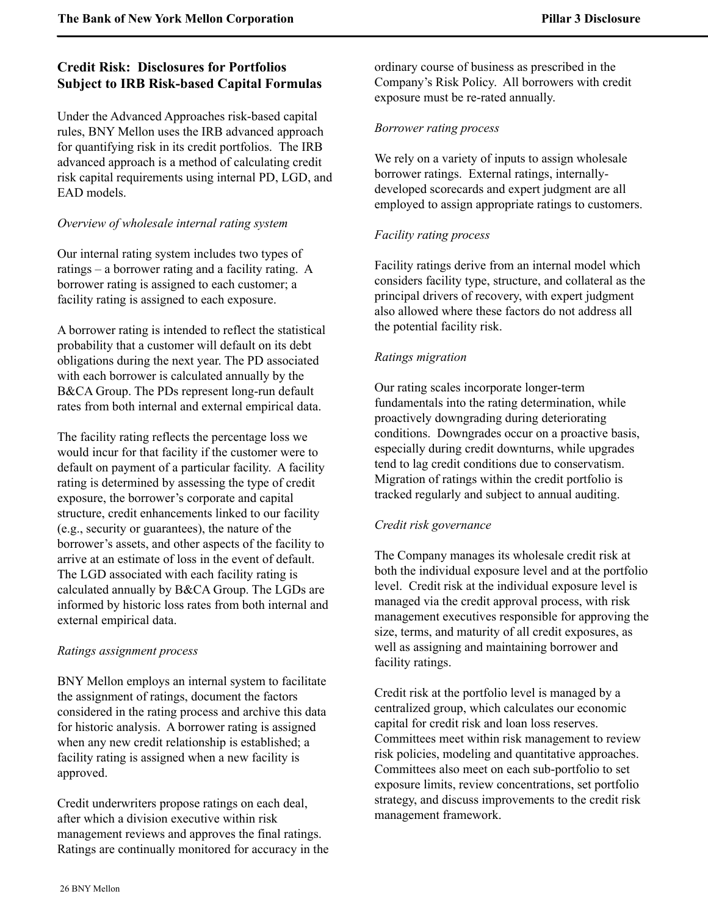## Credit Risk: Disclosures for Portfolios Subject to IRB Risk-based Capital Formulas

Under the Advanced Approaches risk-based capital rules, BNY Mellon uses the IRB advanced approach for quantifying risk in its credit portfolios. The IRB advanced approach is a method of calculating credit risk capital requirements using internal PD, LGD, and EAD models.

*Overview of wholesale internal rating system*

Our internal rating system includes two types of ratings – a borrower rating and a facility rating. A borrower rating is assigned to each customer; a facility rating is assigned to each exposure.

A borrower rating is intended to reflect the statistical probability that a customer will default on its debt obligations during the next year. The PD associated with each borrower is calculated annually by the B&CA Group. The PDs represent long-run default rates from both internal and external empirical data.

The facility rating reflects the percentage loss we would incur for that facility if the customer were to default on payment of a particular facility. A facility rating is determined by assessing the type of credit exposure, the borrower's corporate and capital structure, credit enhancements linked to our facility (e.g., security or guarantees), the nature of the borrower's assets, and other aspects of the facility to arrive at an estimate of loss in the event of default. The LGD associated with each facility rating is calculated annually by B&CA Group. The LGDs are informed by historic loss rates from both internal and external empirical data.

*Ratings assignment process*

BNY Mellon employs an internal system to facilitate the assignment of ratings, document the factors considered in the rating process and archive this data for historic analysis. A borrower rating is assigned when any new credit relationship is established; a facility rating is assigned when a new facility is approved.

Credit underwriters propose ratings on each deal, after which a division executive within risk management reviews and approves the final ratings. Ratings are continually monitored for accuracy in the ordinary course of business as prescribed in the Company's Risk Policy. All borrowers with credit exposure must be re-rated annually.

*Borrower rating process*

We rely on a variety of inputs to assign wholesale borrower ratings. External ratings, internally-developed scorecards and expert judgment are all employed to assign appropriate ratings to customers.

*Facility rating process*

Facility ratings derive from an internal model which considers facility type, structure, and collateral as the principal drivers of recovery, with expert judgment also allowed where these factors do not address all the potential facility risk.

*Ratings migration*

Our rating scales incorporate longer-term fundamentals into the rating determination, while proactively downgrading during deteriorating conditions. Downgrades occur on a proactive basis, especially during credit downturns, while upgrades tend to lag credit conditions due to conservatism. Migration of ratings within the credit portfolio is tracked regularly and subject to annual auditing.

*Credit risk governance*

The Company manages its wholesale credit risk at both the individual exposure level and at the portfolio level. Credit risk at the individual exposure level is managed via the credit approval process, with risk management executives responsible for approving the size, terms, and maturity of all credit exposures, as well as assigning and maintaining borrower and facility ratings.

Credit risk at the portfolio level is managed by a centralized group, which calculates our economic capital for credit risk and loan loss reserves. Committees meet within risk management to review risk policies, modeling and quantitative approaches. Committees also meet on each sub-portfolio to set exposure limits, review concentrations, set portfolio strategy, and discuss improvements to the credit risk management framework.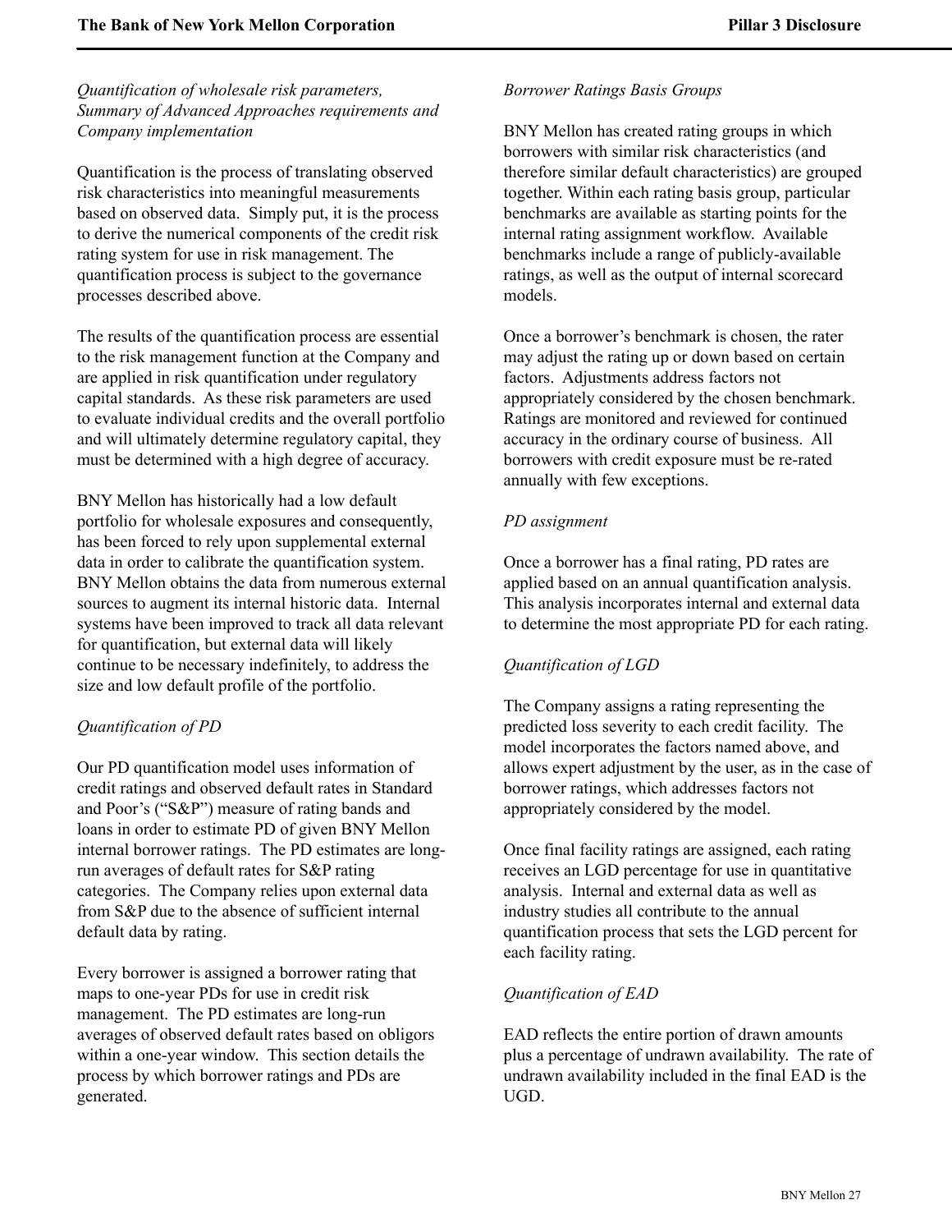*Quantification of wholesale risk parameters, Summary of Advanced Approaches requirements and Company implementation*

Quantification is the process of translating observed risk characteristics into meaningful measurements based on observed data. Simply put, it is the process to derive the numerical components of the credit risk rating system for use in risk management. The quantification process is subject to the governance processes described above.

The results of the quantification process are essential to the risk management function at the Company and are applied in risk quantification under regulatory capital standards. As these risk parameters are used to evaluate individual credits and the overall portfolio and will ultimately determine regulatory capital, they must be determined with a high degree of accuracy.

BNY Mellon has historically had a low default portfolio for wholesale exposures and consequently, has been forced to rely upon supplemental external data in order to calibrate the quantification system. BNY Mellon obtains the data from numerous external sources to augment its internal historic data. Internal systems have been improved to track all data relevant for quantification, but external data will likely continue to be necessary indefinitely, to address the size and low default profile of the portfolio.

*Quantification of PD*

Our PD quantification model uses information of credit ratings and observed default rates in Standard and Poor's ("S&P") measure of rating bands and loans in order to estimate PD of given BNY Mellon internal borrower ratings. The PD estimates are long-run averages of default rates for S&P rating categories. The Company relies upon external data from S&P due to the absence of sufficient internal default data by rating.

Every borrower is assigned a borrower rating that maps to one-year PDs for use in credit risk management. The PD estimates are long-run averages of observed default rates based on obligors within a one-year window. This section details the process by which borrower ratings and PDs are generated.

*Borrower Ratings Basis Groups*

BNY Mellon has created rating groups in which borrowers with similar risk characteristics (and therefore similar default characteristics) are grouped together. Within each rating basis group, particular benchmarks are available as starting points for the internal rating assignment workflow. Available benchmarks include a range of publicly-available ratings, as well as the output of internal scorecard models.

Once a borrower's benchmark is chosen, the rater may adjust the rating up or down based on certain factors. Adjustments address factors not appropriately considered by the chosen benchmark. Ratings are monitored and reviewed for continued accuracy in the ordinary course of business. All borrowers with credit exposure must be re-rated annually with few exceptions.

*PD assignment*

Once a borrower has a final rating, PD rates are applied based on an annual quantification analysis. This analysis incorporates internal and external data to determine the most appropriate PD for each rating.

*Quantification of LGD*

The Company assigns a rating representing the predicted loss severity to each credit facility. The model incorporates the factors named above, and allows expert adjustment by the user, as in the case of borrower ratings, which addresses factors not appropriately considered by the model.

Once final facility ratings are assigned, each rating receives an LGD percentage for use in quantitative analysis. Internal and external data as well as industry studies all contribute to the annual quantification process that sets the LGD percent for each facility rating.

*Quantification of EAD*

EAD reflects the entire portion of drawn amounts plus a percentage of undrawn availability. The rate of undrawn availability included in the final EAD is the UGD.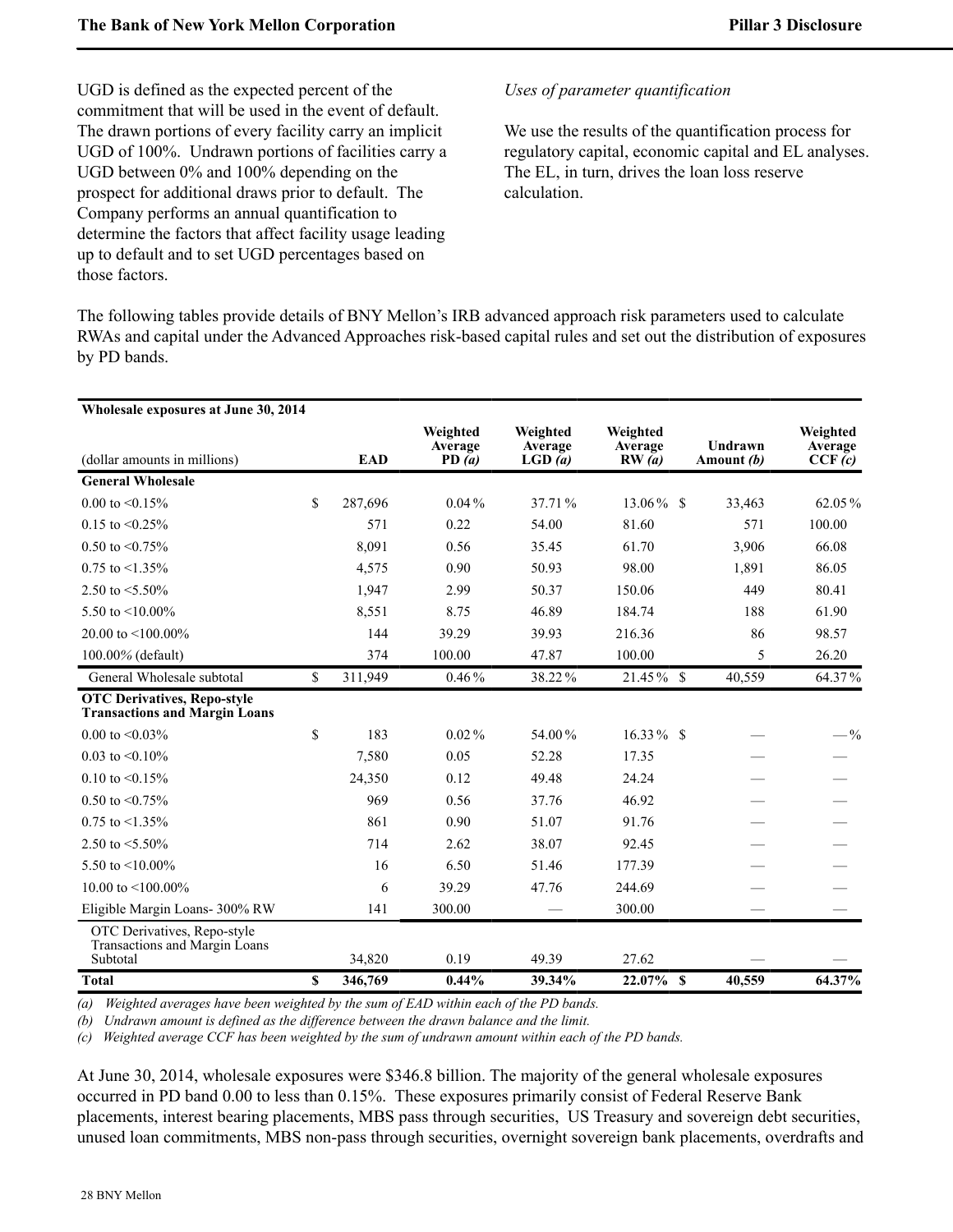UGD is defined as the expected percent of the commitment that will be used in the event of default. The drawn portions of every facility carry an implicit UGD of 100%. Undrawn portions of facilities carry a UGD between 0% and 100% depending on the prospect for additional draws prior to default. The Company performs an annual quantification to determine the factors that affect facility usage leading up to default and to set UGD percentages based on those factors.

*Uses of parameter quantification*

We use the results of the quantification process for regulatory capital, economic capital and EL analyses. The EL, in turn, drives the loan loss reserve calculation.

The following tables provide details of BNY Mellon's IRB advanced approach risk parameters used to calculate RWAs and capital under the Advanced Approaches risk-based capital rules and set out the distribution of exposures by PD bands.

| **Wholesale exposures at June 30, 2014** (dollar amounts in millions) | **EAD** | **Weighted Average PD *(a)*** | **Weighted Average LGD *(a)*** | **Weighted Average RW *(a)*** | **Undrawn Amount *(b)*** | **Weighted Average CCF *(c)*** |
|---|---|---|---|---|---|---|
| **General Wholesale** | | | | | | |
| 0.00 to <0.15% | $ 287,696 | 0.04 % | 37.71 % | 13.06 % | $ 33,463 | 62.05 % |
| 0.15 to <0.25% | 571 | 0.22 | 54.00 | 81.60 | 571 | 100.00 |
| 0.50 to <0.75% | 8,091 | 0.56 | 35.45 | 61.70 | 3,906 | 66.08 |
| 0.75 to <1.35% | 4,575 | 0.90 | 50.93 | 98.00 | 1,891 | 86.05 |
| 2.50 to <5.50% | 1,947 | 2.99 | 50.37 | 150.06 | 449 | 80.41 |
| 5.50 to <10.00% | 8,551 | 8.75 | 46.89 | 184.74 | 188 | 61.90 |
| 20.00 to <100.00% | 144 | 39.29 | 39.93 | 216.36 | 86 | 98.57 |
| 100.00% (default) | 374 | 100.00 | 47.87 | 100.00 | 5 | 26.20 |
| General Wholesale subtotal | $ 311,949 | 0.46 % | 38.22 % | 21.45 % | $ 40,559 | 64.37 % |
| **OTC Derivatives, Repo-style Transactions and Margin Loans** | | | | | | |
| 0.00 to <0.03% | $ 183 | 0.02 % | 54.00 % | 16.33 % | $ — | — % |
| 0.03 to <0.10% | 7,580 | 0.05 | 52.28 | 17.35 | — | — |
| 0.10 to <0.15% | 24,350 | 0.12 | 49.48 | 24.24 | — | — |
| 0.50 to <0.75% | 969 | 0.56 | 37.76 | 46.92 | — | — |
| 0.75 to <1.35% | 861 | 0.90 | 51.07 | 91.76 | — | — |
| 2.50 to <5.50% | 714 | 2.62 | 38.07 | 92.45 | — | — |
| 5.50 to <10.00% | 16 | 6.50 | 51.46 | 177.39 | — | — |
| 10.00 to <100.00% | 6 | 39.29 | 47.76 | 244.69 | — | — |
| Eligible Margin Loans- 300% RW | 141 | 300.00 | — | 300.00 | — | — |
| OTC Derivatives, Repo-style Transactions and Margin Loans Subtotal | 34,820 | 0.19 | 49.39 | 27.62 | — | — |
| **Total** | **$ 346,769** | **0.44%** | **39.34%** | **22.07%** | **$ 40,559** | **64.37%** |

*(a) Weighted averages have been weighted by the sum of EAD within each of the PD bands.*
*(b) Undrawn amount is defined as the difference between the drawn balance and the limit.*
*(c) Weighted average CCF has been weighted by the sum of undrawn amount within each of the PD bands.*

At June 30, 2014, wholesale exposures were $346.8 billion. The majority of the general wholesale exposures occurred in PD band 0.00 to less than 0.15%. These exposures primarily consist of Federal Reserve Bank placements, interest bearing placements, MBS pass through securities, US Treasury and sovereign debt securities, unused loan commitments, MBS non-pass through securities, overnight sovereign bank placements, overdrafts and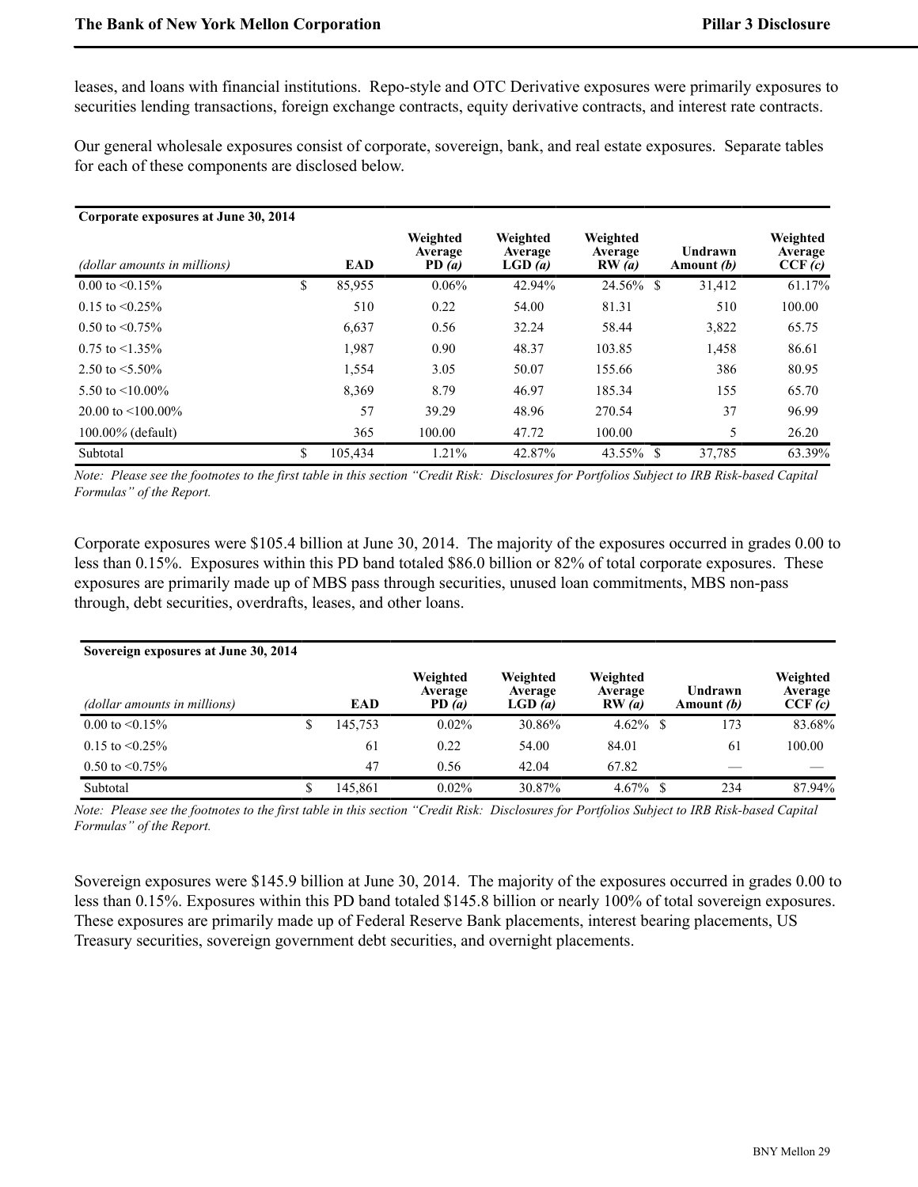leases, and loans with financial institutions. Repo-style and OTC Derivative exposures were primarily exposures to securities lending transactions, foreign exchange contracts, equity derivative contracts, and interest rate contracts.

Our general wholesale exposures consist of corporate, sovereign, bank, and real estate exposures. Separate tables for each of these components are disclosed below.

**Corporate exposures at June 30, 2014**

| *(dollar amounts in millions)* | EAD | Weighted Average PD *(a)* | Weighted Average LGD *(a)* | Weighted Average RW *(a)* | Undrawn Amount *(b)* | Weighted Average CCF *(c)* |
|---|---|---|---|---|---|---|
| 0.00 to <0.15% | $ 85,955 | 0.06% | 42.94% | 24.56% | $ 31,412 | 61.17% |
| 0.15 to <0.25% | 510 | 0.22 | 54.00 | 81.31 | 510 | 100.00 |
| 0.50 to <0.75% | 6,637 | 0.56 | 32.24 | 58.44 | 3,822 | 65.75 |
| 0.75 to <1.35% | 1,987 | 0.90 | 48.37 | 103.85 | 1,458 | 86.61 |
| 2.50 to <5.50% | 1,554 | 3.05 | 50.07 | 155.66 | 386 | 80.95 |
| 5.50 to <10.00% | 8,369 | 8.79 | 46.97 | 185.34 | 155 | 65.70 |
| 20.00 to <100.00% | 57 | 39.29 | 48.96 | 270.54 | 37 | 96.99 |
| 100.00% (default) | 365 | 100.00 | 47.72 | 100.00 | 5 | 26.20 |
| Subtotal | $ 105,434 | 1.21% | 42.87% | 43.55% | $ 37,785 | 63.39% |

*Note: Please see the footnotes to the first table in this section "Credit Risk: Disclosures for Portfolios Subject to IRB Risk-based Capital Formulas" of the Report.*

Corporate exposures were $105.4 billion at June 30, 2014. The majority of the exposures occurred in grades 0.00 to less than 0.15%. Exposures within this PD band totaled $86.0 billion or 82% of total corporate exposures. These exposures are primarily made up of MBS pass through securities, unused loan commitments, MBS non-pass through, debt securities, overdrafts, leases, and other loans.

**Sovereign exposures at June 30, 2014**

| *(dollar amounts in millions)* | EAD | Weighted Average PD *(a)* | Weighted Average LGD *(a)* | Weighted Average RW *(a)* | Undrawn Amount *(b)* | Weighted Average CCF *(c)* |
|---|---|---|---|---|---|---|
| 0.00 to <0.15% | $ 145,753 | 0.02% | 30.86% | 4.62% | $ 173 | 83.68% |
| 0.15 to <0.25% | 61 | 0.22 | 54.00 | 84.01 | 61 | 100.00 |
| 0.50 to <0.75% | 47 | 0.56 | 42.04 | 67.82 | — | — |
| Subtotal | $ 145,861 | 0.02% | 30.87% | 4.67% | $ 234 | 87.94% |

*Note: Please see the footnotes to the first table in this section "Credit Risk: Disclosures for Portfolios Subject to IRB Risk-based Capital Formulas" of the Report.*

Sovereign exposures were $145.9 billion at June 30, 2014. The majority of the exposures occurred in grades 0.00 to less than 0.15%. Exposures within this PD band totaled $145.8 billion or nearly 100% of total sovereign exposures. These exposures are primarily made up of Federal Reserve Bank placements, interest bearing placements, US Treasury securities, sovereign government debt securities, and overnight placements.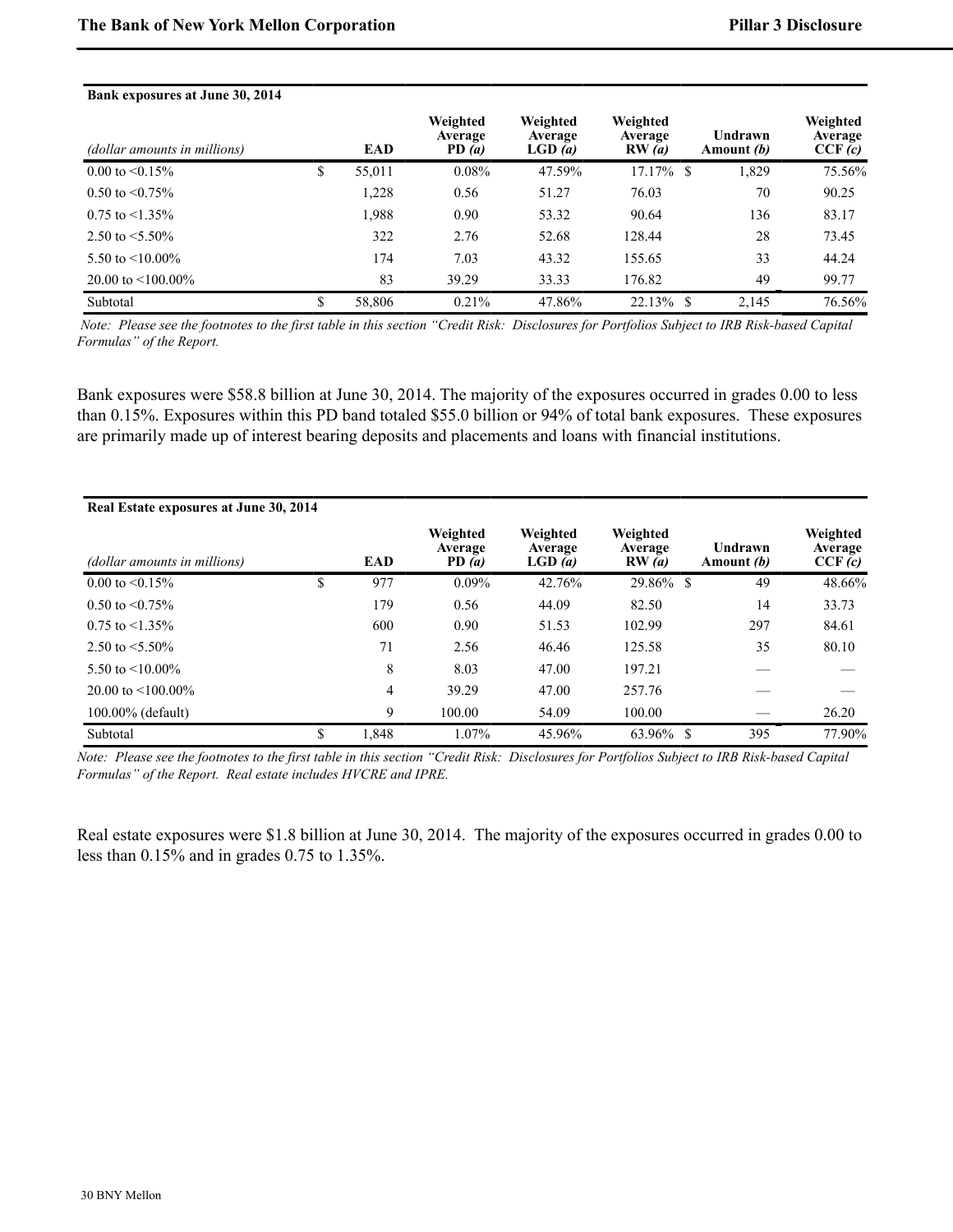| Bank exposures at June 30, 2014 | | | | | | |
|---|---|---|---|---|---|---|
| *(dollar amounts in millions)* | **EAD** | **Weighted Average PD *(a)*** | **Weighted Average LGD *(a)*** | **Weighted Average RW *(a)*** | **Undrawn Amount *(b)*** | **Weighted Average CCF *(c)*** |
| 0.00 to <0.15% | $ 55,011 | 0.08% | 47.59% | 17.17% | $ 1,829 | 75.56% |
| 0.50 to <0.75% | 1,228 | 0.56 | 51.27 | 76.03 | 70 | 90.25 |
| 0.75 to <1.35% | 1,988 | 0.90 | 53.32 | 90.64 | 136 | 83.17 |
| 2.50 to <5.50% | 322 | 2.76 | 52.68 | 128.44 | 28 | 73.45 |
| 5.50 to <10.00% | 174 | 7.03 | 43.32 | 155.65 | 33 | 44.24 |
| 20.00 to <100.00% | 83 | 39.29 | 33.33 | 176.82 | 49 | 99.77 |
| Subtotal | $ 58,806 | 0.21% | 47.86% | 22.13% | $ 2,145 | 76.56% |

*Note: Please see the footnotes to the first table in this section "Credit Risk: Disclosures for Portfolios Subject to IRB Risk-based Capital Formulas" of the Report.*

Bank exposures were $58.8 billion at June 30, 2014. The majority of the exposures occurred in grades 0.00 to less than 0.15%. Exposures within this PD band totaled $55.0 billion or 94% of total bank exposures. These exposures are primarily made up of interest bearing deposits and placements and loans with financial institutions.

| Real Estate exposures at June 30, 2014 | | | | | | |
|---|---|---|---|---|---|---|
| *(dollar amounts in millions)* | **EAD** | **Weighted Average PD *(a)*** | **Weighted Average LGD *(a)*** | **Weighted Average RW *(a)*** | **Undrawn Amount *(b)*** | **Weighted Average CCF *(c)*** |
| 0.00 to <0.15% | $ 977 | 0.09% | 42.76% | 29.86% | $ 49 | 48.66% |
| 0.50 to <0.75% | 179 | 0.56 | 44.09 | 82.50 | 14 | 33.73 |
| 0.75 to <1.35% | 600 | 0.90 | 51.53 | 102.99 | 297 | 84.61 |
| 2.50 to <5.50% | 71 | 2.56 | 46.46 | 125.58 | 35 | 80.10 |
| 5.50 to <10.00% | 8 | 8.03 | 47.00 | 197.21 | — | — |
| 20.00 to <100.00% | 4 | 39.29 | 47.00 | 257.76 | — | — |
| 100.00% (default) | 9 | 100.00 | 54.09 | 100.00 | — | 26.20 |
| Subtotal | $ 1,848 | 1.07% | 45.96% | 63.96% | $ 395 | 77.90% |

*Note: Please see the footnotes to the first table in this section "Credit Risk: Disclosures for Portfolios Subject to IRB Risk-based Capital Formulas" of the Report. Real estate includes HVCRE and IPRE.*

Real estate exposures were $1.8 billion at June 30, 2014. The majority of the exposures occurred in grades 0.00 to less than 0.15% and in grades 0.75 to 1.35%.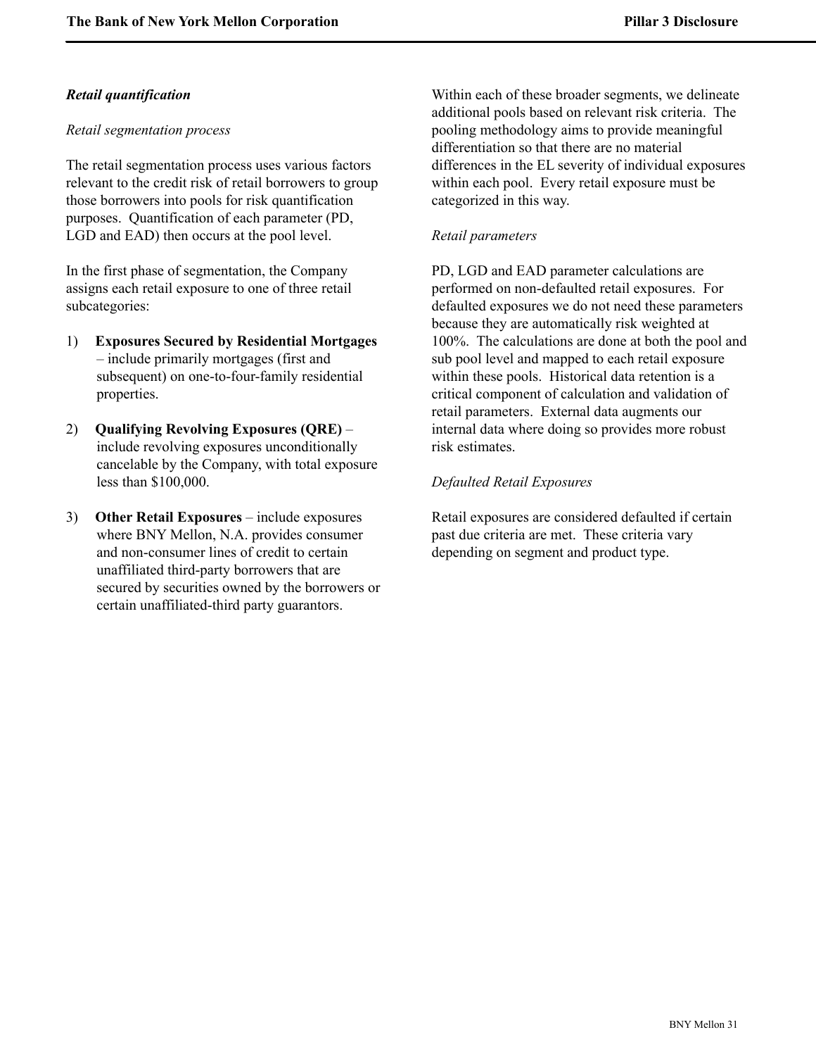***Retail quantification***

*Retail segmentation process*

The retail segmentation process uses various factors relevant to the credit risk of retail borrowers to group those borrowers into pools for risk quantification purposes. Quantification of each parameter (PD, LGD and EAD) then occurs at the pool level.

In the first phase of segmentation, the Company assigns each retail exposure to one of three retail subcategories:

1) **Exposures Secured by Residential Mortgages** – include primarily mortgages (first and subsequent) on one-to-four-family residential properties.

2) **Qualifying Revolving Exposures (QRE)** – include revolving exposures unconditionally cancelable by the Company, with total exposure less than $100,000.

3) **Other Retail Exposures** – include exposures where BNY Mellon, N.A. provides consumer and non-consumer lines of credit to certain unaffiliated third-party borrowers that are secured by securities owned by the borrowers or certain unaffiliated-third party guarantors.

Within each of these broader segments, we delineate additional pools based on relevant risk criteria. The pooling methodology aims to provide meaningful differentiation so that there are no material differences in the EL severity of individual exposures within each pool. Every retail exposure must be categorized in this way.

*Retail parameters*

PD, LGD and EAD parameter calculations are performed on non-defaulted retail exposures. For defaulted exposures we do not need these parameters because they are automatically risk weighted at 100%. The calculations are done at both the pool and sub pool level and mapped to each retail exposure within these pools. Historical data retention is a critical component of calculation and validation of retail parameters. External data augments our internal data where doing so provides more robust risk estimates.

*Defaulted Retail Exposures*

Retail exposures are considered defaulted if certain past due criteria are met. These criteria vary depending on segment and product type.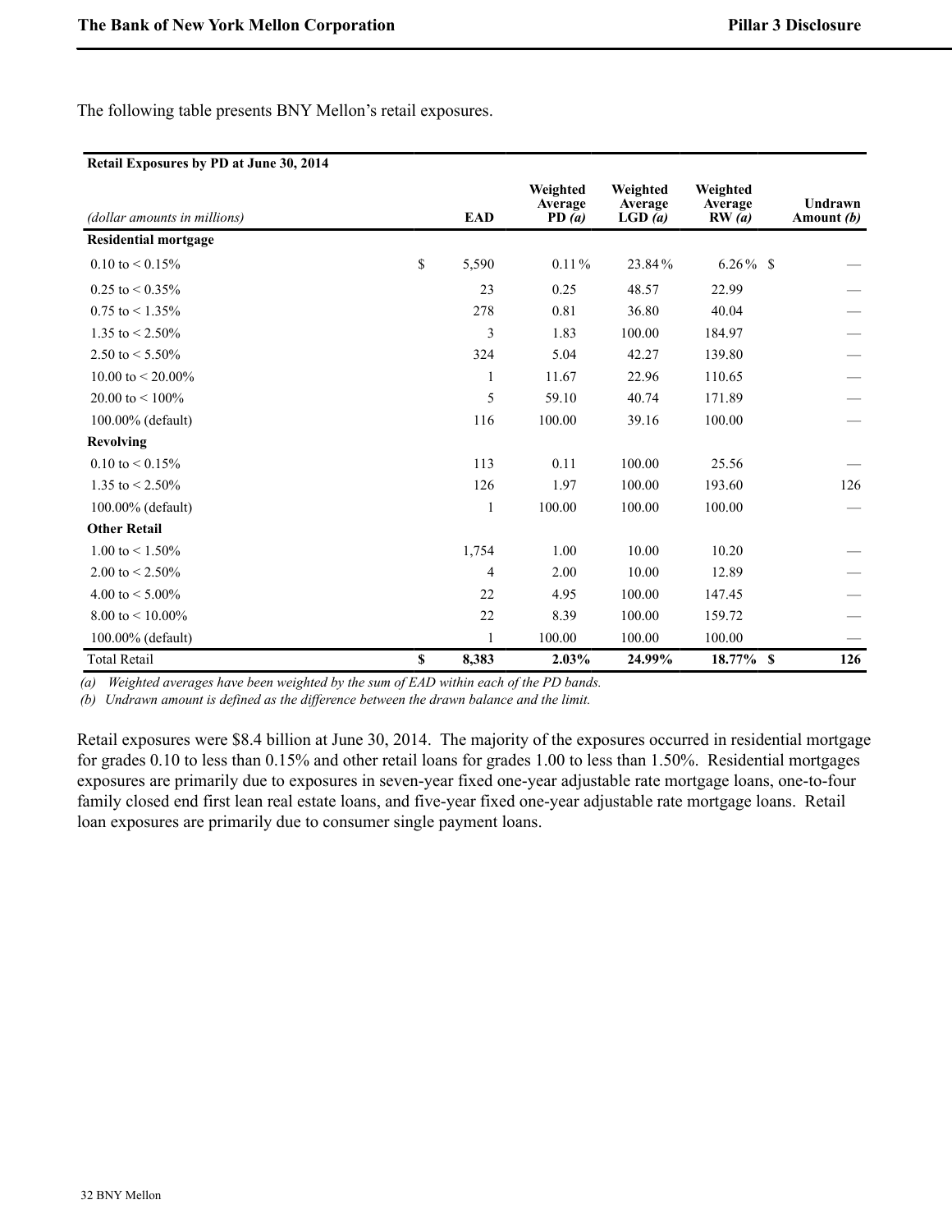The following table presents BNY Mellon’s retail exposures.

| Retail Exposures by PD at June 30, 2014 | | | | | |
|---|---|---|---|---|---|
| *(dollar amounts in millions)* | EAD | Weighted Average PD *(a)* | Weighted Average LGD *(a)* | Weighted Average RW *(a)* | Undrawn Amount *(b)* |
| **Residential mortgage** | | | | | |
| 0.10 to < 0.15% | $ 5,590 | 0.11% | 23.84% | 6.26% | $ — |
| 0.25 to < 0.35% | 23 | 0.25 | 48.57 | 22.99 | — |
| 0.75 to < 1.35% | 278 | 0.81 | 36.80 | 40.04 | — |
| 1.35 to < 2.50% | 3 | 1.83 | 100.00 | 184.97 | — |
| 2.50 to < 5.50% | 324 | 5.04 | 42.27 | 139.80 | — |
| 10.00 to < 20.00% | 1 | 11.67 | 22.96 | 110.65 | — |
| 20.00 to < 100% | 5 | 59.10 | 40.74 | 171.89 | — |
| 100.00% (default) | 116 | 100.00 | 39.16 | 100.00 | — |
| **Revolving** | | | | | |
| 0.10 to < 0.15% | 113 | 0.11 | 100.00 | 25.56 | — |
| 1.35 to < 2.50% | 126 | 1.97 | 100.00 | 193.60 | 126 |
| 100.00% (default) | 1 | 100.00 | 100.00 | 100.00 | — |
| **Other Retail** | | | | | |
| 1.00 to < 1.50% | 1,754 | 1.00 | 10.00 | 10.20 | — |
| 2.00 to < 2.50% | 4 | 2.00 | 10.00 | 12.89 | — |
| 4.00 to < 5.00% | 22 | 4.95 | 100.00 | 147.45 | — |
| 8.00 to < 10.00% | 22 | 8.39 | 100.00 | 159.72 | — |
| 100.00% (default) | 1 | 100.00 | 100.00 | 100.00 | — |
| Total Retail | **$ 8,383** | **2.03%** | **24.99%** | **18.77%** | **$ 126** |

*(a) Weighted averages have been weighted by the sum of EAD within each of the PD bands.*
*(b) Undrawn amount is defined as the difference between the drawn balance and the limit.*

Retail exposures were $8.4 billion at June 30, 2014. The majority of the exposures occurred in residential mortgage for grades 0.10 to less than 0.15% and other retail loans for grades 1.00 to less than 1.50%. Residential mortgages exposures are primarily due to exposures in seven-year fixed one-year adjustable rate mortgage loans, one-to-four family closed end first lean real estate loans, and five-year fixed one-year adjustable rate mortgage loans. Retail loan exposures are primarily due to consumer single payment loans.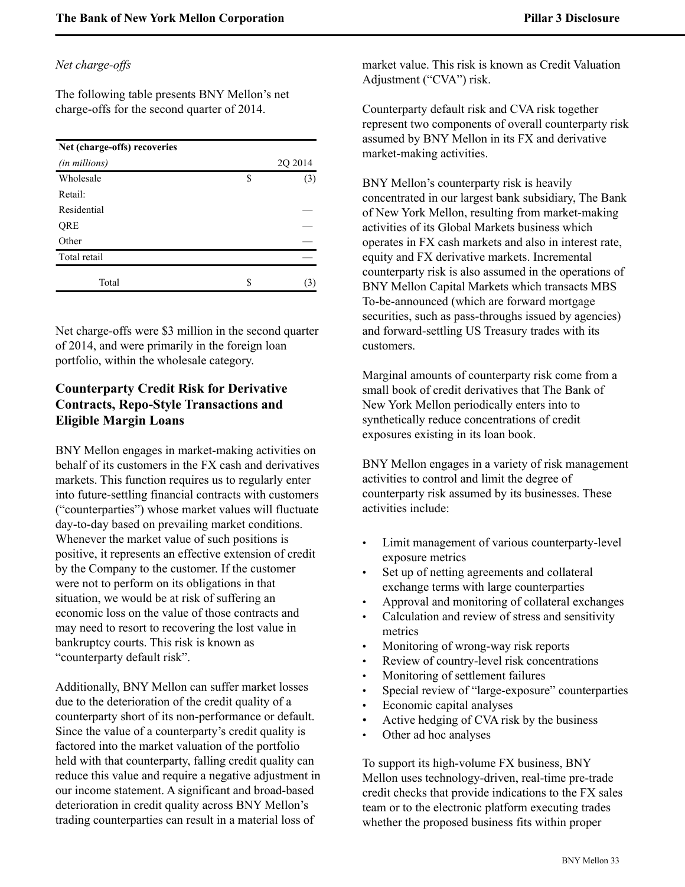*Net charge-offs*

The following table presents BNY Mellon's net charge-offs for the second quarter of 2014.

| **Net (charge-offs) recoveries** | | |
|---|---|---|
| *(in millions)* | | 2Q 2014 |
| Wholesale | $ | (3) |
| Retail: | | |
| Residential | | — |
| QRE | | — |
| Other | | — |
| Total retail | | — |
| Total | $ | (3) |

Net charge-offs were $3 million in the second quarter of 2014, and were primarily in the foreign loan portfolio, within the wholesale category.

## Counterparty Credit Risk for Derivative Contracts, Repo-Style Transactions and Eligible Margin Loans

BNY Mellon engages in market-making activities on behalf of its customers in the FX cash and derivatives markets. This function requires us to regularly enter into future-settling financial contracts with customers ("counterparties") whose market values will fluctuate day-to-day based on prevailing market conditions. Whenever the market value of such positions is positive, it represents an effective extension of credit by the Company to the customer. If the customer were not to perform on its obligations in that situation, we would be at risk of suffering an economic loss on the value of those contracts and may need to resort to recovering the lost value in bankruptcy courts. This risk is known as "counterparty default risk".

Additionally, BNY Mellon can suffer market losses due to the deterioration of the credit quality of a counterparty short of its non-performance or default. Since the value of a counterparty's credit quality is factored into the market valuation of the portfolio held with that counterparty, falling credit quality can reduce this value and require a negative adjustment in our income statement. A significant and broad-based deterioration in credit quality across BNY Mellon's trading counterparties can result in a material loss of market value. This risk is known as Credit Valuation Adjustment ("CVA") risk.

Counterparty default risk and CVA risk together represent two components of overall counterparty risk assumed by BNY Mellon in its FX and derivative market-making activities.

BNY Mellon's counterparty risk is heavily concentrated in our largest bank subsidiary, The Bank of New York Mellon, resulting from market-making activities of its Global Markets business which operates in FX cash markets and also in interest rate, equity and FX derivative markets. Incremental counterparty risk is also assumed in the operations of BNY Mellon Capital Markets which transacts MBS To-be-announced (which are forward mortgage securities, such as pass-throughs issued by agencies) and forward-settling US Treasury trades with its customers.

Marginal amounts of counterparty risk come from a small book of credit derivatives that The Bank of New York Mellon periodically enters into to synthetically reduce concentrations of credit exposures existing in its loan book.

BNY Mellon engages in a variety of risk management activities to control and limit the degree of counterparty risk assumed by its businesses. These activities include:

- Limit management of various counterparty-level exposure metrics
- Set up of netting agreements and collateral exchange terms with large counterparties
- Approval and monitoring of collateral exchanges
- Calculation and review of stress and sensitivity metrics
- Monitoring of wrong-way risk reports
- Review of country-level risk concentrations
- Monitoring of settlement failures
- Special review of "large-exposure" counterparties
- Economic capital analyses
- Active hedging of CVA risk by the business
- Other ad hoc analyses

To support its high-volume FX business, BNY Mellon uses technology-driven, real-time pre-trade credit checks that provide indications to the FX sales team or to the electronic platform executing trades whether the proposed business fits within proper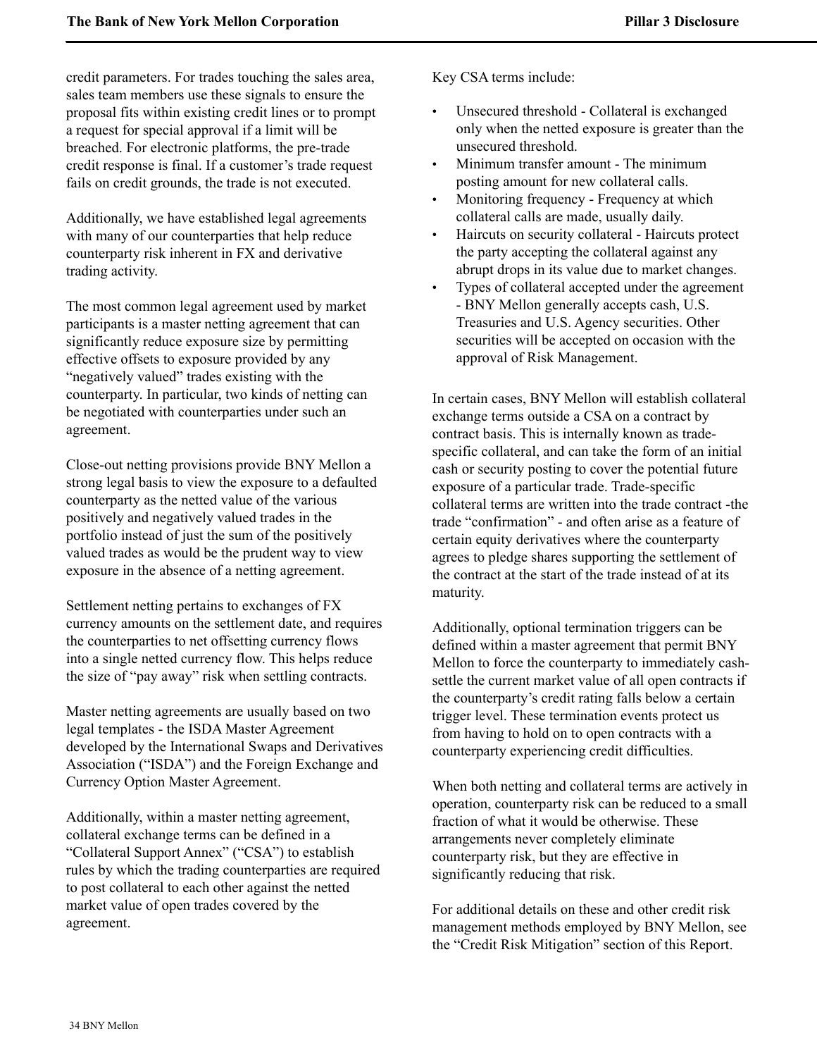credit parameters. For trades touching the sales area, sales team members use these signals to ensure the proposal fits within existing credit lines or to prompt a request for special approval if a limit will be breached. For electronic platforms, the pre-trade credit response is final. If a customer's trade request fails on credit grounds, the trade is not executed.

Additionally, we have established legal agreements with many of our counterparties that help reduce counterparty risk inherent in FX and derivative trading activity.

The most common legal agreement used by market participants is a master netting agreement that can significantly reduce exposure size by permitting effective offsets to exposure provided by any "negatively valued" trades existing with the counterparty. In particular, two kinds of netting can be negotiated with counterparties under such an agreement.

Close-out netting provisions provide BNY Mellon a strong legal basis to view the exposure to a defaulted counterparty as the netted value of the various positively and negatively valued trades in the portfolio instead of just the sum of the positively valued trades as would be the prudent way to view exposure in the absence of a netting agreement.

Settlement netting pertains to exchanges of FX currency amounts on the settlement date, and requires the counterparties to net offsetting currency flows into a single netted currency flow. This helps reduce the size of "pay away" risk when settling contracts.

Master netting agreements are usually based on two legal templates - the ISDA Master Agreement developed by the International Swaps and Derivatives Association ("ISDA") and the Foreign Exchange and Currency Option Master Agreement.

Additionally, within a master netting agreement, collateral exchange terms can be defined in a "Collateral Support Annex" ("CSA") to establish rules by which the trading counterparties are required to post collateral to each other against the netted market value of open trades covered by the agreement.

Key CSA terms include:

- Unsecured threshold - Collateral is exchanged only when the netted exposure is greater than the unsecured threshold.
- Minimum transfer amount - The minimum posting amount for new collateral calls.
- Monitoring frequency - Frequency at which collateral calls are made, usually daily.
- Haircuts on security collateral - Haircuts protect the party accepting the collateral against any abrupt drops in its value due to market changes.
- Types of collateral accepted under the agreement - BNY Mellon generally accepts cash, U.S. Treasuries and U.S. Agency securities. Other securities will be accepted on occasion with the approval of Risk Management.

In certain cases, BNY Mellon will establish collateral exchange terms outside a CSA on a contract by contract basis. This is internally known as trade-specific collateral, and can take the form of an initial cash or security posting to cover the potential future exposure of a particular trade. Trade-specific collateral terms are written into the trade contract -the trade "confirmation" - and often arise as a feature of certain equity derivatives where the counterparty agrees to pledge shares supporting the settlement of the contract at the start of the trade instead of at its maturity.

Additionally, optional termination triggers can be defined within a master agreement that permit BNY Mellon to force the counterparty to immediately cash-settle the current market value of all open contracts if the counterparty's credit rating falls below a certain trigger level. These termination events protect us from having to hold on to open contracts with a counterparty experiencing credit difficulties.

When both netting and collateral terms are actively in operation, counterparty risk can be reduced to a small fraction of what it would be otherwise. These arrangements never completely eliminate counterparty risk, but they are effective in significantly reducing that risk.

For additional details on these and other credit risk management methods employed by BNY Mellon, see the "Credit Risk Mitigation" section of this Report.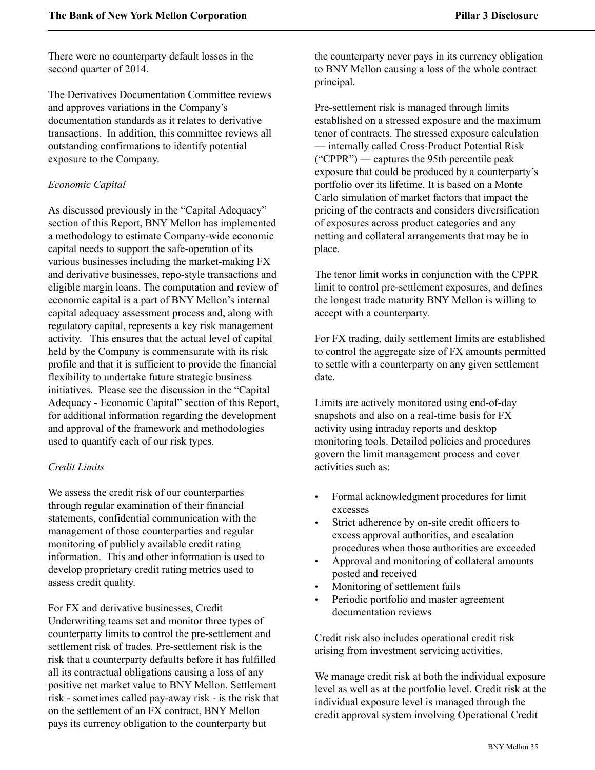There were no counterparty default losses in the second quarter of 2014.

The Derivatives Documentation Committee reviews and approves variations in the Company's documentation standards as it relates to derivative transactions. In addition, this committee reviews all outstanding confirmations to identify potential exposure to the Company.

*Economic Capital*

As discussed previously in the "Capital Adequacy" section of this Report, BNY Mellon has implemented a methodology to estimate Company-wide economic capital needs to support the safe-operation of its various businesses including the market-making FX and derivative businesses, repo-style transactions and eligible margin loans. The computation and review of economic capital is a part of BNY Mellon's internal capital adequacy assessment process and, along with regulatory capital, represents a key risk management activity. This ensures that the actual level of capital held by the Company is commensurate with its risk profile and that it is sufficient to provide the financial flexibility to undertake future strategic business initiatives. Please see the discussion in the "Capital Adequacy - Economic Capital" section of this Report, for additional information regarding the development and approval of the framework and methodologies used to quantify each of our risk types.

*Credit Limits*

We assess the credit risk of our counterparties through regular examination of their financial statements, confidential communication with the management of those counterparties and regular monitoring of publicly available credit rating information. This and other information is used to develop proprietary credit rating metrics used to assess credit quality.

For FX and derivative businesses, Credit Underwriting teams set and monitor three types of counterparty limits to control the pre-settlement and settlement risk of trades. Pre-settlement risk is the risk that a counterparty defaults before it has fulfilled all its contractual obligations causing a loss of any positive net market value to BNY Mellon. Settlement risk - sometimes called pay-away risk - is the risk that on the settlement of an FX contract, BNY Mellon pays its currency obligation to the counterparty but the counterparty never pays in its currency obligation to BNY Mellon causing a loss of the whole contract principal.

Pre-settlement risk is managed through limits established on a stressed exposure and the maximum tenor of contracts. The stressed exposure calculation — internally called Cross-Product Potential Risk ("CPPR") — captures the 95th percentile peak exposure that could be produced by a counterparty's portfolio over its lifetime. It is based on a Monte Carlo simulation of market factors that impact the pricing of the contracts and considers diversification of exposures across product categories and any netting and collateral arrangements that may be in place.

The tenor limit works in conjunction with the CPPR limit to control pre-settlement exposures, and defines the longest trade maturity BNY Mellon is willing to accept with a counterparty.

For FX trading, daily settlement limits are established to control the aggregate size of FX amounts permitted to settle with a counterparty on any given settlement date.

Limits are actively monitored using end-of-day snapshots and also on a real-time basis for FX activity using intraday reports and desktop monitoring tools. Detailed policies and procedures govern the limit management process and cover activities such as:

- Formal acknowledgment procedures for limit excesses
- Strict adherence by on-site credit officers to excess approval authorities, and escalation procedures when those authorities are exceeded
- Approval and monitoring of collateral amounts posted and received
- Monitoring of settlement fails
- Periodic portfolio and master agreement documentation reviews

Credit risk also includes operational credit risk arising from investment servicing activities.

We manage credit risk at both the individual exposure level as well as at the portfolio level. Credit risk at the individual exposure level is managed through the credit approval system involving Operational Credit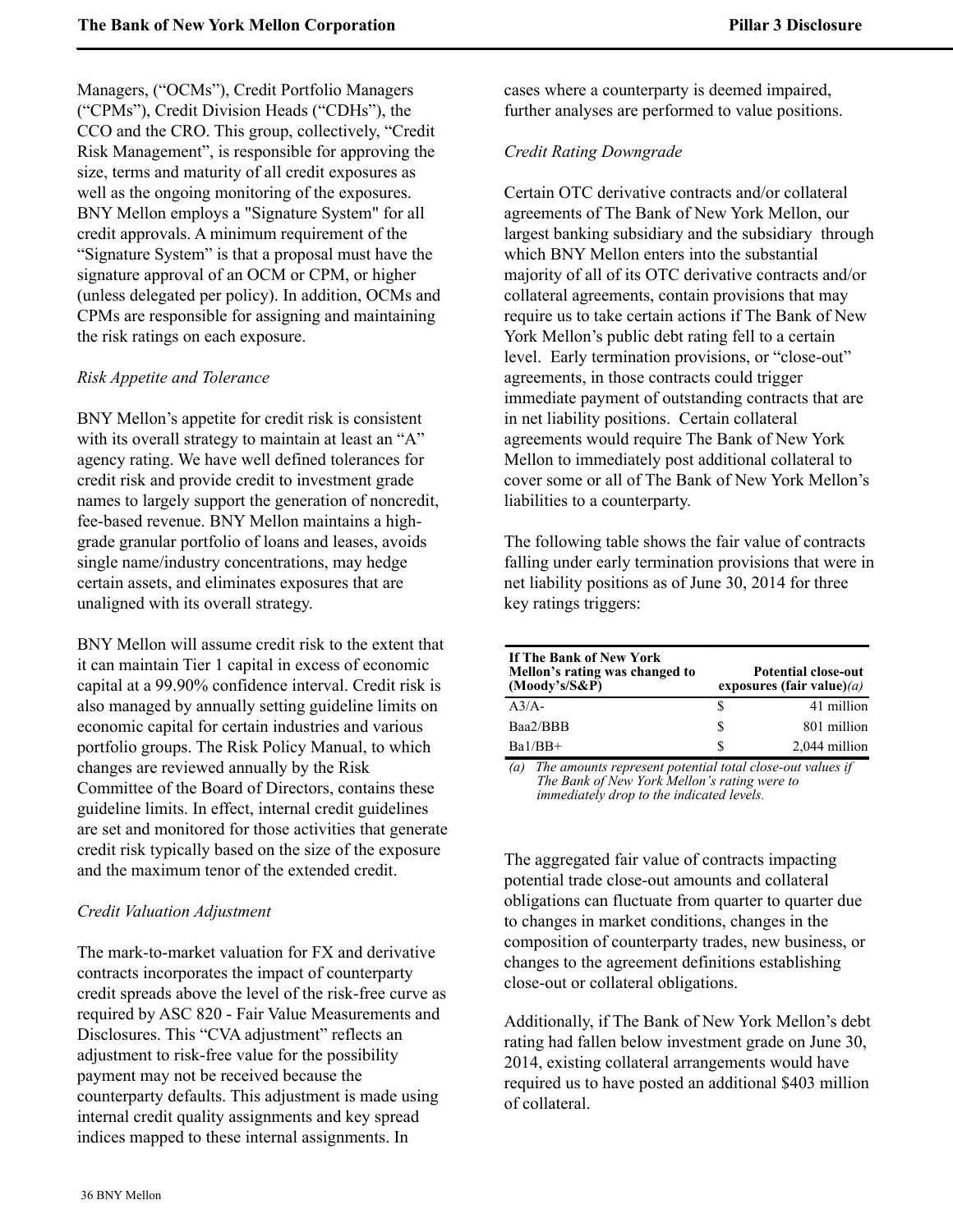Managers, ("OCMs"), Credit Portfolio Managers ("CPMs"), Credit Division Heads ("CDHs"), the CCO and the CRO. This group, collectively, "Credit Risk Management", is responsible for approving the size, terms and maturity of all credit exposures as well as the ongoing monitoring of the exposures. BNY Mellon employs a "Signature System" for all credit approvals. A minimum requirement of the "Signature System" is that a proposal must have the signature approval of an OCM or CPM, or higher (unless delegated per policy). In addition, OCMs and CPMs are responsible for assigning and maintaining the risk ratings on each exposure.

*Risk Appetite and Tolerance*

BNY Mellon's appetite for credit risk is consistent with its overall strategy to maintain at least an "A" agency rating. We have well defined tolerances for credit risk and provide credit to investment grade names to largely support the generation of noncredit, fee-based revenue. BNY Mellon maintains a high-grade granular portfolio of loans and leases, avoids single name/industry concentrations, may hedge certain assets, and eliminates exposures that are unaligned with its overall strategy.

BNY Mellon will assume credit risk to the extent that it can maintain Tier 1 capital in excess of economic capital at a 99.90% confidence interval. Credit risk is also managed by annually setting guideline limits on economic capital for certain industries and various portfolio groups. The Risk Policy Manual, to which changes are reviewed annually by the Risk Committee of the Board of Directors, contains these guideline limits. In effect, internal credit guidelines are set and monitored for those activities that generate credit risk typically based on the size of the exposure and the maximum tenor of the extended credit.

*Credit Valuation Adjustment*

The mark-to-market valuation for FX and derivative contracts incorporates the impact of counterparty credit spreads above the level of the risk-free curve as required by ASC 820 - Fair Value Measurements and Disclosures. This "CVA adjustment" reflects an adjustment to risk-free value for the possibility payment may not be received because the counterparty defaults. This adjustment is made using internal credit quality assignments and key spread indices mapped to these internal assignments. In cases where a counterparty is deemed impaired, further analyses are performed to value positions.

*Credit Rating Downgrade*

Certain OTC derivative contracts and/or collateral agreements of The Bank of New York Mellon, our largest banking subsidiary and the subsidiary through which BNY Mellon enters into the substantial majority of all of its OTC derivative contracts and/or collateral agreements, contain provisions that may require us to take certain actions if The Bank of New York Mellon's public debt rating fell to a certain level. Early termination provisions, or "close-out" agreements, in those contracts could trigger immediate payment of outstanding contracts that are in net liability positions. Certain collateral agreements would require The Bank of New York Mellon to immediately post additional collateral to cover some or all of The Bank of New York Mellon's liabilities to a counterparty.

The following table shows the fair value of contracts falling under early termination provisions that were in net liability positions as of June 30, 2014 for three key ratings triggers:

| If The Bank of New York Mellon's rating was changed to (Moody's/S&P) | Potential close-out exposures (fair value)*(a)* |
|---|---|
| A3/A- | $ 41 million |
| Baa2/BBB | $ 801 million |
| Ba1/BB+ | $ 2,044 million |

*(a) The amounts represent potential total close-out values if The Bank of New York Mellon's rating were to immediately drop to the indicated levels.*

The aggregated fair value of contracts impacting potential trade close-out amounts and collateral obligations can fluctuate from quarter to quarter due to changes in market conditions, changes in the composition of counterparty trades, new business, or changes to the agreement definitions establishing close-out or collateral obligations.

Additionally, if The Bank of New York Mellon's debt rating had fallen below investment grade on June 30, 2014, existing collateral arrangements would have required us to have posted an additional $403 million of collateral.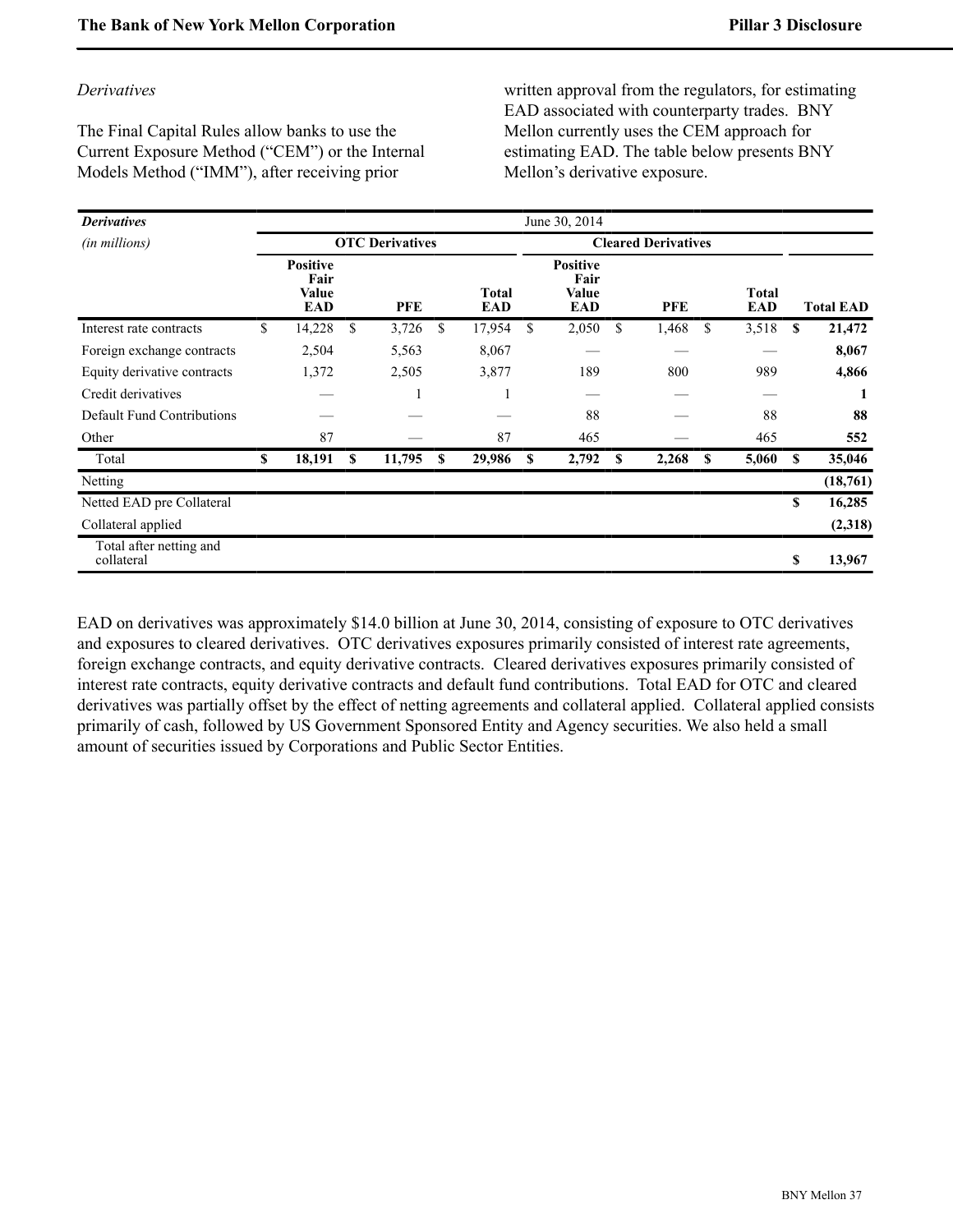*Derivatives*

The Final Capital Rules allow banks to use the Current Exposure Method ("CEM") or the Internal Models Method ("IMM"), after receiving prior written approval from the regulators, for estimating EAD associated with counterparty trades. BNY Mellon currently uses the CEM approach for estimating EAD. The table below presents BNY Mellon's derivative exposure.

| ***Derivatives*** *(in millions)* | June 30, 2014 | | | | | | |
|---|---|---|---|---|---|---|---|
| | **OTC Derivatives** | | | **Cleared Derivatives** | | | |
| | **Positive Fair Value EAD** | **PFE** | **Total EAD** | **Positive Fair Value EAD** | **PFE** | **Total EAD** | **Total EAD** |
| Interest rate contracts | $ 14,228 | $ 3,726 | $ 17,954 | $ 2,050 | $ 1,468 | $ 3,518 | **$ 21,472** |
| Foreign exchange contracts | 2,504 | 5,563 | 8,067 | — | — | — | **8,067** |
| Equity derivative contracts | 1,372 | 2,505 | 3,877 | 189 | 800 | 989 | **4,866** |
| Credit derivatives | — | 1 | 1 | — | — | — | **1** |
| Default Fund Contributions | — | — | — | 88 | — | 88 | **88** |
| Other | 87 | — | 87 | 465 | — | 465 | **552** |
| Total | **$ 18,191** | **$ 11,795** | **$ 29,986** | **$ 2,792** | **$ 2,268** | **$ 5,060** | **$ 35,046** |
| Netting | | | | | | | **(18,761)** |
| Netted EAD pre Collateral | | | | | | | **$ 16,285** |
| Collateral applied | | | | | | | **(2,318)** |
| Total after netting and collateral | | | | | | | **$ 13,967** |

EAD on derivatives was approximately $14.0 billion at June 30, 2014, consisting of exposure to OTC derivatives and exposures to cleared derivatives. OTC derivatives exposures primarily consisted of interest rate agreements, foreign exchange contracts, and equity derivative contracts. Cleared derivatives exposures primarily consisted of interest rate contracts, equity derivative contracts and default fund contributions. Total EAD for OTC and cleared derivatives was partially offset by the effect of netting agreements and collateral applied. Collateral applied consists primarily of cash, followed by US Government Sponsored Entity and Agency securities. We also held a small amount of securities issued by Corporations and Public Sector Entities.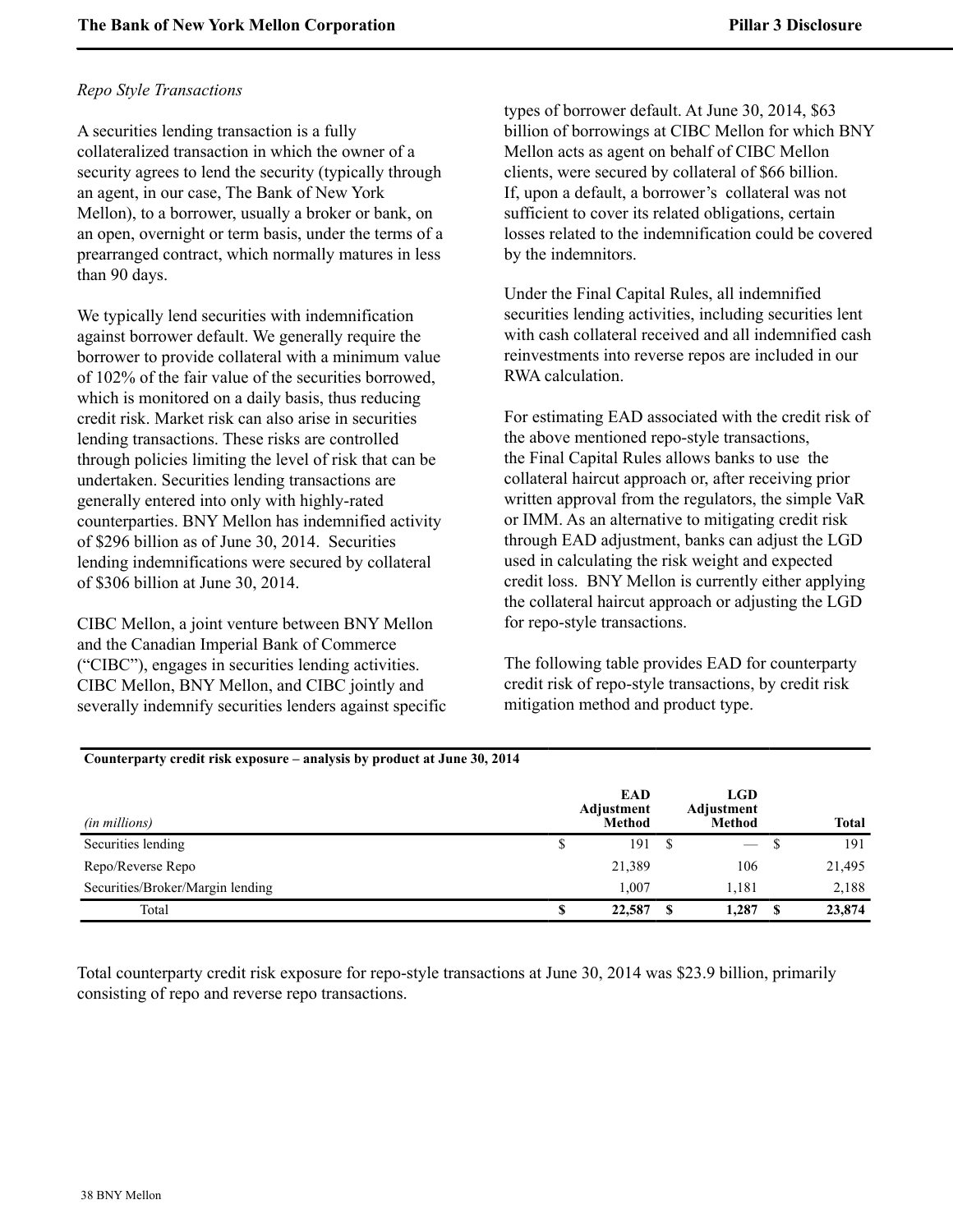*Repo Style Transactions*

A securities lending transaction is a fully collateralized transaction in which the owner of a security agrees to lend the security (typically through an agent, in our case, The Bank of New York Mellon), to a borrower, usually a broker or bank, on an open, overnight or term basis, under the terms of a prearranged contract, which normally matures in less than 90 days.

We typically lend securities with indemnification against borrower default. We generally require the borrower to provide collateral with a minimum value of 102% of the fair value of the securities borrowed, which is monitored on a daily basis, thus reducing credit risk. Market risk can also arise in securities lending transactions. These risks are controlled through policies limiting the level of risk that can be undertaken. Securities lending transactions are generally entered into only with highly-rated counterparties. BNY Mellon has indemnified activity of $296 billion as of June 30, 2014. Securities lending indemnifications were secured by collateral of $306 billion at June 30, 2014.

CIBC Mellon, a joint venture between BNY Mellon and the Canadian Imperial Bank of Commerce (“CIBC”), engages in securities lending activities. CIBC Mellon, BNY Mellon, and CIBC jointly and severally indemnify securities lenders against specific types of borrower default. At June 30, 2014, $63 billion of borrowings at CIBC Mellon for which BNY Mellon acts as agent on behalf of CIBC Mellon clients, were secured by collateral of $66 billion. If, upon a default, a borrower’s collateral was not sufficient to cover its related obligations, certain losses related to the indemnification could be covered by the indemnitors.

Under the Final Capital Rules, all indemnified securities lending activities, including securities lent with cash collateral received and all indemnified cash reinvestments into reverse repos are included in our RWA calculation.

For estimating EAD associated with the credit risk of the above mentioned repo-style transactions, the Final Capital Rules allows banks to use the collateral haircut approach or, after receiving prior written approval from the regulators, the simple VaR or IMM. As an alternative to mitigating credit risk through EAD adjustment, banks can adjust the LGD used in calculating the risk weight and expected credit loss. BNY Mellon is currently either applying the collateral haircut approach or adjusting the LGD for repo-style transactions.

The following table provides EAD for counterparty credit risk of repo-style transactions, by credit risk mitigation method and product type.

**Counterparty credit risk exposure – analysis by product at June 30, 2014**

| *(in millions)* | EAD Adjustment Method | LGD Adjustment Method | Total |
|---|---|---|---|
| Securities lending | $ 191 | $ — | $ 191 |
| Repo/Reverse Repo | 21,389 | 106 | 21,495 |
| Securities/Broker/Margin lending | 1,007 | 1,181 | 2,188 |
| Total | **$ 22,587** | **$ 1,287** | **$ 23,874** |

Total counterparty credit risk exposure for repo-style transactions at June 30, 2014 was $23.9 billion, primarily consisting of repo and reverse repo transactions.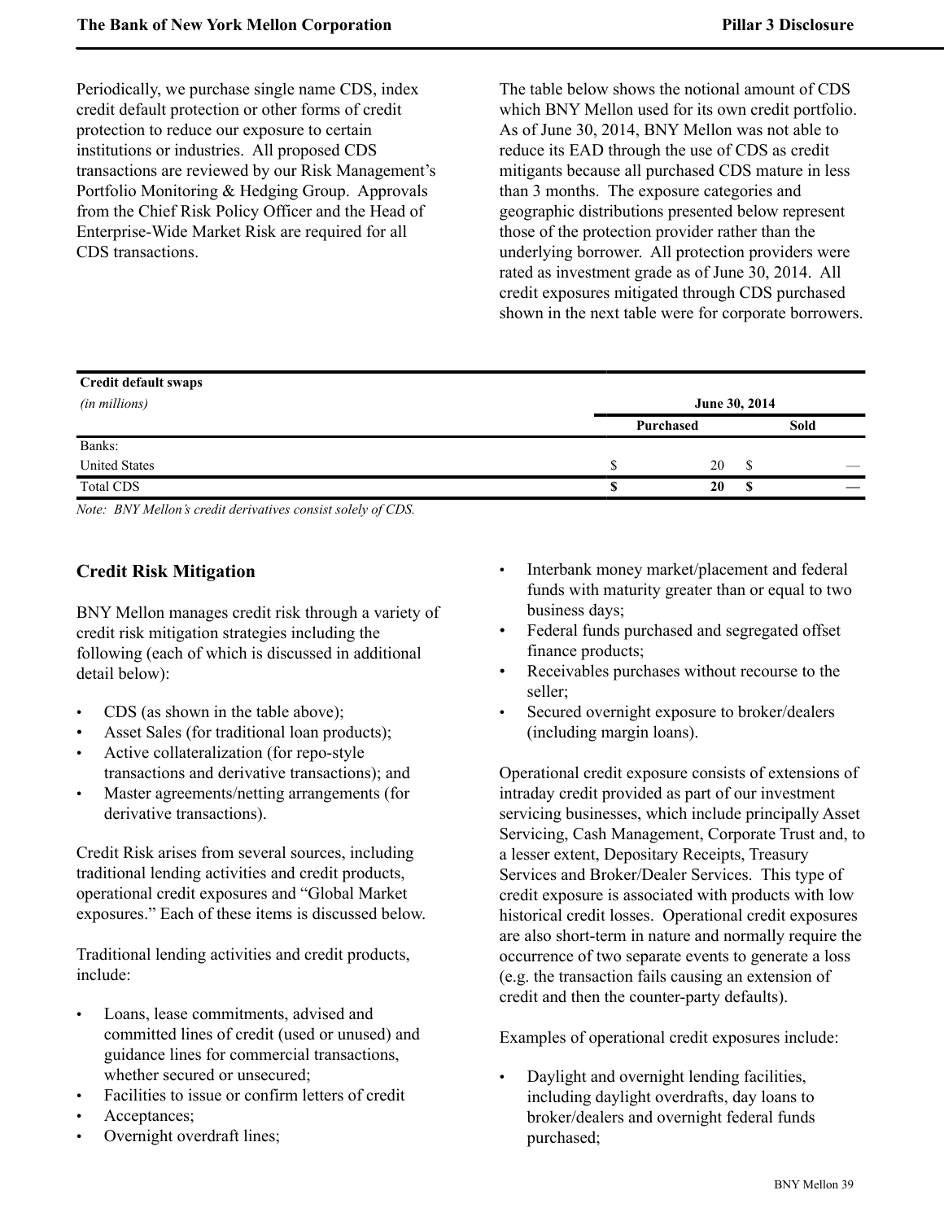Periodically, we purchase single name CDS, index credit default protection or other forms of credit protection to reduce our exposure to certain institutions or industries. All proposed CDS transactions are reviewed by our Risk Management's Portfolio Monitoring & Hedging Group. Approvals from the Chief Risk Policy Officer and the Head of Enterprise-Wide Market Risk are required for all CDS transactions.

The table below shows the notional amount of CDS which BNY Mellon used for its own credit portfolio. As of June 30, 2014, BNY Mellon was not able to reduce its EAD through the use of CDS as credit mitigants because all purchased CDS mature in less than 3 months. The exposure categories and geographic distributions presented below represent those of the protection provider rather than the underlying borrower. All protection providers were rated as investment grade as of June 30, 2014. All credit exposures mitigated through CDS purchased shown in the next table were for corporate borrowers.

| **Credit default swaps** | | |
|---|---|---|
| *(in millions)* | **June 30, 2014** | |
| | **Purchased** | **Sold** |
| Banks: | | |
| United States | $ 20 | $ — |
| Total CDS | **$ 20** | **$ —** |

*Note: BNY Mellon's credit derivatives consist solely of CDS.*

## Credit Risk Mitigation

BNY Mellon manages credit risk through a variety of credit risk mitigation strategies including the following (each of which is discussed in additional detail below):

- CDS (as shown in the table above);
- Asset Sales (for traditional loan products);
- Active collateralization (for repo-style transactions and derivative transactions); and
- Master agreements/netting arrangements (for derivative transactions).

Credit Risk arises from several sources, including traditional lending activities and credit products, operational credit exposures and "Global Market exposures." Each of these items is discussed below.

Traditional lending activities and credit products, include:

- Loans, lease commitments, advised and committed lines of credit (used or unused) and guidance lines for commercial transactions, whether secured or unsecured;
- Facilities to issue or confirm letters of credit
- Acceptances;
- Overnight overdraft lines;
- Interbank money market/placement and federal funds with maturity greater than or equal to two business days;
- Federal funds purchased and segregated offset finance products;
- Receivables purchases without recourse to the seller;
- Secured overnight exposure to broker/dealers (including margin loans).

Operational credit exposure consists of extensions of intraday credit provided as part of our investment servicing businesses, which include principally Asset Servicing, Cash Management, Corporate Trust and, to a lesser extent, Depositary Receipts, Treasury Services and Broker/Dealer Services. This type of credit exposure is associated with products with low historical credit losses. Operational credit exposures are also short-term in nature and normally require the occurrence of two separate events to generate a loss (e.g. the transaction fails causing an extension of credit and then the counter-party defaults).

Examples of operational credit exposures include:

- Daylight and overnight lending facilities, including daylight overdrafts, day loans to broker/dealers and overnight federal funds purchased;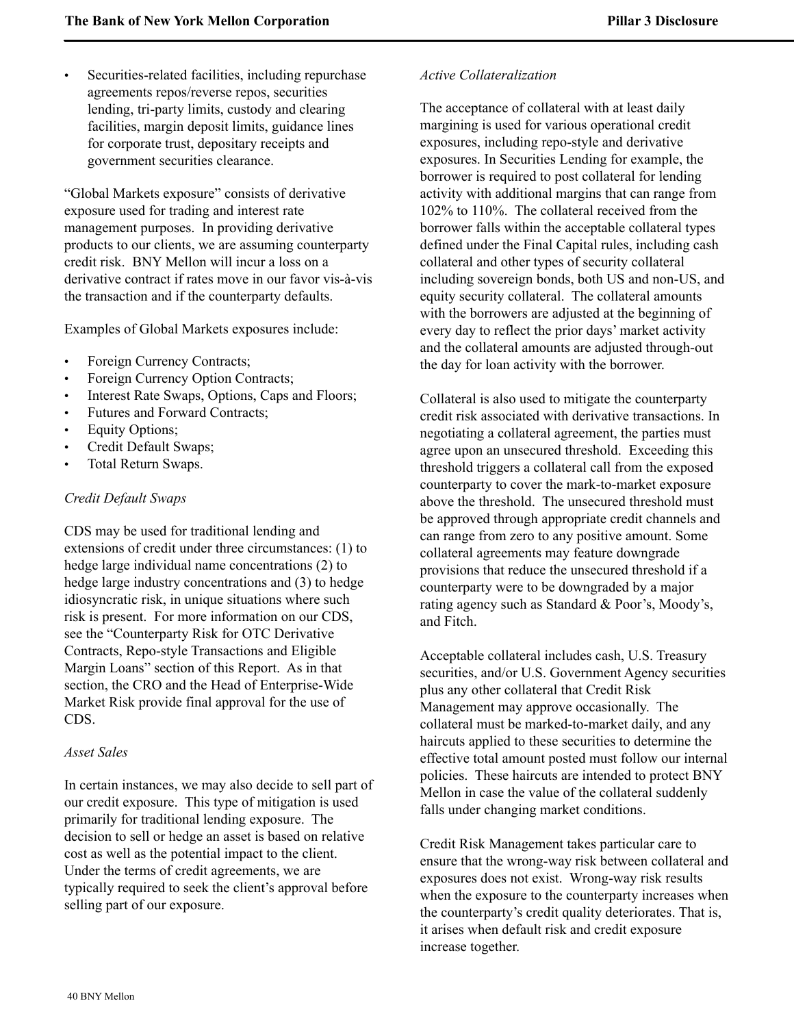- Securities-related facilities, including repurchase agreements repos/reverse repos, securities lending, tri-party limits, custody and clearing facilities, margin deposit limits, guidance lines for corporate trust, depositary receipts and government securities clearance.

"Global Markets exposure" consists of derivative exposure used for trading and interest rate management purposes. In providing derivative products to our clients, we are assuming counterparty credit risk. BNY Mellon will incur a loss on a derivative contract if rates move in our favor vis-à-vis the transaction and if the counterparty defaults.

Examples of Global Markets exposures include:

- Foreign Currency Contracts;
- Foreign Currency Option Contracts;
- Interest Rate Swaps, Options, Caps and Floors;
- Futures and Forward Contracts;
- Equity Options;
- Credit Default Swaps;
- Total Return Swaps.

*Credit Default Swaps*

CDS may be used for traditional lending and extensions of credit under three circumstances: (1) to hedge large individual name concentrations (2) to hedge large industry concentrations and (3) to hedge idiosyncratic risk, in unique situations where such risk is present. For more information on our CDS, see the "Counterparty Risk for OTC Derivative Contracts, Repo-style Transactions and Eligible Margin Loans" section of this Report. As in that section, the CRO and the Head of Enterprise-Wide Market Risk provide final approval for the use of CDS.

*Asset Sales*

In certain instances, we may also decide to sell part of our credit exposure. This type of mitigation is used primarily for traditional lending exposure. The decision to sell or hedge an asset is based on relative cost as well as the potential impact to the client. Under the terms of credit agreements, we are typically required to seek the client's approval before selling part of our exposure.

*Active Collateralization*

The acceptance of collateral with at least daily margining is used for various operational credit exposures, including repo-style and derivative exposures. In Securities Lending for example, the borrower is required to post collateral for lending activity with additional margins that can range from 102% to 110%. The collateral received from the borrower falls within the acceptable collateral types defined under the Final Capital rules, including cash collateral and other types of security collateral including sovereign bonds, both US and non-US, and equity security collateral. The collateral amounts with the borrowers are adjusted at the beginning of every day to reflect the prior days' market activity and the collateral amounts are adjusted through-out the day for loan activity with the borrower.

Collateral is also used to mitigate the counterparty credit risk associated with derivative transactions. In negotiating a collateral agreement, the parties must agree upon an unsecured threshold. Exceeding this threshold triggers a collateral call from the exposed counterparty to cover the mark-to-market exposure above the threshold. The unsecured threshold must be approved through appropriate credit channels and can range from zero to any positive amount. Some collateral agreements may feature downgrade provisions that reduce the unsecured threshold if a counterparty were to be downgraded by a major rating agency such as Standard & Poor's, Moody's, and Fitch.

Acceptable collateral includes cash, U.S. Treasury securities, and/or U.S. Government Agency securities plus any other collateral that Credit Risk Management may approve occasionally. The collateral must be marked-to-market daily, and any haircuts applied to these securities to determine the effective total amount posted must follow our internal policies. These haircuts are intended to protect BNY Mellon in case the value of the collateral suddenly falls under changing market conditions.

Credit Risk Management takes particular care to ensure that the wrong-way risk between collateral and exposures does not exist. Wrong-way risk results when the exposure to the counterparty increases when the counterparty's credit quality deteriorates. That is, it arises when default risk and credit exposure increase together.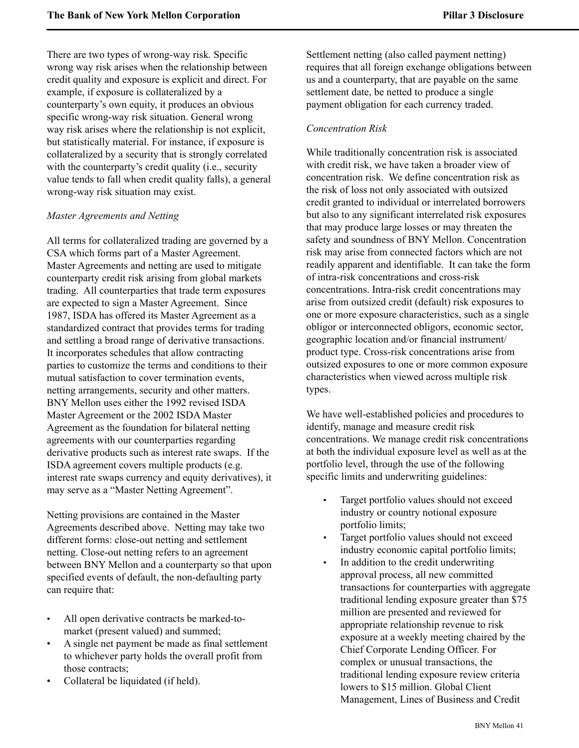There are two types of wrong-way risk. Specific wrong way risk arises when the relationship between credit quality and exposure is explicit and direct. For example, if exposure is collateralized by a counterparty's own equity, it produces an obvious specific wrong-way risk situation. General wrong way risk arises where the relationship is not explicit, but statistically material. For instance, if exposure is collateralized by a security that is strongly correlated with the counterparty's credit quality (i.e., security value tends to fall when credit quality falls), a general wrong-way risk situation may exist.

*Master Agreements and Netting*

All terms for collateralized trading are governed by a CSA which forms part of a Master Agreement. Master Agreements and netting are used to mitigate counterparty credit risk arising from global markets trading. All counterparties that trade term exposures are expected to sign a Master Agreement. Since 1987, ISDA has offered its Master Agreement as a standardized contract that provides terms for trading and settling a broad range of derivative transactions. It incorporates schedules that allow contracting parties to customize the terms and conditions to their mutual satisfaction to cover termination events, netting arrangements, security and other matters. BNY Mellon uses either the 1992 revised ISDA Master Agreement or the 2002 ISDA Master Agreement as the foundation for bilateral netting agreements with our counterparties regarding derivative products such as interest rate swaps. If the ISDA agreement covers multiple products (e.g. interest rate swaps currency and equity derivatives), it may serve as a "Master Netting Agreement".

Netting provisions are contained in the Master Agreements described above. Netting may take two different forms: close-out netting and settlement netting. Close-out netting refers to an agreement between BNY Mellon and a counterparty so that upon specified events of default, the non-defaulting party can require that:

- All open derivative contracts be marked-to-market (present valued) and summed;
- A single net payment be made as final settlement to whichever party holds the overall profit from those contracts;
- Collateral be liquidated (if held).

Settlement netting (also called payment netting) requires that all foreign exchange obligations between us and a counterparty, that are payable on the same settlement date, be netted to produce a single payment obligation for each currency traded.

*Concentration Risk*

While traditionally concentration risk is associated with credit risk, we have taken a broader view of concentration risk. We define concentration risk as the risk of loss not only associated with outsized credit granted to individual or interrelated borrowers but also to any significant interrelated risk exposures that may produce large losses or may threaten the safety and soundness of BNY Mellon. Concentration risk may arise from connected factors which are not readily apparent and identifiable. It can take the form of intra-risk concentrations and cross-risk concentrations. Intra-risk credit concentrations may arise from outsized credit (default) risk exposures to one or more exposure characteristics, such as a single obligor or interconnected obligors, economic sector, geographic location and/or financial instrument/product type. Cross-risk concentrations arise from outsized exposures to one or more common exposure characteristics when viewed across multiple risk types.

We have well-established policies and procedures to identify, manage and measure credit risk concentrations. We manage credit risk concentrations at both the individual exposure level as well as at the portfolio level, through the use of the following specific limits and underwriting guidelines:

- Target portfolio values should not exceed industry or country notional exposure portfolio limits;
- Target portfolio values should not exceed industry economic capital portfolio limits;
- In addition to the credit underwriting approval process, all new committed transactions for counterparties with aggregate traditional lending exposure greater than $75 million are presented and reviewed for appropriate relationship revenue to risk exposure at a weekly meeting chaired by the Chief Corporate Lending Officer. For complex or unusual transactions, the traditional lending exposure review criteria lowers to $15 million. Global Client Management, Lines of Business and Credit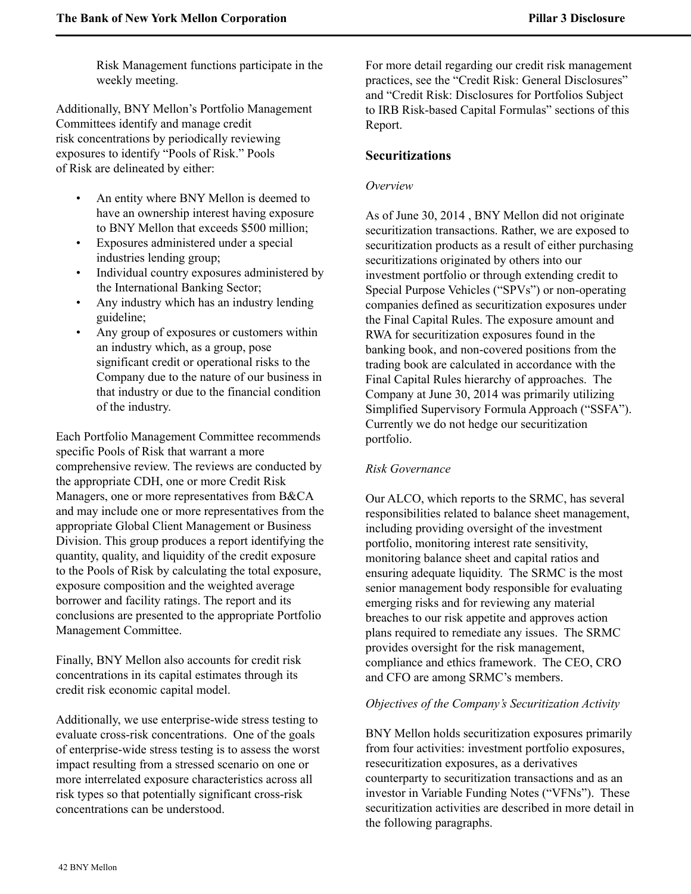Risk Management functions participate in the weekly meeting.

Additionally, BNY Mellon's Portfolio Management Committees identify and manage credit risk concentrations by periodically reviewing exposures to identify "Pools of Risk." Pools of Risk are delineated by either:

- An entity where BNY Mellon is deemed to have an ownership interest having exposure to BNY Mellon that exceeds $500 million;
- Exposures administered under a special industries lending group;
- Individual country exposures administered by the International Banking Sector;
- Any industry which has an industry lending guideline;
- Any group of exposures or customers within an industry which, as a group, pose significant credit or operational risks to the Company due to the nature of our business in that industry or due to the financial condition of the industry.

Each Portfolio Management Committee recommends specific Pools of Risk that warrant a more comprehensive review. The reviews are conducted by the appropriate CDH, one or more Credit Risk Managers, one or more representatives from B&CA and may include one or more representatives from the appropriate Global Client Management or Business Division. This group produces a report identifying the quantity, quality, and liquidity of the credit exposure to the Pools of Risk by calculating the total exposure, exposure composition and the weighted average borrower and facility ratings. The report and its conclusions are presented to the appropriate Portfolio Management Committee.

Finally, BNY Mellon also accounts for credit risk concentrations in its capital estimates through its credit risk economic capital model.

Additionally, we use enterprise-wide stress testing to evaluate cross-risk concentrations. One of the goals of enterprise-wide stress testing is to assess the worst impact resulting from a stressed scenario on one or more interrelated exposure characteristics across all risk types so that potentially significant cross-risk concentrations can be understood.

For more detail regarding our credit risk management practices, see the "Credit Risk: General Disclosures" and "Credit Risk: Disclosures for Portfolios Subject to IRB Risk-based Capital Formulas" sections of this Report.

## Securitizations

*Overview*

As of June 30, 2014 , BNY Mellon did not originate securitization transactions. Rather, we are exposed to securitization products as a result of either purchasing securitizations originated by others into our investment portfolio or through extending credit to Special Purpose Vehicles ("SPVs") or non-operating companies defined as securitization exposures under the Final Capital Rules. The exposure amount and RWA for securitization exposures found in the banking book, and non-covered positions from the trading book are calculated in accordance with the Final Capital Rules hierarchy of approaches. The Company at June 30, 2014 was primarily utilizing Simplified Supervisory Formula Approach ("SSFA"). Currently we do not hedge our securitization portfolio.

*Risk Governance*

Our ALCO, which reports to the SRMC, has several responsibilities related to balance sheet management, including providing oversight of the investment portfolio, monitoring interest rate sensitivity, monitoring balance sheet and capital ratios and ensuring adequate liquidity. The SRMC is the most senior management body responsible for evaluating emerging risks and for reviewing any material breaches to our risk appetite and approves action plans required to remediate any issues. The SRMC provides oversight for the risk management, compliance and ethics framework. The CEO, CRO and CFO are among SRMC's members.

*Objectives of the Company's Securitization Activity*

BNY Mellon holds securitization exposures primarily from four activities: investment portfolio exposures, resecuritization exposures, as a derivatives counterparty to securitization transactions and as an investor in Variable Funding Notes ("VFNs"). These securitization activities are described in more detail in the following paragraphs.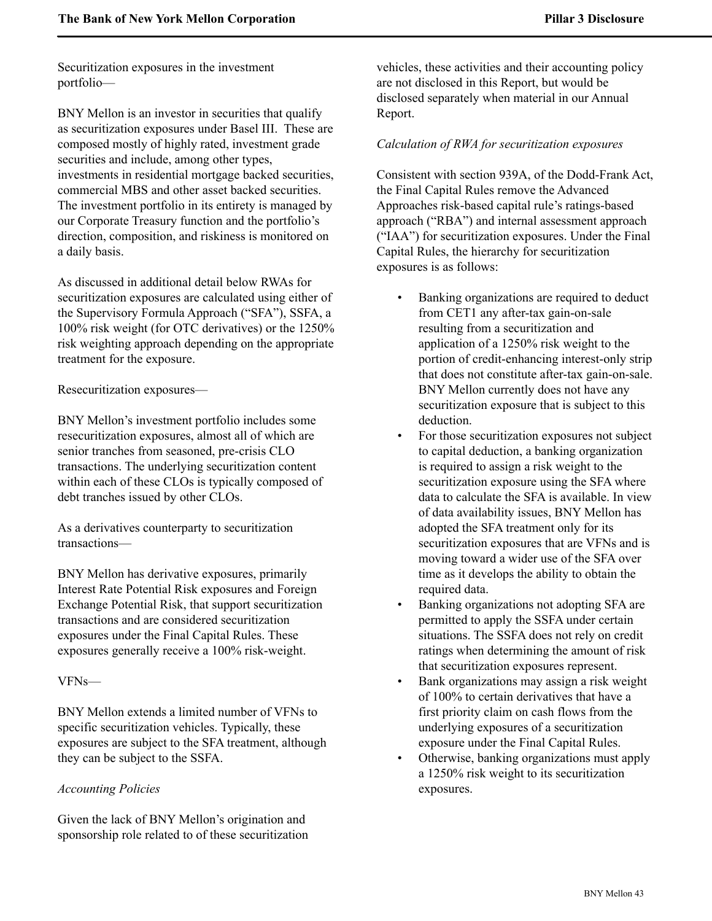Securitization exposures in the investment portfolio—

BNY Mellon is an investor in securities that qualify as securitization exposures under Basel III. These are composed mostly of highly rated, investment grade securities and include, among other types, investments in residential mortgage backed securities, commercial MBS and other asset backed securities. The investment portfolio in its entirety is managed by our Corporate Treasury function and the portfolio's direction, composition, and riskiness is monitored on a daily basis.

As discussed in additional detail below RWAs for securitization exposures are calculated using either of the Supervisory Formula Approach ("SFA"), SSFA, a 100% risk weight (for OTC derivatives) or the 1250% risk weighting approach depending on the appropriate treatment for the exposure.

Resecuritization exposures—

BNY Mellon's investment portfolio includes some resecuritization exposures, almost all of which are senior tranches from seasoned, pre-crisis CLO transactions. The underlying securitization content within each of these CLOs is typically composed of debt tranches issued by other CLOs.

As a derivatives counterparty to securitization transactions—

BNY Mellon has derivative exposures, primarily Interest Rate Potential Risk exposures and Foreign Exchange Potential Risk, that support securitization transactions and are considered securitization exposures under the Final Capital Rules. These exposures generally receive a 100% risk-weight.

VFNs—

BNY Mellon extends a limited number of VFNs to specific securitization vehicles. Typically, these exposures are subject to the SFA treatment, although they can be subject to the SSFA.

*Accounting Policies*

Given the lack of BNY Mellon's origination and sponsorship role related to of these securitization vehicles, these activities and their accounting policy are not disclosed in this Report, but would be disclosed separately when material in our Annual Report.

*Calculation of RWA for securitization exposures*

Consistent with section 939A, of the Dodd-Frank Act, the Final Capital Rules remove the Advanced Approaches risk-based capital rule's ratings-based approach ("RBA") and internal assessment approach ("IAA") for securitization exposures. Under the Final Capital Rules, the hierarchy for securitization exposures is as follows:

- Banking organizations are required to deduct from CET1 any after-tax gain-on-sale resulting from a securitization and application of a 1250% risk weight to the portion of credit-enhancing interest-only strip that does not constitute after-tax gain-on-sale. BNY Mellon currently does not have any securitization exposure that is subject to this deduction.
- For those securitization exposures not subject to capital deduction, a banking organization is required to assign a risk weight to the securitization exposure using the SFA where data to calculate the SFA is available. In view of data availability issues, BNY Mellon has adopted the SFA treatment only for its securitization exposures that are VFNs and is moving toward a wider use of the SFA over time as it develops the ability to obtain the required data.
- Banking organizations not adopting SFA are permitted to apply the SSFA under certain situations. The SSFA does not rely on credit ratings when determining the amount of risk that securitization exposures represent.
- Bank organizations may assign a risk weight of 100% to certain derivatives that have a first priority claim on cash flows from the underlying exposures of a securitization exposure under the Final Capital Rules.
- Otherwise, banking organizations must apply a 1250% risk weight to its securitization exposures.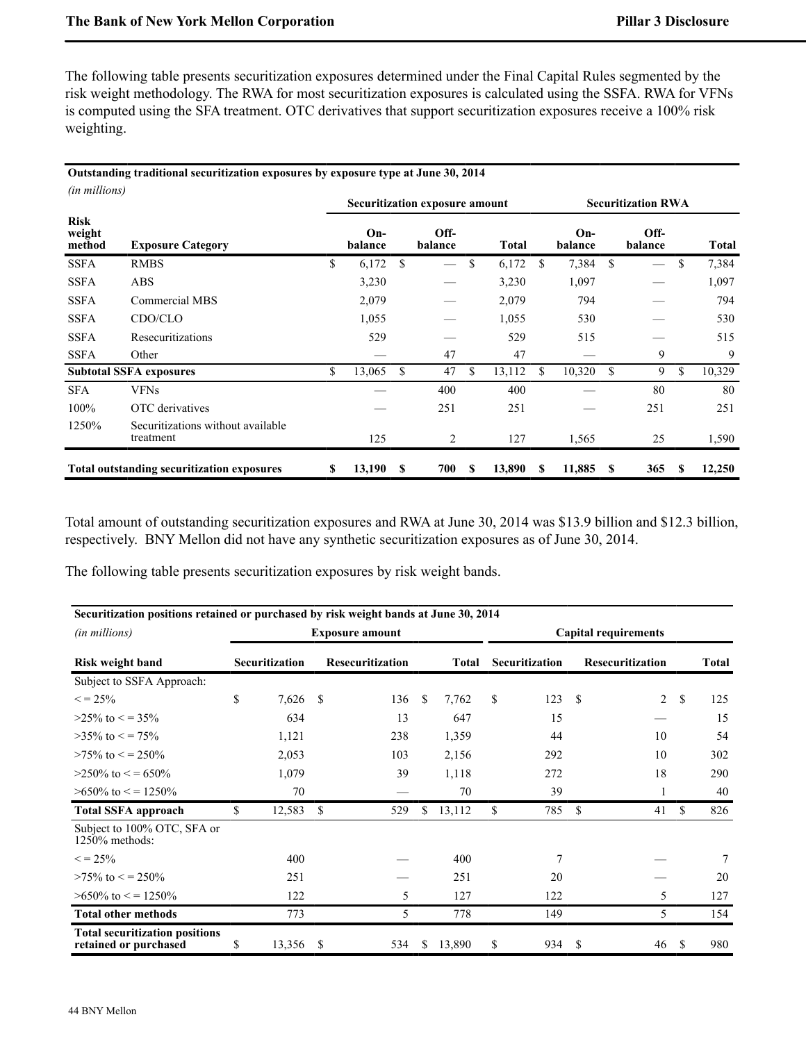The following table presents securitization exposures determined under the Final Capital Rules segmented by the risk weight methodology. The RWA for most securitization exposures is calculated using the SSFA. RWA for VFNs is computed using the SFA treatment. OTC derivatives that support securitization exposures receive a 100% risk weighting.

**Outstanding traditional securitization exposures by exposure type at June 30, 2014**

*(in millions)*

| | | Securitization exposure amount | | | Securitization RWA | | |
|---|---|---|---|---|---|---|---|
| **Risk weight method** | **Exposure Category** | **On-balance** | **Off-balance** | **Total** | **On-balance** | **Off-balance** | **Total** |
| SSFA | RMBS | $ 6,172 | $ — | $ 6,172 | $ 7,384 | $ — | $ 7,384 |
| SSFA | ABS | 3,230 | — | 3,230 | 1,097 | — | 1,097 |
| SSFA | Commercial MBS | 2,079 | — | 2,079 | 794 | — | 794 |
| SSFA | CDO/CLO | 1,055 | — | 1,055 | 530 | — | 530 |
| SSFA | Resecuritizations | 529 | — | 529 | 515 | — | 515 |
| SSFA | Other | — | 47 | 47 | — | 9 | 9 |
| **Subtotal SSFA exposures** | | $ 13,065 | $ 47 | $ 13,112 | $ 10,320 | $ 9 | $ 10,329 |
| SFA | VFNs | — | 400 | 400 | — | 80 | 80 |
| 100% | OTC derivatives | — | 251 | 251 | — | 251 | 251 |
| 1250% | Securitizations without available treatment | 125 | 2 | 127 | 1,565 | 25 | 1,590 |
| **Total outstanding securitization exposures** | | **$ 13,190** | **$ 700** | **$ 13,890** | **$ 11,885** | **$ 365** | **$ 12,250** |

Total amount of outstanding securitization exposures and RWA at June 30, 2014 was $13.9 billion and $12.3 billion, respectively. BNY Mellon did not have any synthetic securitization exposures as of June 30, 2014.

The following table presents securitization exposures by risk weight bands.

**Securitization positions retained or purchased by risk weight bands at June 30, 2014**

| *(in millions)* | Exposure amount | | | Capital requirements | | |
|---|---|---|---|---|---|---|
| **Risk weight band** | **Securitization** | **Resecuritization** | **Total** | **Securitization** | **Resecuritization** | **Total** |
| Subject to SSFA Approach: | | | | | | |
| < = 25% | $ 7,626 | $ 136 | $ 7,762 | $ 123 | $ 2 | $ 125 |
| >25% to < = 35% | 634 | 13 | 647 | 15 | — | 15 |
| >35% to < = 75% | 1,121 | 238 | 1,359 | 44 | 10 | 54 |
| >75% to < = 250% | 2,053 | 103 | 2,156 | 292 | 10 | 302 |
| >250% to < = 650% | 1,079 | 39 | 1,118 | 272 | 18 | 290 |
| >650% to < = 1250% | 70 | — | 70 | 39 | 1 | 40 |
| **Total SSFA approach** | $ 12,583 | $ 529 | $ 13,112 | $ 785 | $ 41 | $ 826 |
| Subject to 100% OTC, SFA or 1250% methods: | | | | | | |
| < = 25% | 400 | — | 400 | 7 | — | 7 |
| >75% to < = 250% | 251 | — | 251 | 20 | — | 20 |
| >650% to < = 1250% | 122 | 5 | 127 | 122 | 5 | 127 |
| **Total other methods** | 773 | 5 | 778 | 149 | 5 | 154 |
| **Total securitization positions retained or purchased** | $ 13,356 | $ 534 | $ 13,890 | $ 934 | $ 46 | $ 980 |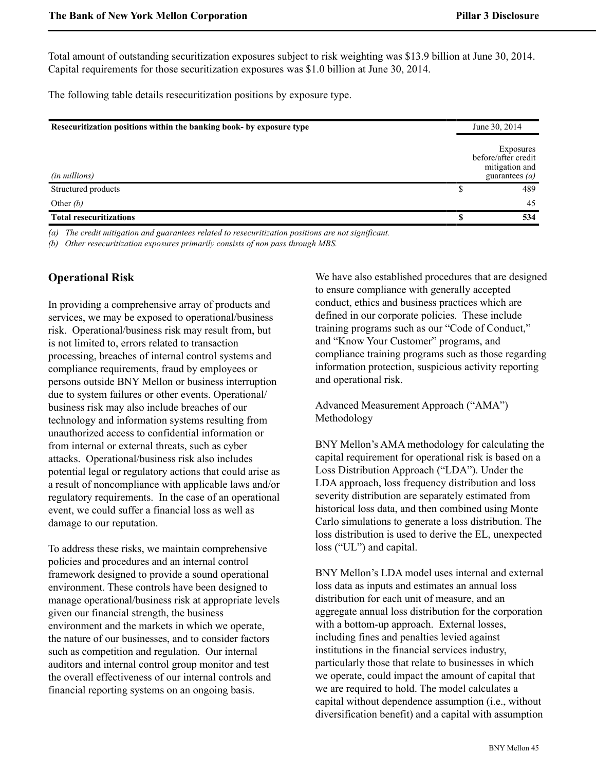Total amount of outstanding securitization exposures subject to risk weighting was $13.9 billion at June 30, 2014. Capital requirements for those securitization exposures was $1.0 billion at June 30, 2014.

The following table details resecuritization positions by exposure type.

| **Resecuritization positions within the banking book- by exposure type** | June 30, 2014 |
|---|---|
| *(in millions)* | Exposures before/after credit mitigation and guarantees *(a)* |
| Structured products | $ 489 |
| Other *(b)* | 45 |
| **Total resecuritizations** | **$ 534** |

*(a) The credit mitigation and guarantees related to resecuritization positions are not significant.*
*(b) Other resecuritization exposures primarily consists of non pass through MBS.*

## Operational Risk

In providing a comprehensive array of products and services, we may be exposed to operational/business risk. Operational/business risk may result from, but is not limited to, errors related to transaction processing, breaches of internal control systems and compliance requirements, fraud by employees or persons outside BNY Mellon or business interruption due to system failures or other events. Operational/business risk may also include breaches of our technology and information systems resulting from unauthorized access to confidential information or from internal or external threats, such as cyber attacks. Operational/business risk also includes potential legal or regulatory actions that could arise as a result of noncompliance with applicable laws and/or regulatory requirements. In the case of an operational event, we could suffer a financial loss as well as damage to our reputation.

To address these risks, we maintain comprehensive policies and procedures and an internal control framework designed to provide a sound operational environment. These controls have been designed to manage operational/business risk at appropriate levels given our financial strength, the business environment and the markets in which we operate, the nature of our businesses, and to consider factors such as competition and regulation. Our internal auditors and internal control group monitor and test the overall effectiveness of our internal controls and financial reporting systems on an ongoing basis.

We have also established procedures that are designed to ensure compliance with generally accepted conduct, ethics and business practices which are defined in our corporate policies. These include training programs such as our "Code of Conduct," and "Know Your Customer" programs, and compliance training programs such as those regarding information protection, suspicious activity reporting and operational risk.

Advanced Measurement Approach ("AMA") Methodology

BNY Mellon's AMA methodology for calculating the capital requirement for operational risk is based on a Loss Distribution Approach ("LDA"). Under the LDA approach, loss frequency distribution and loss severity distribution are separately estimated from historical loss data, and then combined using Monte Carlo simulations to generate a loss distribution. The loss distribution is used to derive the EL, unexpected loss ("UL") and capital.

BNY Mellon's LDA model uses internal and external loss data as inputs and estimates an annual loss distribution for each unit of measure, and an aggregate annual loss distribution for the corporation with a bottom-up approach. External losses, including fines and penalties levied against institutions in the financial services industry, particularly those that relate to businesses in which we operate, could impact the amount of capital that we are required to hold. The model calculates a capital without dependence assumption (i.e., without diversification benefit) and a capital with assumption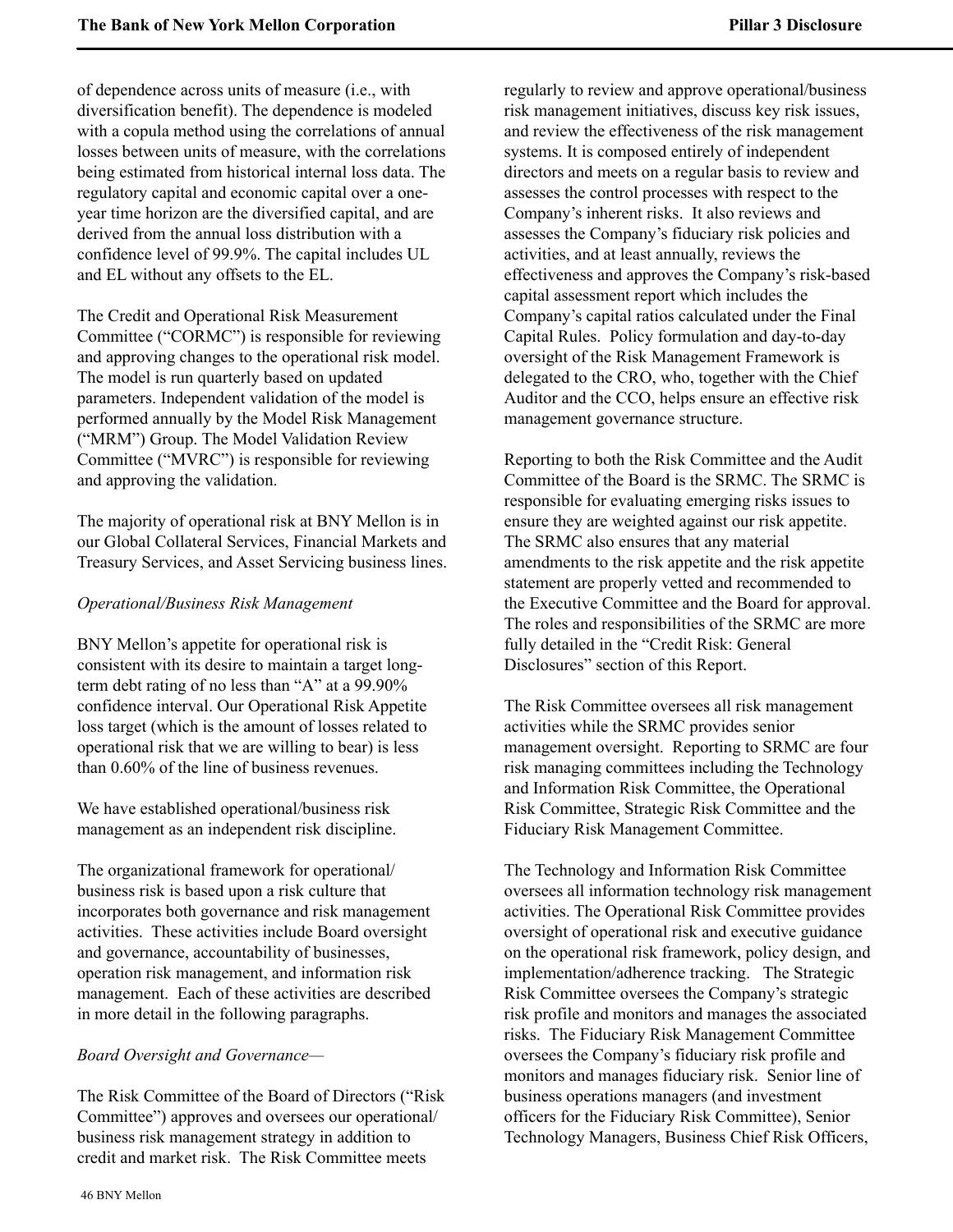of dependence across units of measure (i.e., with diversification benefit). The dependence is modeled with a copula method using the correlations of annual losses between units of measure, with the correlations being estimated from historical internal loss data. The regulatory capital and economic capital over a one-year time horizon are the diversified capital, and are derived from the annual loss distribution with a confidence level of 99.9%. The capital includes UL and EL without any offsets to the EL.

The Credit and Operational Risk Measurement Committee ("CORMC") is responsible for reviewing and approving changes to the operational risk model. The model is run quarterly based on updated parameters. Independent validation of the model is performed annually by the Model Risk Management ("MRM") Group. The Model Validation Review Committee ("MVRC") is responsible for reviewing and approving the validation.

The majority of operational risk at BNY Mellon is in our Global Collateral Services, Financial Markets and Treasury Services, and Asset Servicing business lines.

*Operational/Business Risk Management*

BNY Mellon's appetite for operational risk is consistent with its desire to maintain a target long-term debt rating of no less than "A" at a 99.90% confidence interval. Our Operational Risk Appetite loss target (which is the amount of losses related to operational risk that we are willing to bear) is less than 0.60% of the line of business revenues.

We have established operational/business risk management as an independent risk discipline.

The organizational framework for operational/business risk is based upon a risk culture that incorporates both governance and risk management activities. These activities include Board oversight and governance, accountability of businesses, operation risk management, and information risk management. Each of these activities are described in more detail in the following paragraphs.

*Board Oversight and Governance—*

The Risk Committee of the Board of Directors ("Risk Committee") approves and oversees our operational/business risk management strategy in addition to credit and market risk. The Risk Committee meets regularly to review and approve operational/business risk management initiatives, discuss key risk issues, and review the effectiveness of the risk management systems. It is composed entirely of independent directors and meets on a regular basis to review and assesses the control processes with respect to the Company's inherent risks. It also reviews and assesses the Company's fiduciary risk policies and activities, and at least annually, reviews the effectiveness and approves the Company's risk-based capital assessment report which includes the Company's capital ratios calculated under the Final Capital Rules. Policy formulation and day-to-day oversight of the Risk Management Framework is delegated to the CRO, who, together with the Chief Auditor and the CCO, helps ensure an effective risk management governance structure.

Reporting to both the Risk Committee and the Audit Committee of the Board is the SRMC. The SRMC is responsible for evaluating emerging risks issues to ensure they are weighted against our risk appetite. The SRMC also ensures that any material amendments to the risk appetite and the risk appetite statement are properly vetted and recommended to the Executive Committee and the Board for approval. The roles and responsibilities of the SRMC are more fully detailed in the "Credit Risk: General Disclosures" section of this Report.

The Risk Committee oversees all risk management activities while the SRMC provides senior management oversight. Reporting to SRMC are four risk managing committees including the Technology and Information Risk Committee, the Operational Risk Committee, Strategic Risk Committee and the Fiduciary Risk Management Committee.

The Technology and Information Risk Committee oversees all information technology risk management activities. The Operational Risk Committee provides oversight of operational risk and executive guidance on the operational risk framework, policy design, and implementation/adherence tracking. The Strategic Risk Committee oversees the Company's strategic risk profile and monitors and manages the associated risks. The Fiduciary Risk Management Committee oversees the Company's fiduciary risk profile and monitors and manages fiduciary risk. Senior line of business operations managers (and investment officers for the Fiduciary Risk Committee), Senior Technology Managers, Business Chief Risk Officers,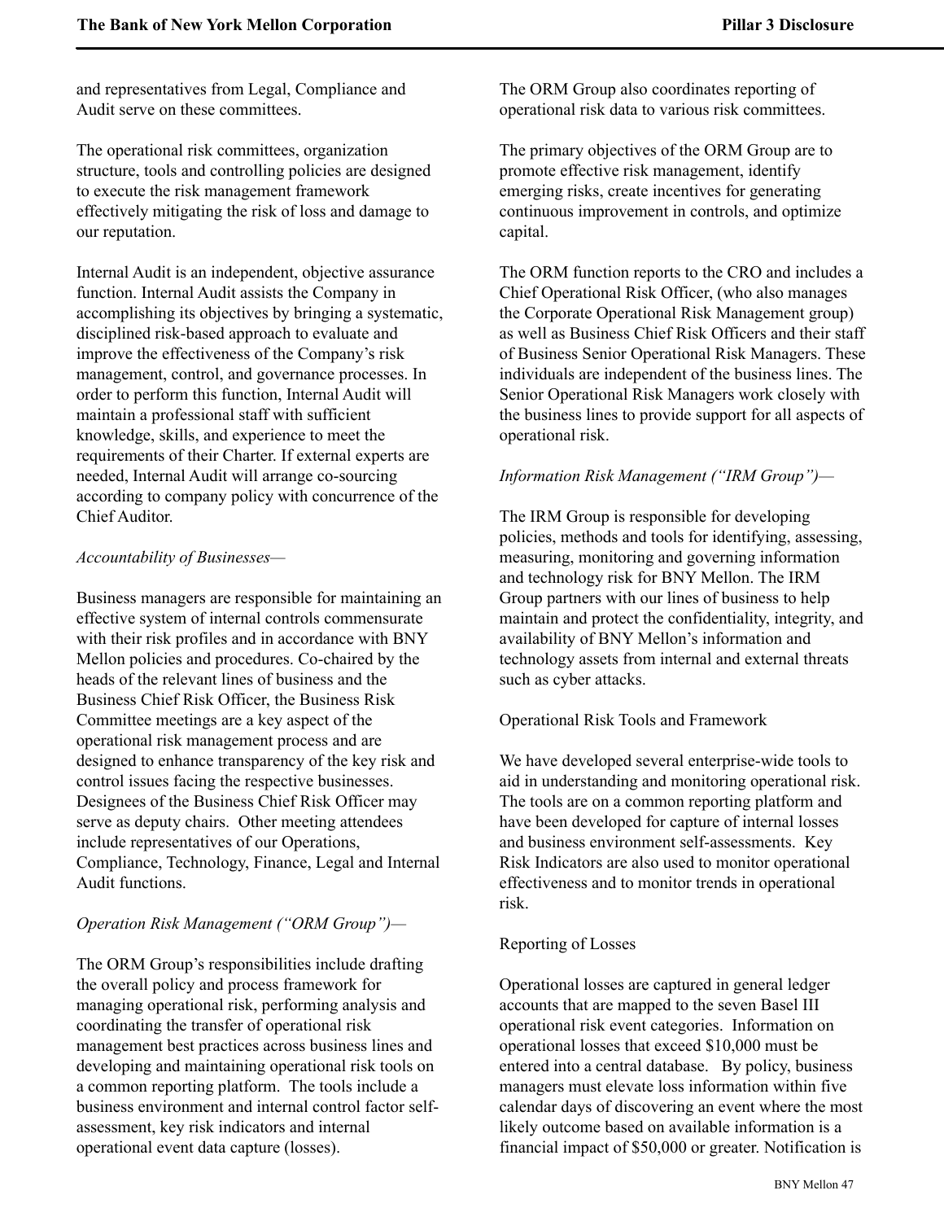and representatives from Legal, Compliance and Audit serve on these committees.

The operational risk committees, organization structure, tools and controlling policies are designed to execute the risk management framework effectively mitigating the risk of loss and damage to our reputation.

Internal Audit is an independent, objective assurance function. Internal Audit assists the Company in accomplishing its objectives by bringing a systematic, disciplined risk-based approach to evaluate and improve the effectiveness of the Company's risk management, control, and governance processes. In order to perform this function, Internal Audit will maintain a professional staff with sufficient knowledge, skills, and experience to meet the requirements of their Charter. If external experts are needed, Internal Audit will arrange co-sourcing according to company policy with concurrence of the Chief Auditor.

*Accountability of Businesses—*

Business managers are responsible for maintaining an effective system of internal controls commensurate with their risk profiles and in accordance with BNY Mellon policies and procedures. Co-chaired by the heads of the relevant lines of business and the Business Chief Risk Officer, the Business Risk Committee meetings are a key aspect of the operational risk management process and are designed to enhance transparency of the key risk and control issues facing the respective businesses. Designees of the Business Chief Risk Officer may serve as deputy chairs. Other meeting attendees include representatives of our Operations, Compliance, Technology, Finance, Legal and Internal Audit functions.

*Operation Risk Management ("ORM Group")—*

The ORM Group's responsibilities include drafting the overall policy and process framework for managing operational risk, performing analysis and coordinating the transfer of operational risk management best practices across business lines and developing and maintaining operational risk tools on a common reporting platform. The tools include a business environment and internal control factor self-assessment, key risk indicators and internal operational event data capture (losses).

The ORM Group also coordinates reporting of operational risk data to various risk committees.

The primary objectives of the ORM Group are to promote effective risk management, identify emerging risks, create incentives for generating continuous improvement in controls, and optimize capital.

The ORM function reports to the CRO and includes a Chief Operational Risk Officer, (who also manages the Corporate Operational Risk Management group) as well as Business Chief Risk Officers and their staff of Business Senior Operational Risk Managers. These individuals are independent of the business lines. The Senior Operational Risk Managers work closely with the business lines to provide support for all aspects of operational risk.

*Information Risk Management ("IRM Group")—*

The IRM Group is responsible for developing policies, methods and tools for identifying, assessing, measuring, monitoring and governing information and technology risk for BNY Mellon. The IRM Group partners with our lines of business to help maintain and protect the confidentiality, integrity, and availability of BNY Mellon's information and technology assets from internal and external threats such as cyber attacks.

Operational Risk Tools and Framework

We have developed several enterprise-wide tools to aid in understanding and monitoring operational risk. The tools are on a common reporting platform and have been developed for capture of internal losses and business environment self-assessments. Key Risk Indicators are also used to monitor operational effectiveness and to monitor trends in operational risk.

Reporting of Losses

Operational losses are captured in general ledger accounts that are mapped to the seven Basel III operational risk event categories. Information on operational losses that exceed $10,000 must be entered into a central database. By policy, business managers must elevate loss information within five calendar days of discovering an event where the most likely outcome based on available information is a financial impact of $50,000 or greater. Notification is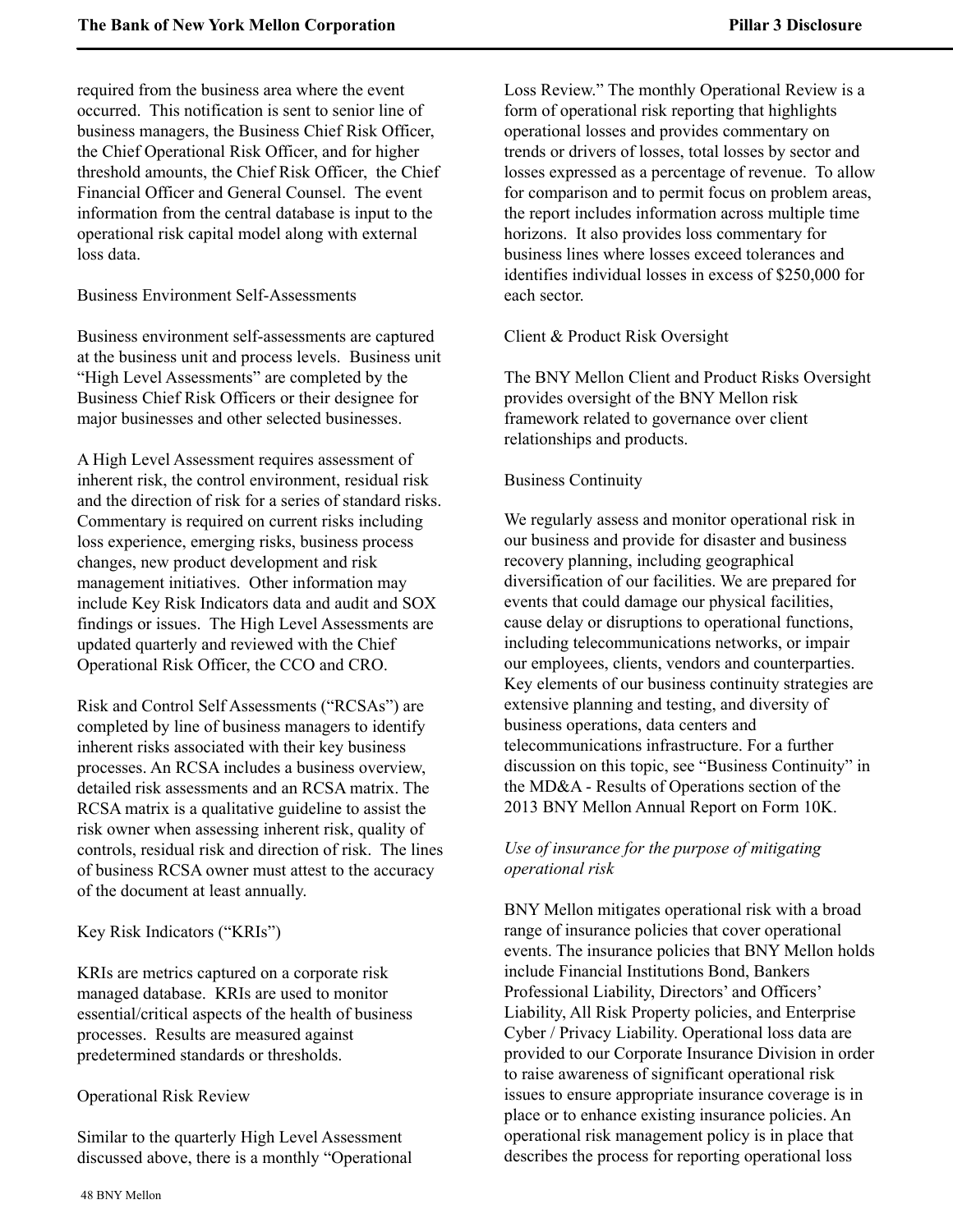required from the business area where the event occurred. This notification is sent to senior line of business managers, the Business Chief Risk Officer, the Chief Operational Risk Officer, and for higher threshold amounts, the Chief Risk Officer, the Chief Financial Officer and General Counsel. The event information from the central database is input to the operational risk capital model along with external loss data.

Business Environment Self-Assessments

Business environment self-assessments are captured at the business unit and process levels. Business unit "High Level Assessments" are completed by the Business Chief Risk Officers or their designee for major businesses and other selected businesses.

A High Level Assessment requires assessment of inherent risk, the control environment, residual risk and the direction of risk for a series of standard risks. Commentary is required on current risks including loss experience, emerging risks, business process changes, new product development and risk management initiatives. Other information may include Key Risk Indicators data and audit and SOX findings or issues. The High Level Assessments are updated quarterly and reviewed with the Chief Operational Risk Officer, the CCO and CRO.

Risk and Control Self Assessments ("RCSAs") are completed by line of business managers to identify inherent risks associated with their key business processes. An RCSA includes a business overview, detailed risk assessments and an RCSA matrix. The RCSA matrix is a qualitative guideline to assist the risk owner when assessing inherent risk, quality of controls, residual risk and direction of risk. The lines of business RCSA owner must attest to the accuracy of the document at least annually.

Key Risk Indicators ("KRIs")

KRIs are metrics captured on a corporate risk managed database. KRIs are used to monitor essential/critical aspects of the health of business processes. Results are measured against predetermined standards or thresholds.

Operational Risk Review

Similar to the quarterly High Level Assessment discussed above, there is a monthly "Operational Loss Review." The monthly Operational Review is a form of operational risk reporting that highlights operational losses and provides commentary on trends or drivers of losses, total losses by sector and losses expressed as a percentage of revenue. To allow for comparison and to permit focus on problem areas, the report includes information across multiple time horizons. It also provides loss commentary for business lines where losses exceed tolerances and identifies individual losses in excess of $250,000 for each sector.

Client & Product Risk Oversight

The BNY Mellon Client and Product Risks Oversight provides oversight of the BNY Mellon risk framework related to governance over client relationships and products.

Business Continuity

We regularly assess and monitor operational risk in our business and provide for disaster and business recovery planning, including geographical diversification of our facilities. We are prepared for events that could damage our physical facilities, cause delay or disruptions to operational functions, including telecommunications networks, or impair our employees, clients, vendors and counterparties. Key elements of our business continuity strategies are extensive planning and testing, and diversity of business operations, data centers and telecommunications infrastructure. For a further discussion on this topic, see "Business Continuity" in the MD&A - Results of Operations section of the 2013 BNY Mellon Annual Report on Form 10K.

*Use of insurance for the purpose of mitigating operational risk*

BNY Mellon mitigates operational risk with a broad range of insurance policies that cover operational events. The insurance policies that BNY Mellon holds include Financial Institutions Bond, Bankers Professional Liability, Directors' and Officers' Liability, All Risk Property policies, and Enterprise Cyber / Privacy Liability. Operational loss data are provided to our Corporate Insurance Division in order to raise awareness of significant operational risk issues to ensure appropriate insurance coverage is in place or to enhance existing insurance policies. An operational risk management policy is in place that describes the process for reporting operational loss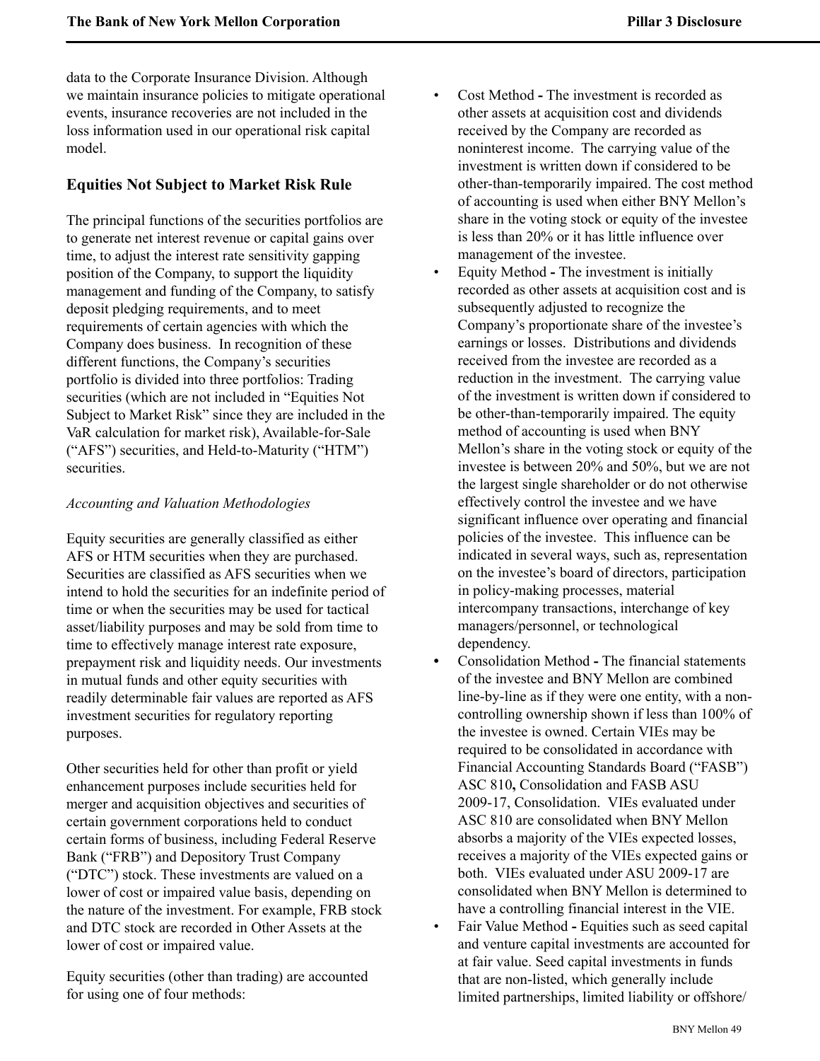data to the Corporate Insurance Division. Although we maintain insurance policies to mitigate operational events, insurance recoveries are not included in the loss information used in our operational risk capital model.

## Equities Not Subject to Market Risk Rule

The principal functions of the securities portfolios are to generate net interest revenue or capital gains over time, to adjust the interest rate sensitivity gapping position of the Company, to support the liquidity management and funding of the Company, to satisfy deposit pledging requirements, and to meet requirements of certain agencies with which the Company does business. In recognition of these different functions, the Company's securities portfolio is divided into three portfolios: Trading securities (which are not included in "Equities Not Subject to Market Risk" since they are included in the VaR calculation for market risk), Available-for-Sale ("AFS") securities, and Held-to-Maturity ("HTM") securities.

*Accounting and Valuation Methodologies*

Equity securities are generally classified as either AFS or HTM securities when they are purchased. Securities are classified as AFS securities when we intend to hold the securities for an indefinite period of time or when the securities may be used for tactical asset/liability purposes and may be sold from time to time to effectively manage interest rate exposure, prepayment risk and liquidity needs. Our investments in mutual funds and other equity securities with readily determinable fair values are reported as AFS investment securities for regulatory reporting purposes.

Other securities held for other than profit or yield enhancement purposes include securities held for merger and acquisition objectives and securities of certain government corporations held to conduct certain forms of business, including Federal Reserve Bank ("FRB") and Depository Trust Company ("DTC") stock. These investments are valued on a lower of cost or impaired value basis, depending on the nature of the investment. For example, FRB stock and DTC stock are recorded in Other Assets at the lower of cost or impaired value.

Equity securities (other than trading) are accounted for using one of four methods:

- Cost Method **-** The investment is recorded as other assets at acquisition cost and dividends received by the Company are recorded as noninterest income. The carrying value of the investment is written down if considered to be other-than-temporarily impaired. The cost method of accounting is used when either BNY Mellon's share in the voting stock or equity of the investee is less than 20% or it has little influence over management of the investee.
- Equity Method **-** The investment is initially recorded as other assets at acquisition cost and is subsequently adjusted to recognize the Company's proportionate share of the investee's earnings or losses. Distributions and dividends received from the investee are recorded as a reduction in the investment. The carrying value of the investment is written down if considered to be other-than-temporarily impaired. The equity method of accounting is used when BNY Mellon's share in the voting stock or equity of the investee is between 20% and 50%, but we are not the largest single shareholder or do not otherwise effectively control the investee and we have significant influence over operating and financial policies of the investee. This influence can be indicated in several ways, such as, representation on the investee's board of directors, participation in policy-making processes, material intercompany transactions, interchange of key managers/personnel, or technological dependency.
- Consolidation Method **-** The financial statements of the investee and BNY Mellon are combined line-by-line as if they were one entity, with a non-controlling ownership shown if less than 100% of the investee is owned. Certain VIEs may be required to be consolidated in accordance with Financial Accounting Standards Board ("FASB") ASC 810**,** Consolidation and FASB ASU 2009-17, Consolidation. VIEs evaluated under ASC 810 are consolidated when BNY Mellon absorbs a majority of the VIEs expected losses, receives a majority of the VIEs expected gains or both. VIEs evaluated under ASU 2009-17 are consolidated when BNY Mellon is determined to have a controlling financial interest in the VIE.
- Fair Value Method **-** Equities such as seed capital and venture capital investments are accounted for at fair value. Seed capital investments in funds that are non-listed, which generally include limited partnerships, limited liability or offshore/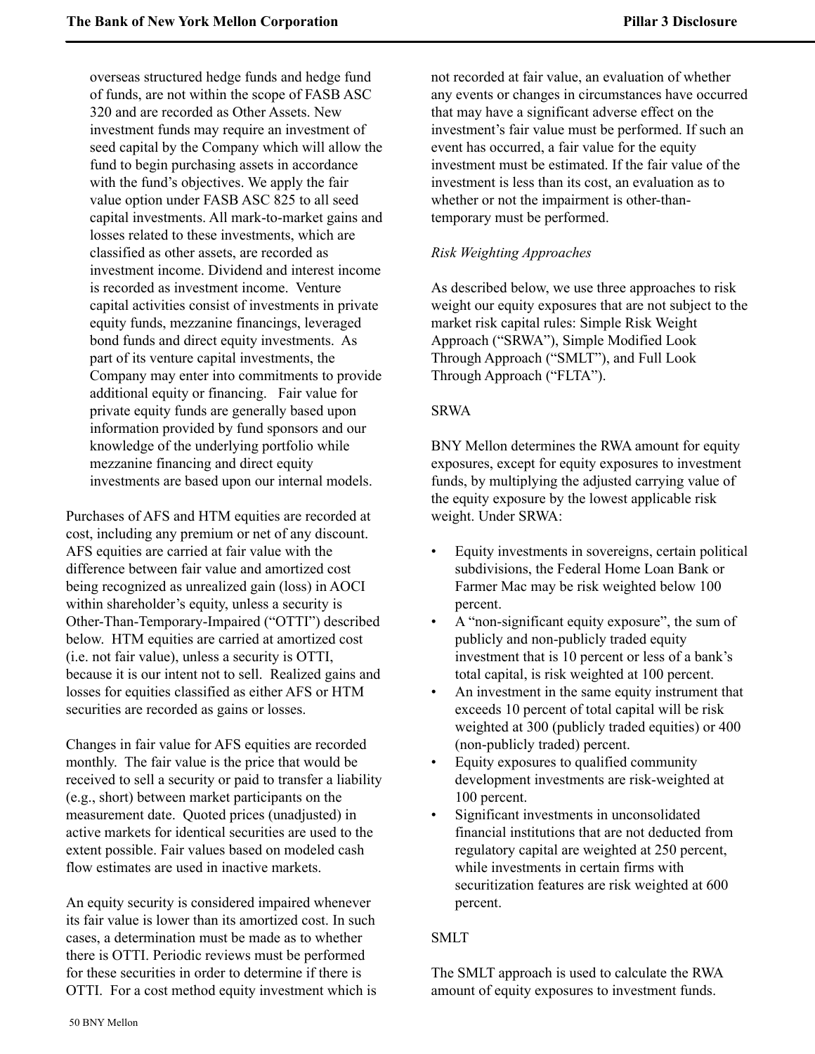overseas structured hedge funds and hedge fund of funds, are not within the scope of FASB ASC 320 and are recorded as Other Assets. New investment funds may require an investment of seed capital by the Company which will allow the fund to begin purchasing assets in accordance with the fund's objectives. We apply the fair value option under FASB ASC 825 to all seed capital investments. All mark-to-market gains and losses related to these investments, which are classified as other assets, are recorded as investment income. Dividend and interest income is recorded as investment income. Venture capital activities consist of investments in private equity funds, mezzanine financings, leveraged bond funds and direct equity investments. As part of its venture capital investments, the Company may enter into commitments to provide additional equity or financing. Fair value for private equity funds are generally based upon information provided by fund sponsors and our knowledge of the underlying portfolio while mezzanine financing and direct equity investments are based upon our internal models.

Purchases of AFS and HTM equities are recorded at cost, including any premium or net of any discount. AFS equities are carried at fair value with the difference between fair value and amortized cost being recognized as unrealized gain (loss) in AOCI within shareholder's equity, unless a security is Other-Than-Temporary-Impaired ("OTTI") described below. HTM equities are carried at amortized cost (i.e. not fair value), unless a security is OTTI, because it is our intent not to sell. Realized gains and losses for equities classified as either AFS or HTM securities are recorded as gains or losses.

Changes in fair value for AFS equities are recorded monthly. The fair value is the price that would be received to sell a security or paid to transfer a liability (e.g., short) between market participants on the measurement date. Quoted prices (unadjusted) in active markets for identical securities are used to the extent possible. Fair values based on modeled cash flow estimates are used in inactive markets.

An equity security is considered impaired whenever its fair value is lower than its amortized cost. In such cases, a determination must be made as to whether there is OTTI. Periodic reviews must be performed for these securities in order to determine if there is OTTI. For a cost method equity investment which is not recorded at fair value, an evaluation of whether any events or changes in circumstances have occurred that may have a significant adverse effect on the investment's fair value must be performed. If such an event has occurred, a fair value for the equity investment must be estimated. If the fair value of the investment is less than its cost, an evaluation as to whether or not the impairment is other-than-temporary must be performed.

*Risk Weighting Approaches*

As described below, we use three approaches to risk weight our equity exposures that are not subject to the market risk capital rules: Simple Risk Weight Approach ("SRWA"), Simple Modified Look Through Approach ("SMLT"), and Full Look Through Approach ("FLTA").

SRWA

BNY Mellon determines the RWA amount for equity exposures, except for equity exposures to investment funds, by multiplying the adjusted carrying value of the equity exposure by the lowest applicable risk weight. Under SRWA:

- Equity investments in sovereigns, certain political subdivisions, the Federal Home Loan Bank or Farmer Mac may be risk weighted below 100 percent.
- A "non-significant equity exposure", the sum of publicly and non-publicly traded equity investment that is 10 percent or less of a bank's total capital, is risk weighted at 100 percent.
- An investment in the same equity instrument that exceeds 10 percent of total capital will be risk weighted at 300 (publicly traded equities) or 400 (non-publicly traded) percent.
- Equity exposures to qualified community development investments are risk-weighted at 100 percent.
- Significant investments in unconsolidated financial institutions that are not deducted from regulatory capital are weighted at 250 percent, while investments in certain firms with securitization features are risk weighted at 600 percent.

SMLT

The SMLT approach is used to calculate the RWA amount of equity exposures to investment funds.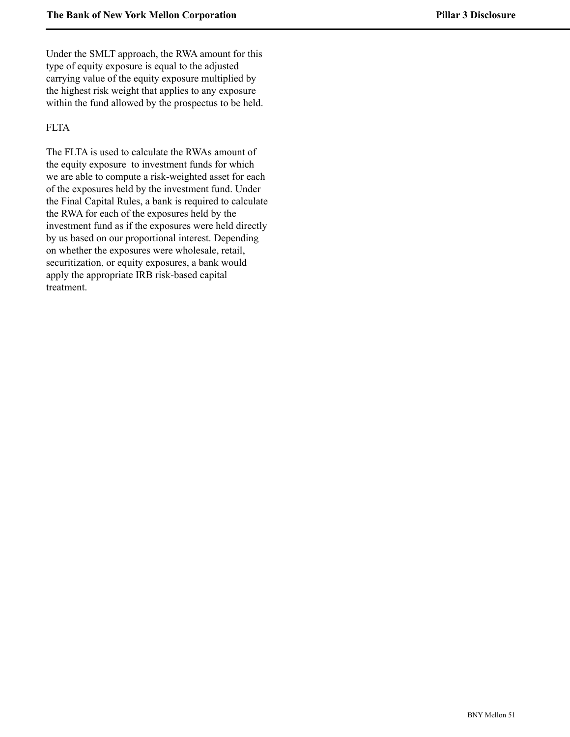Under the SMLT approach, the RWA amount for this type of equity exposure is equal to the adjusted carrying value of the equity exposure multiplied by the highest risk weight that applies to any exposure within the fund allowed by the prospectus to be held.

FLTA

The FLTA is used to calculate the RWAs amount of the equity exposure  to investment funds for which we are able to compute a risk-weighted asset for each of the exposures held by the investment fund. Under the Final Capital Rules, a bank is required to calculate the RWA for each of the exposures held by the investment fund as if the exposures were held directly by us based on our proportional interest. Depending on whether the exposures were wholesale, retail, securitization, or equity exposures, a bank would apply the appropriate IRB risk-based capital treatment.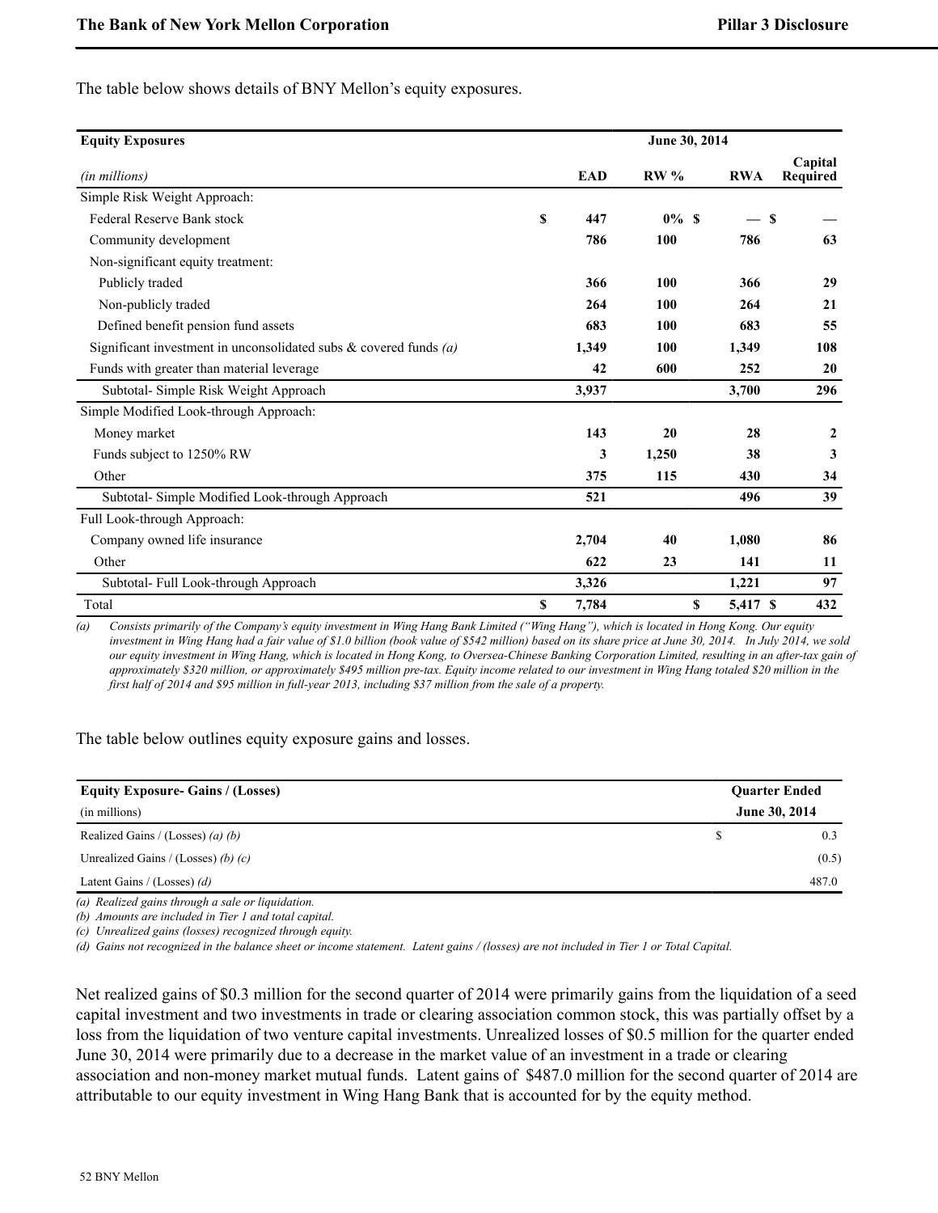The table below shows details of BNY Mellon's equity exposures.

| **Equity Exposures** | **June 30, 2014** | | | |
|---|---|---|---|---|
| *(in millions)* | **EAD** | **RW %** | **RWA** | **Capital Required** |
| Simple Risk Weight Approach: | | | | |
| Federal Reserve Bank stock | $ 447 | 0% | $ — | $ — |
| Community development | 786 | 100 | 786 | 63 |
| Non-significant equity treatment: | | | | |
| Publicly traded | 366 | 100 | 366 | 29 |
| Non-publicly traded | 264 | 100 | 264 | 21 |
| Defined benefit pension fund assets | 683 | 100 | 683 | 55 |
| Significant investment in unconsolidated subs & covered funds *(a)* | 1,349 | 100 | 1,349 | 108 |
| Funds with greater than material leverage | 42 | 600 | 252 | 20 |
| Subtotal- Simple Risk Weight Approach | 3,937 | | 3,700 | 296 |
| Simple Modified Look-through Approach: | | | | |
| Money market | 143 | 20 | 28 | 2 |
| Funds subject to 1250% RW | 3 | 1,250 | 38 | 3 |
| Other | 375 | 115 | 430 | 34 |
| Subtotal- Simple Modified Look-through Approach | 521 | | 496 | 39 |
| Full Look-through Approach: | | | | |
| Company owned life insurance | 2,704 | 40 | 1,080 | 86 |
| Other | 622 | 23 | 141 | 11 |
| Subtotal- Full Look-through Approach | 3,326 | | 1,221 | 97 |
| Total | $ 7,784 | | $ 5,417 | $ 432 |

*(a) Consists primarily of the Company's equity investment in Wing Hang Bank Limited ("Wing Hang"), which is located in Hong Kong. Our equity investment in Wing Hang had a fair value of $1.0 billion (book value of $542 million) based on its share price at June 30, 2014. In July 2014, we sold our equity investment in Wing Hang, which is located in Hong Kong, to Oversea-Chinese Banking Corporation Limited, resulting in an after-tax gain of approximately $320 million, or approximately $495 million pre-tax. Equity income related to our investment in Wing Hang totaled $20 million in the first half of 2014 and $95 million in full-year 2013, including $37 million from the sale of a property.*

The table below outlines equity exposure gains and losses.

| **Equity Exposure- Gains / (Losses)** | **Quarter Ended** |
|---|---|
| (in millions) | **June 30, 2014** |
| Realized Gains / (Losses) *(a) (b)* | $ 0.3 |
| Unrealized Gains / (Losses) *(b) (c)* | (0.5) |
| Latent Gains / (Losses) *(d)* | 487.0 |

*(a) Realized gains through a sale or liquidation.*
*(b) Amounts are included in Tier 1 and total capital.*
*(c) Unrealized gains (losses) recognized through equity.*
*(d) Gains not recognized in the balance sheet or income statement. Latent gains / (losses) are not included in Tier 1 or Total Capital.*

Net realized gains of $0.3 million for the second quarter of 2014 were primarily gains from the liquidation of a seed capital investment and two investments in trade or clearing association common stock, this was partially offset by a loss from the liquidation of two venture capital investments. Unrealized losses of $0.5 million for the quarter ended June 30, 2014 were primarily due to a decrease in the market value of an investment in a trade or clearing association and non-money market mutual funds. Latent gains of $487.0 million for the second quarter of 2014 are attributable to our equity investment in Wing Hang Bank that is accounted for by the equity method.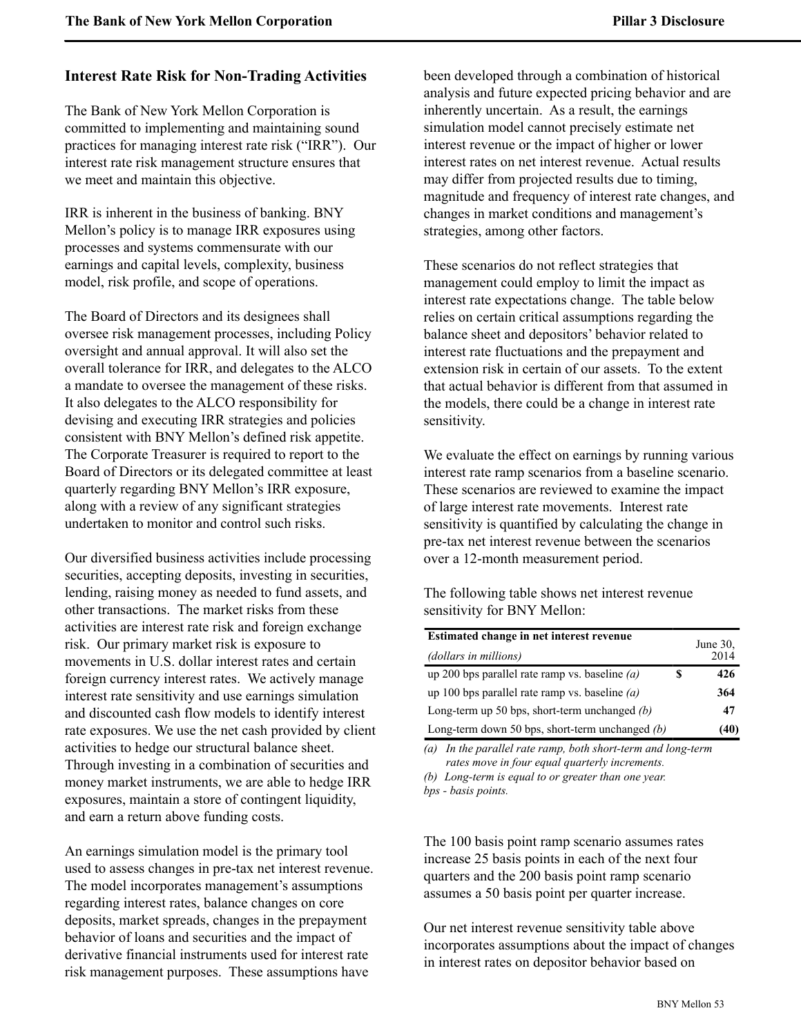## Interest Rate Risk for Non-Trading Activities

The Bank of New York Mellon Corporation is committed to implementing and maintaining sound practices for managing interest rate risk ("IRR"). Our interest rate risk management structure ensures that we meet and maintain this objective.

IRR is inherent in the business of banking. BNY Mellon's policy is to manage IRR exposures using processes and systems commensurate with our earnings and capital levels, complexity, business model, risk profile, and scope of operations.

The Board of Directors and its designees shall oversee risk management processes, including Policy oversight and annual approval. It will also set the overall tolerance for IRR, and delegates to the ALCO a mandate to oversee the management of these risks. It also delegates to the ALCO responsibility for devising and executing IRR strategies and policies consistent with BNY Mellon's defined risk appetite. The Corporate Treasurer is required to report to the Board of Directors or its delegated committee at least quarterly regarding BNY Mellon's IRR exposure, along with a review of any significant strategies undertaken to monitor and control such risks.

Our diversified business activities include processing securities, accepting deposits, investing in securities, lending, raising money as needed to fund assets, and other transactions. The market risks from these activities are interest rate risk and foreign exchange risk. Our primary market risk is exposure to movements in U.S. dollar interest rates and certain foreign currency interest rates. We actively manage interest rate sensitivity and use earnings simulation and discounted cash flow models to identify interest rate exposures. We use the net cash provided by client activities to hedge our structural balance sheet. Through investing in a combination of securities and money market instruments, we are able to hedge IRR exposures, maintain a store of contingent liquidity, and earn a return above funding costs.

An earnings simulation model is the primary tool used to assess changes in pre-tax net interest revenue. The model incorporates management's assumptions regarding interest rates, balance changes on core deposits, market spreads, changes in the prepayment behavior of loans and securities and the impact of derivative financial instruments used for interest rate risk management purposes. These assumptions have been developed through a combination of historical analysis and future expected pricing behavior and are inherently uncertain. As a result, the earnings simulation model cannot precisely estimate net interest revenue or the impact of higher or lower interest rates on net interest revenue. Actual results may differ from projected results due to timing, magnitude and frequency of interest rate changes, and changes in market conditions and management's strategies, among other factors.

These scenarios do not reflect strategies that management could employ to limit the impact as interest rate expectations change. The table below relies on certain critical assumptions regarding the balance sheet and depositors' behavior related to interest rate fluctuations and the prepayment and extension risk in certain of our assets. To the extent that actual behavior is different from that assumed in the models, there could be a change in interest rate sensitivity.

We evaluate the effect on earnings by running various interest rate ramp scenarios from a baseline scenario. These scenarios are reviewed to examine the impact of large interest rate movements. Interest rate sensitivity is quantified by calculating the change in pre-tax net interest revenue between the scenarios over a 12-month measurement period.

The following table shows net interest revenue sensitivity for BNY Mellon:

| **Estimated change in net interest revenue** *(dollars in millions)* | June 30, 2014 |
|---|---|
| up 200 bps parallel rate ramp vs. baseline *(a)* | $ **426** |
| up 100 bps parallel rate ramp vs. baseline *(a)* | **364** |
| Long-term up 50 bps, short-term unchanged *(b)* | **47** |
| Long-term down 50 bps, short-term unchanged *(b)* | **(40)** |

*(a) In the parallel rate ramp, both short-term and long-term rates move in four equal quarterly increments.*
*(b) Long-term is equal to or greater than one year.*
*bps - basis points.*

The 100 basis point ramp scenario assumes rates increase 25 basis points in each of the next four quarters and the 200 basis point ramp scenario assumes a 50 basis point per quarter increase.

Our net interest revenue sensitivity table above incorporates assumptions about the impact of changes in interest rates on depositor behavior based on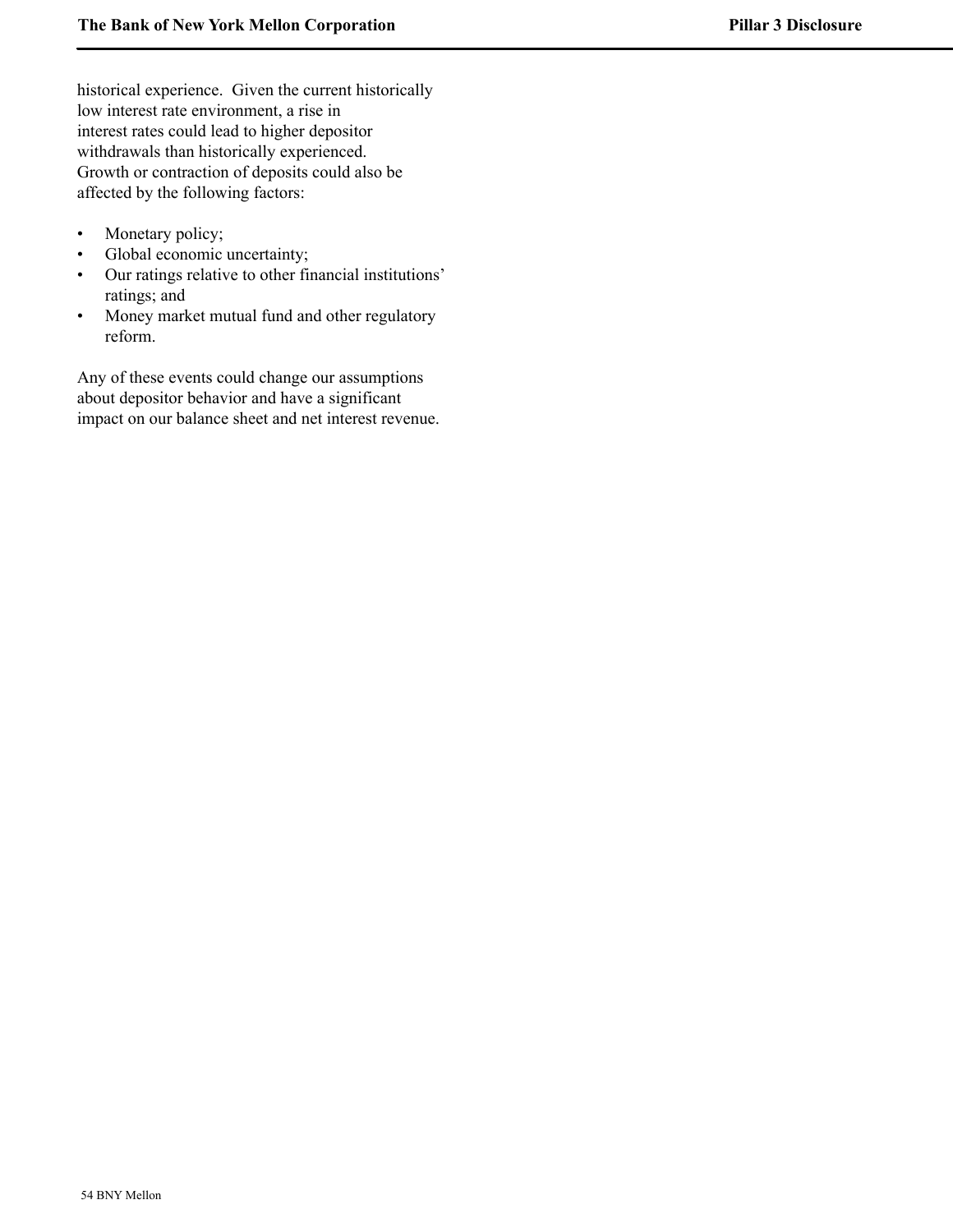historical experience. Given the current historically low interest rate environment, a rise in interest rates could lead to higher depositor withdrawals than historically experienced. Growth or contraction of deposits could also be affected by the following factors:

- Monetary policy;
- Global economic uncertainty;
- Our ratings relative to other financial institutions' ratings; and
- Money market mutual fund and other regulatory reform.

Any of these events could change our assumptions about depositor behavior and have a significant impact on our balance sheet and net interest revenue.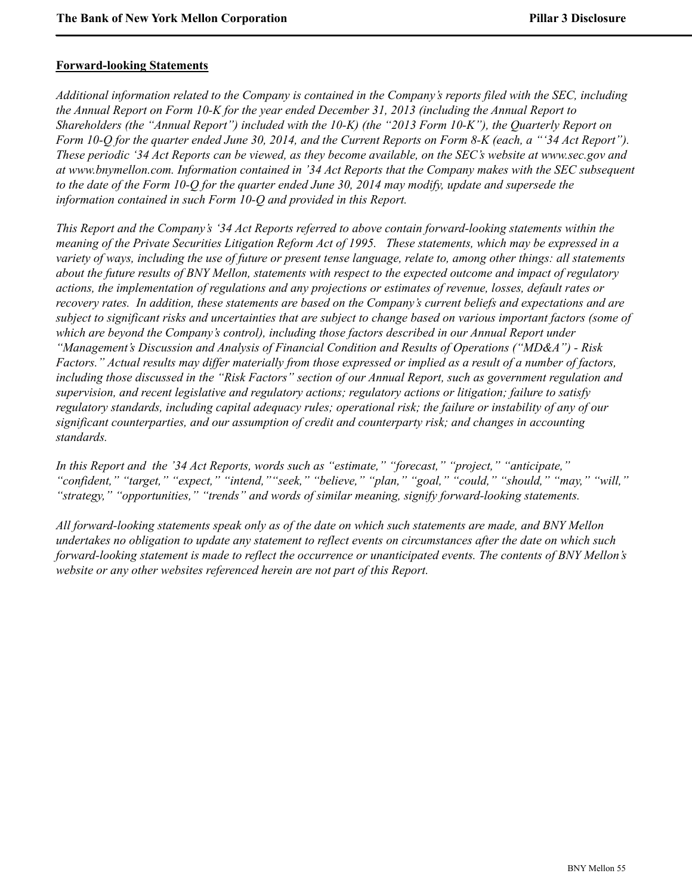## Forward-looking Statements

*Additional information related to the Company is contained in the Company's reports filed with the SEC, including the Annual Report on Form 10-K for the year ended December 31, 2013 (including the Annual Report to Shareholders (the "Annual Report") included with the 10-K) (the "2013 Form 10-K"), the Quarterly Report on Form 10-Q for the quarter ended June 30, 2014, and the Current Reports on Form 8-K (each, a "'34 Act Report"). These periodic '34 Act Reports can be viewed, as they become available, on the SEC's website at www.sec.gov and at www.bnymellon.com. Information contained in '34 Act Reports that the Company makes with the SEC subsequent to the date of the Form 10-Q for the quarter ended June 30, 2014 may modify, update and supersede the information contained in such Form 10-Q and provided in this Report.*

*This Report and the Company's '34 Act Reports referred to above contain forward-looking statements within the meaning of the Private Securities Litigation Reform Act of 1995. These statements, which may be expressed in a variety of ways, including the use of future or present tense language, relate to, among other things: all statements about the future results of BNY Mellon, statements with respect to the expected outcome and impact of regulatory actions, the implementation of regulations and any projections or estimates of revenue, losses, default rates or recovery rates. In addition, these statements are based on the Company's current beliefs and expectations and are subject to significant risks and uncertainties that are subject to change based on various important factors (some of which are beyond the Company's control), including those factors described in our Annual Report under "Management's Discussion and Analysis of Financial Condition and Results of Operations ("MD&A") - Risk Factors." Actual results may differ materially from those expressed or implied as a result of a number of factors, including those discussed in the "Risk Factors" section of our Annual Report, such as government regulation and supervision, and recent legislative and regulatory actions; regulatory actions or litigation; failure to satisfy regulatory standards, including capital adequacy rules; operational risk; the failure or instability of any of our significant counterparties, and our assumption of credit and counterparty risk; and changes in accounting standards.*

*In this Report and the '34 Act Reports, words such as "estimate," "forecast," "project," "anticipate," "confident," "target," "expect," "intend," "seek," "believe," "plan," "goal," "could," "should," "may," "will," "strategy," "opportunities," "trends" and words of similar meaning, signify forward-looking statements.*

*All forward-looking statements speak only as of the date on which such statements are made, and BNY Mellon undertakes no obligation to update any statement to reflect events on circumstances after the date on which such forward-looking statement is made to reflect the occurrence or unanticipated events. The contents of BNY Mellon's website or any other websites referenced herein are not part of this Report.*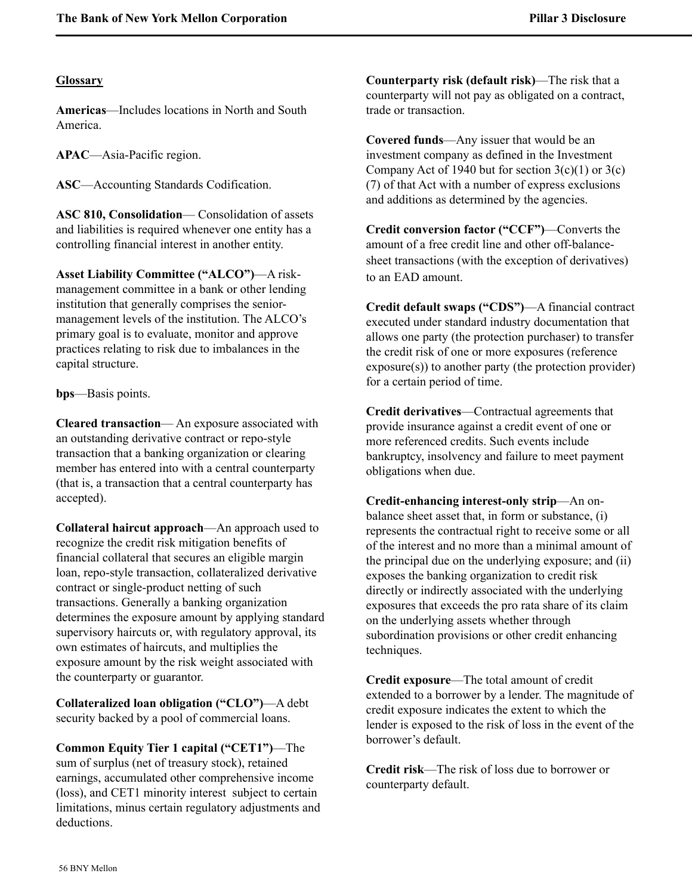## Glossary

**Americas**—Includes locations in North and South America.

**APAC**—Asia-Pacific region.

**ASC**—Accounting Standards Codification.

**ASC 810, Consolidation**— Consolidation of assets and liabilities is required whenever one entity has a controlling financial interest in another entity.

**Asset Liability Committee (“ALCO”)**—A risk-management committee in a bank or other lending institution that generally comprises the senior-management levels of the institution. The ALCO’s primary goal is to evaluate, monitor and approve practices relating to risk due to imbalances in the capital structure.

**bps**—Basis points.

**Cleared transaction**— An exposure associated with an outstanding derivative contract or repo-style transaction that a banking organization or clearing member has entered into with a central counterparty (that is, a transaction that a central counterparty has accepted).

**Collateral haircut approach**—An approach used to recognize the credit risk mitigation benefits of financial collateral that secures an eligible margin loan, repo-style transaction, collateralized derivative contract or single-product netting of such transactions. Generally a banking organization determines the exposure amount by applying standard supervisory haircuts or, with regulatory approval, its own estimates of haircuts, and multiplies the exposure amount by the risk weight associated with the counterparty or guarantor.

**Collateralized loan obligation (“CLO”)**—A debt security backed by a pool of commercial loans.

**Common Equity Tier 1 capital (“CET1”)**—The sum of surplus (net of treasury stock), retained earnings, accumulated other comprehensive income (loss), and CET1 minority interest subject to certain limitations, minus certain regulatory adjustments and deductions.

**Counterparty risk (default risk)**—The risk that a counterparty will not pay as obligated on a contract, trade or transaction.

**Covered funds**—Any issuer that would be an investment company as defined in the Investment Company Act of 1940 but for section 3(c)(1) or 3(c)(7) of that Act with a number of express exclusions and additions as determined by the agencies.

**Credit conversion factor (“CCF”)**—Converts the amount of a free credit line and other off-balance-sheet transactions (with the exception of derivatives) to an EAD amount.

**Credit default swaps (“CDS”)**—A financial contract executed under standard industry documentation that allows one party (the protection purchaser) to transfer the credit risk of one or more exposures (reference exposure(s)) to another party (the protection provider) for a certain period of time.

**Credit derivatives**—Contractual agreements that provide insurance against a credit event of one or more referenced credits. Such events include bankruptcy, insolvency and failure to meet payment obligations when due.

**Credit-enhancing interest-only strip**—An on-balance sheet asset that, in form or substance, (i) represents the contractual right to receive some or all of the interest and no more than a minimal amount of the principal due on the underlying exposure; and (ii) exposes the banking organization to credit risk directly or indirectly associated with the underlying exposures that exceeds the pro rata share of its claim on the underlying assets whether through subordination provisions or other credit enhancing techniques.

**Credit exposure**—The total amount of credit extended to a borrower by a lender. The magnitude of credit exposure indicates the extent to which the lender is exposed to the risk of loss in the event of the borrower’s default.

**Credit risk**—The risk of loss due to borrower or counterparty default.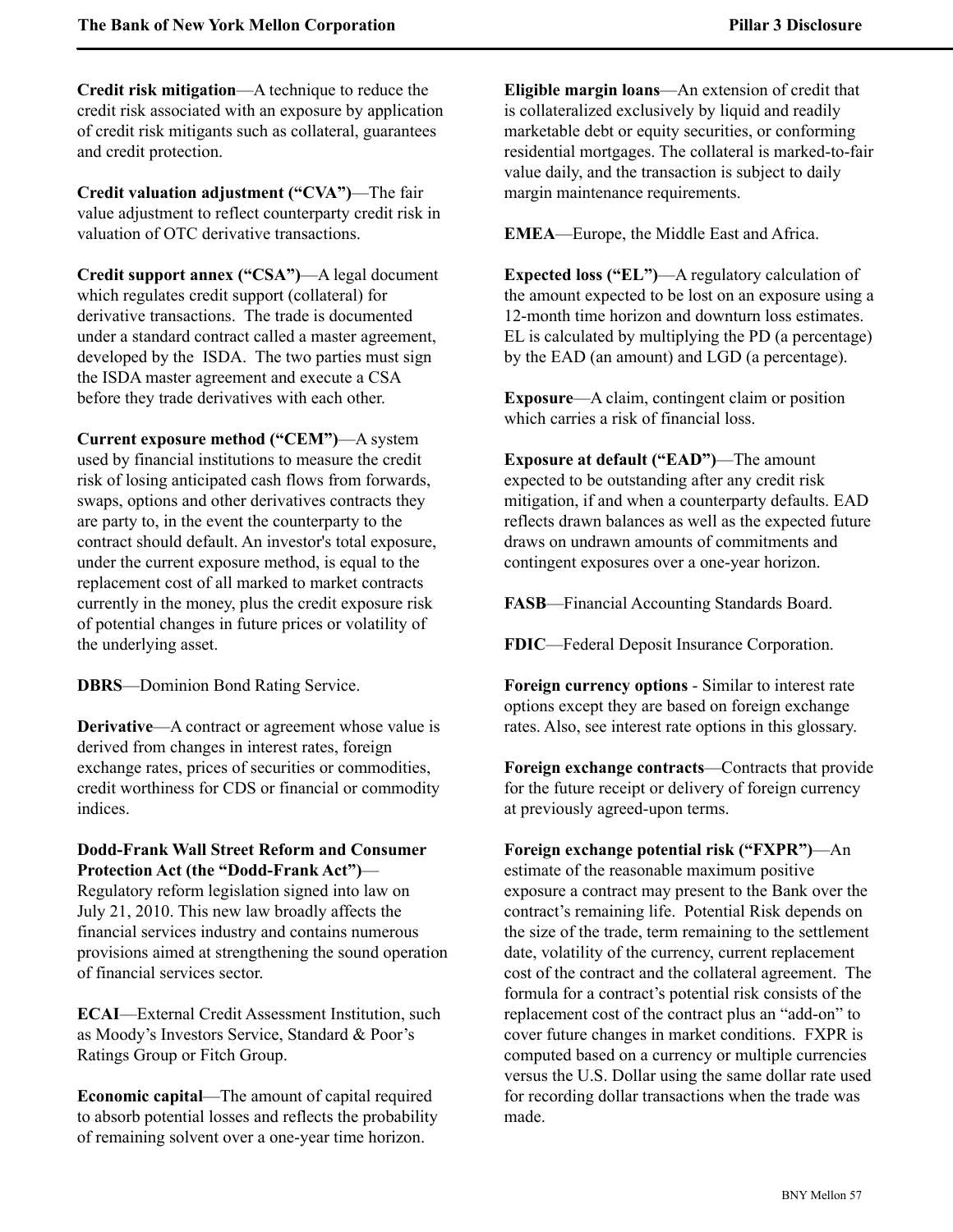**Credit risk mitigation**—A technique to reduce the credit risk associated with an exposure by application of credit risk mitigants such as collateral, guarantees and credit protection.

**Credit valuation adjustment (“CVA”)**—The fair value adjustment to reflect counterparty credit risk in valuation of OTC derivative transactions.

**Credit support annex (“CSA”)**—A legal document which regulates credit support (collateral) for derivative transactions. The trade is documented under a standard contract called a master agreement, developed by the ISDA. The two parties must sign the ISDA master agreement and execute a CSA before they trade derivatives with each other.

**Current exposure method (“CEM”)**—A system used by financial institutions to measure the credit risk of losing anticipated cash flows from forwards, swaps, options and other derivatives contracts they are party to, in the event the counterparty to the contract should default. An investor's total exposure, under the current exposure method, is equal to the replacement cost of all marked to market contracts currently in the money, plus the credit exposure risk of potential changes in future prices or volatility of the underlying asset.

**DBRS**—Dominion Bond Rating Service.

**Derivative**—A contract or agreement whose value is derived from changes in interest rates, foreign exchange rates, prices of securities or commodities, credit worthiness for CDS or financial or commodity indices.

**Dodd-Frank Wall Street Reform and Consumer Protection Act (the “Dodd-Frank Act”)**—Regulatory reform legislation signed into law on July 21, 2010. This new law broadly affects the financial services industry and contains numerous provisions aimed at strengthening the sound operation of financial services sector.

**ECAI**—External Credit Assessment Institution, such as Moody’s Investors Service, Standard & Poor’s Ratings Group or Fitch Group.

**Economic capital**—The amount of capital required to absorb potential losses and reflects the probability of remaining solvent over a one-year time horizon.

**Eligible margin loans**—An extension of credit that is collateralized exclusively by liquid and readily marketable debt or equity securities, or conforming residential mortgages. The collateral is marked-to-fair value daily, and the transaction is subject to daily margin maintenance requirements.

**EMEA**—Europe, the Middle East and Africa.

**Expected loss (“EL”)**—A regulatory calculation of the amount expected to be lost on an exposure using a 12-month time horizon and downturn loss estimates. EL is calculated by multiplying the PD (a percentage) by the EAD (an amount) and LGD (a percentage).

**Exposure**—A claim, contingent claim or position which carries a risk of financial loss.

**Exposure at default (“EAD”)**—The amount expected to be outstanding after any credit risk mitigation, if and when a counterparty defaults. EAD reflects drawn balances as well as the expected future draws on undrawn amounts of commitments and contingent exposures over a one-year horizon.

**FASB**—Financial Accounting Standards Board.

**FDIC**—Federal Deposit Insurance Corporation.

**Foreign currency options** - Similar to interest rate options except they are based on foreign exchange rates. Also, see interest rate options in this glossary.

**Foreign exchange contracts**—Contracts that provide for the future receipt or delivery of foreign currency at previously agreed-upon terms.

**Foreign exchange potential risk (“FXPR”)**—An estimate of the reasonable maximum positive exposure a contract may present to the Bank over the contract’s remaining life. Potential Risk depends on the size of the trade, term remaining to the settlement date, volatility of the currency, current replacement cost of the contract and the collateral agreement. The formula for a contract’s potential risk consists of the replacement cost of the contract plus an “add-on” to cover future changes in market conditions. FXPR is computed based on a currency or multiple currencies versus the U.S. Dollar using the same dollar rate used for recording dollar transactions when the trade was made.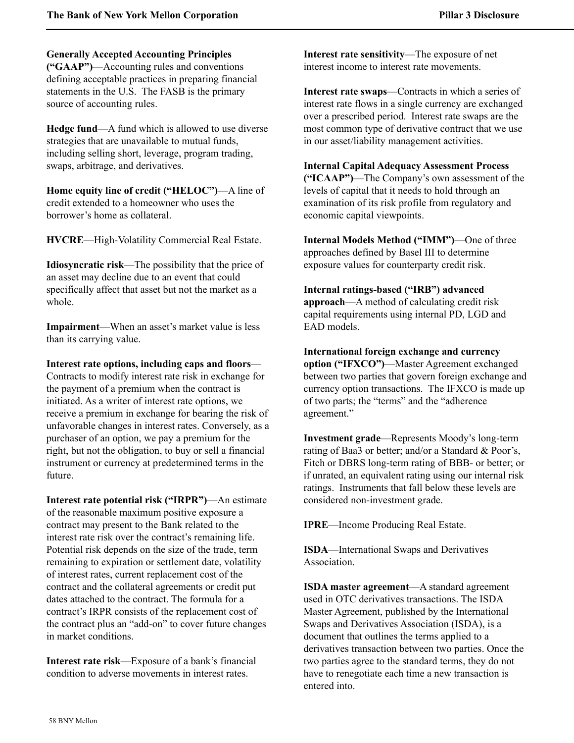**Generally Accepted Accounting Principles (“GAAP”)**—Accounting rules and conventions defining acceptable practices in preparing financial statements in the U.S. The FASB is the primary source of accounting rules.

**Hedge fund**—A fund which is allowed to use diverse strategies that are unavailable to mutual funds, including selling short, leverage, program trading, swaps, arbitrage, and derivatives.

**Home equity line of credit (“HELOC”)**—A line of credit extended to a homeowner who uses the borrower’s home as collateral.

**HVCRE**—High-Volatility Commercial Real Estate.

**Idiosyncratic risk**—The possibility that the price of an asset may decline due to an event that could specifically affect that asset but not the market as a whole.

**Impairment**—When an asset’s market value is less than its carrying value.

**Interest rate options, including caps and floors**—Contracts to modify interest rate risk in exchange for the payment of a premium when the contract is initiated. As a writer of interest rate options, we receive a premium in exchange for bearing the risk of unfavorable changes in interest rates. Conversely, as a purchaser of an option, we pay a premium for the right, but not the obligation, to buy or sell a financial instrument or currency at predetermined terms in the future.

**Interest rate potential risk (“IRPR”)**—An estimate of the reasonable maximum positive exposure a contract may present to the Bank related to the interest rate risk over the contract’s remaining life. Potential risk depends on the size of the trade, term remaining to expiration or settlement date, volatility of interest rates, current replacement cost of the contract and the collateral agreements or credit put dates attached to the contract. The formula for a contract’s IRPR consists of the replacement cost of the contract plus an “add-on” to cover future changes in market conditions.

**Interest rate risk**—Exposure of a bank’s financial condition to adverse movements in interest rates.

**Interest rate sensitivity**—The exposure of net interest income to interest rate movements.

**Interest rate swaps**—Contracts in which a series of interest rate flows in a single currency are exchanged over a prescribed period. Interest rate swaps are the most common type of derivative contract that we use in our asset/liability management activities.

**Internal Capital Adequacy Assessment Process (“ICAAP”)**—The Company’s own assessment of the levels of capital that it needs to hold through an examination of its risk profile from regulatory and economic capital viewpoints.

**Internal Models Method (“IMM”)**—One of three approaches defined by Basel III to determine exposure values for counterparty credit risk.

**Internal ratings-based (“IRB”) advanced approach**—A method of calculating credit risk capital requirements using internal PD, LGD and EAD models.

**International foreign exchange and currency option (“IFXCO”)**—Master Agreement exchanged between two parties that govern foreign exchange and currency option transactions. The IFXCO is made up of two parts; the “terms” and the “adherence agreement.”

**Investment grade**—Represents Moody’s long-term rating of Baa3 or better; and/or a Standard & Poor’s, Fitch or DBRS long-term rating of BBB- or better; or if unrated, an equivalent rating using our internal risk ratings. Instruments that fall below these levels are considered non-investment grade.

**IPRE**—Income Producing Real Estate.

**ISDA**—International Swaps and Derivatives Association.

**ISDA master agreement**—A standard agreement used in OTC derivatives transactions. The ISDA Master Agreement, published by the International Swaps and Derivatives Association (ISDA), is a document that outlines the terms applied to a derivatives transaction between two parties. Once the two parties agree to the standard terms, they do not have to renegotiate each time a new transaction is entered into.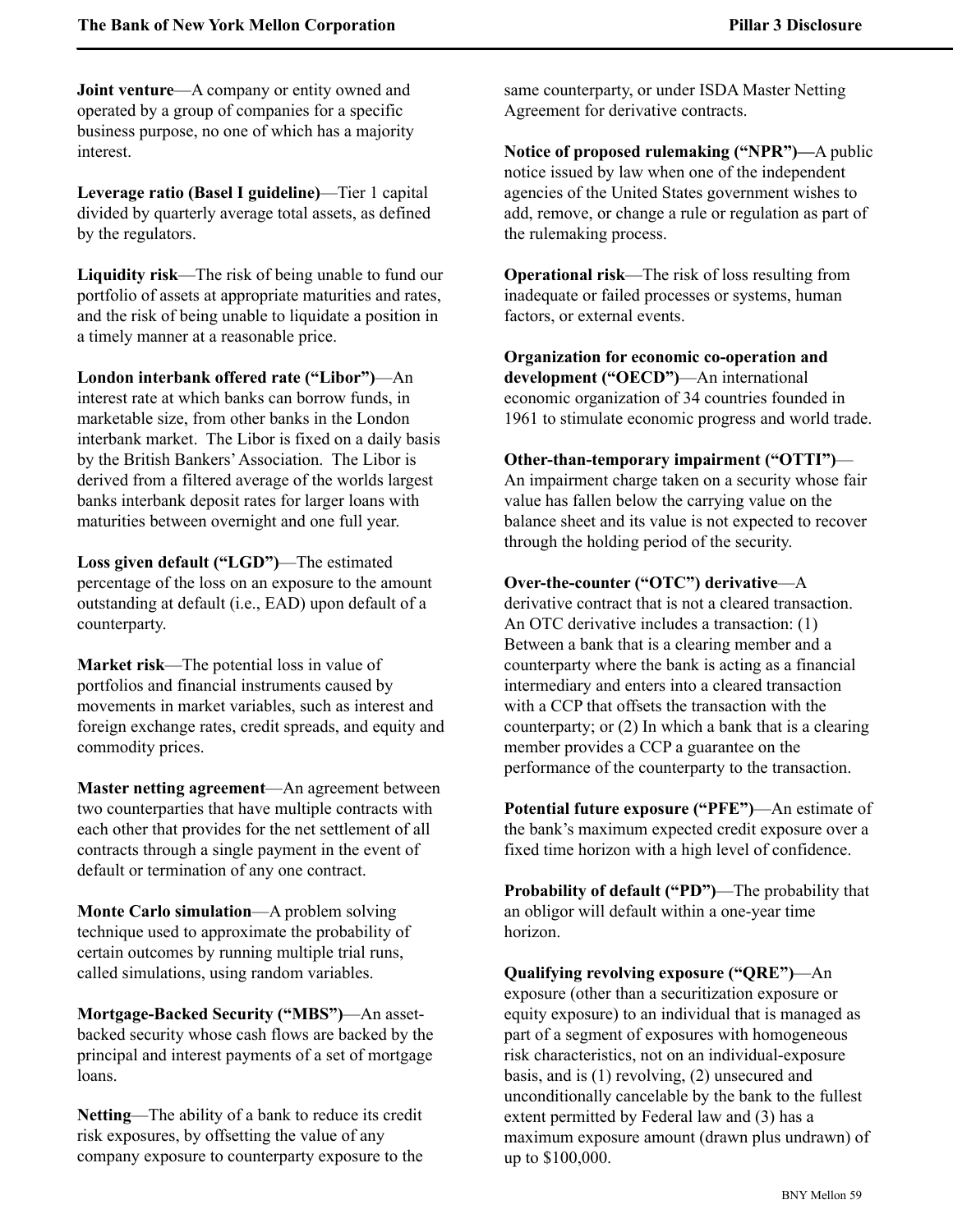**Joint venture**—A company or entity owned and operated by a group of companies for a specific business purpose, no one of which has a majority interest.

**Leverage ratio (Basel I guideline)**—Tier 1 capital divided by quarterly average total assets, as defined by the regulators.

**Liquidity risk**—The risk of being unable to fund our portfolio of assets at appropriate maturities and rates, and the risk of being unable to liquidate a position in a timely manner at a reasonable price.

**London interbank offered rate ("Libor")**—An interest rate at which banks can borrow funds, in marketable size, from other banks in the London interbank market. The Libor is fixed on a daily basis by the British Bankers' Association. The Libor is derived from a filtered average of the worlds largest banks interbank deposit rates for larger loans with maturities between overnight and one full year.

**Loss given default ("LGD")**—The estimated percentage of the loss on an exposure to the amount outstanding at default (i.e., EAD) upon default of a counterparty.

**Market risk**—The potential loss in value of portfolios and financial instruments caused by movements in market variables, such as interest and foreign exchange rates, credit spreads, and equity and commodity prices.

**Master netting agreement**—An agreement between two counterparties that have multiple contracts with each other that provides for the net settlement of all contracts through a single payment in the event of default or termination of any one contract.

**Monte Carlo simulation**—A problem solving technique used to approximate the probability of certain outcomes by running multiple trial runs, called simulations, using random variables.

**Mortgage-Backed Security ("MBS")**—An asset-backed security whose cash flows are backed by the principal and interest payments of a set of mortgage loans.

**Netting**—The ability of a bank to reduce its credit risk exposures, by offsetting the value of any company exposure to counterparty exposure to the same counterparty, or under ISDA Master Netting Agreement for derivative contracts.

**Notice of proposed rulemaking ("NPR")—**A public notice issued by law when one of the independent agencies of the United States government wishes to add, remove, or change a rule or regulation as part of the rulemaking process.

**Operational risk**—The risk of loss resulting from inadequate or failed processes or systems, human factors, or external events.

**Organization for economic co-operation and development ("OECD")**—An international economic organization of 34 countries founded in 1961 to stimulate economic progress and world trade.

**Other-than-temporary impairment ("OTTI")**—An impairment charge taken on a security whose fair value has fallen below the carrying value on the balance sheet and its value is not expected to recover through the holding period of the security.

**Over-the-counter ("OTC") derivative**—A derivative contract that is not a cleared transaction. An OTC derivative includes a transaction: (1) Between a bank that is a clearing member and a counterparty where the bank is acting as a financial intermediary and enters into a cleared transaction with a CCP that offsets the transaction with the counterparty; or (2) In which a bank that is a clearing member provides a CCP a guarantee on the performance of the counterparty to the transaction.

**Potential future exposure ("PFE")**—An estimate of the bank's maximum expected credit exposure over a fixed time horizon with a high level of confidence.

**Probability of default ("PD")**—The probability that an obligor will default within a one-year time horizon.

**Qualifying revolving exposure ("QRE")**—An exposure (other than a securitization exposure or equity exposure) to an individual that is managed as part of a segment of exposures with homogeneous risk characteristics, not on an individual-exposure basis, and is (1) revolving, (2) unsecured and unconditionally cancelable by the bank to the fullest extent permitted by Federal law and (3) has a maximum exposure amount (drawn plus undrawn) of up to $100,000.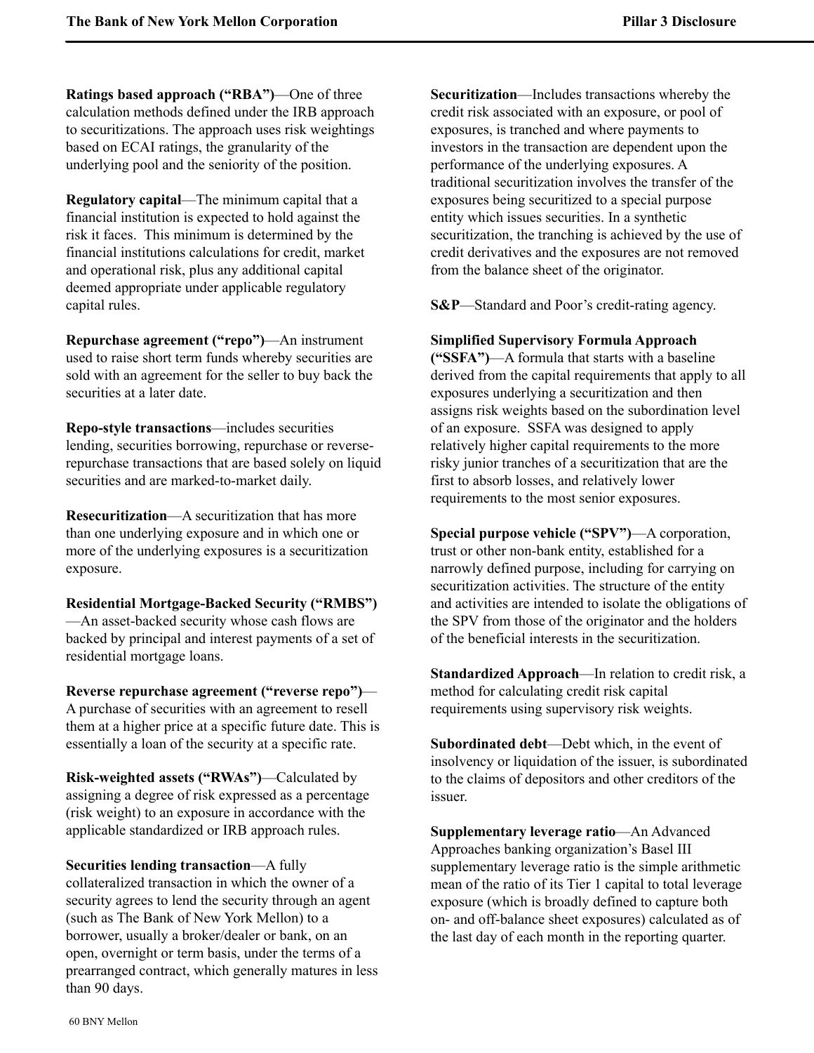**Ratings based approach (“RBA”)**—One of three calculation methods defined under the IRB approach to securitizations. The approach uses risk weightings based on ECAI ratings, the granularity of the underlying pool and the seniority of the position.

**Regulatory capital**—The minimum capital that a financial institution is expected to hold against the risk it faces. This minimum is determined by the financial institutions calculations for credit, market and operational risk, plus any additional capital deemed appropriate under applicable regulatory capital rules.

**Repurchase agreement (“repo”)**—An instrument used to raise short term funds whereby securities are sold with an agreement for the seller to buy back the securities at a later date.

**Repo-style transactions**—includes securities lending, securities borrowing, repurchase or reverse-repurchase transactions that are based solely on liquid securities and are marked-to-market daily.

**Resecuritization**—A securitization that has more than one underlying exposure and in which one or more of the underlying exposures is a securitization exposure.

**Residential Mortgage-Backed Security (“RMBS”)**—An asset-backed security whose cash flows are backed by principal and interest payments of a set of residential mortgage loans.

**Reverse repurchase agreement (“reverse repo”)**—A purchase of securities with an agreement to resell them at a higher price at a specific future date. This is essentially a loan of the security at a specific rate.

**Risk-weighted assets (“RWAs”)**—Calculated by assigning a degree of risk expressed as a percentage (risk weight) to an exposure in accordance with the applicable standardized or IRB approach rules.

**Securities lending transaction**—A fully collateralized transaction in which the owner of a security agrees to lend the security through an agent (such as The Bank of New York Mellon) to a borrower, usually a broker/dealer or bank, on an open, overnight or term basis, under the terms of a prearranged contract, which generally matures in less than 90 days.

**Securitization**—Includes transactions whereby the credit risk associated with an exposure, or pool of exposures, is tranched and where payments to investors in the transaction are dependent upon the performance of the underlying exposures. A traditional securitization involves the transfer of the exposures being securitized to a special purpose entity which issues securities. In a synthetic securitization, the tranching is achieved by the use of credit derivatives and the exposures are not removed from the balance sheet of the originator.

**S&P**—Standard and Poor’s credit-rating agency.

**Simplified Supervisory Formula Approach (“SSFA”)**—A formula that starts with a baseline derived from the capital requirements that apply to all exposures underlying a securitization and then assigns risk weights based on the subordination level of an exposure. SSFA was designed to apply relatively higher capital requirements to the more risky junior tranches of a securitization that are the first to absorb losses, and relatively lower requirements to the most senior exposures.

**Special purpose vehicle (“SPV”)**—A corporation, trust or other non-bank entity, established for a narrowly defined purpose, including for carrying on securitization activities. The structure of the entity and activities are intended to isolate the obligations of the SPV from those of the originator and the holders of the beneficial interests in the securitization.

**Standardized Approach**—In relation to credit risk, a method for calculating credit risk capital requirements using supervisory risk weights.

**Subordinated debt**—Debt which, in the event of insolvency or liquidation of the issuer, is subordinated to the claims of depositors and other creditors of the issuer.

**Supplementary leverage ratio**—An Advanced Approaches banking organization’s Basel III supplementary leverage ratio is the simple arithmetic mean of the ratio of its Tier 1 capital to total leverage exposure (which is broadly defined to capture both on- and off-balance sheet exposures) calculated as of the last day of each month in the reporting quarter.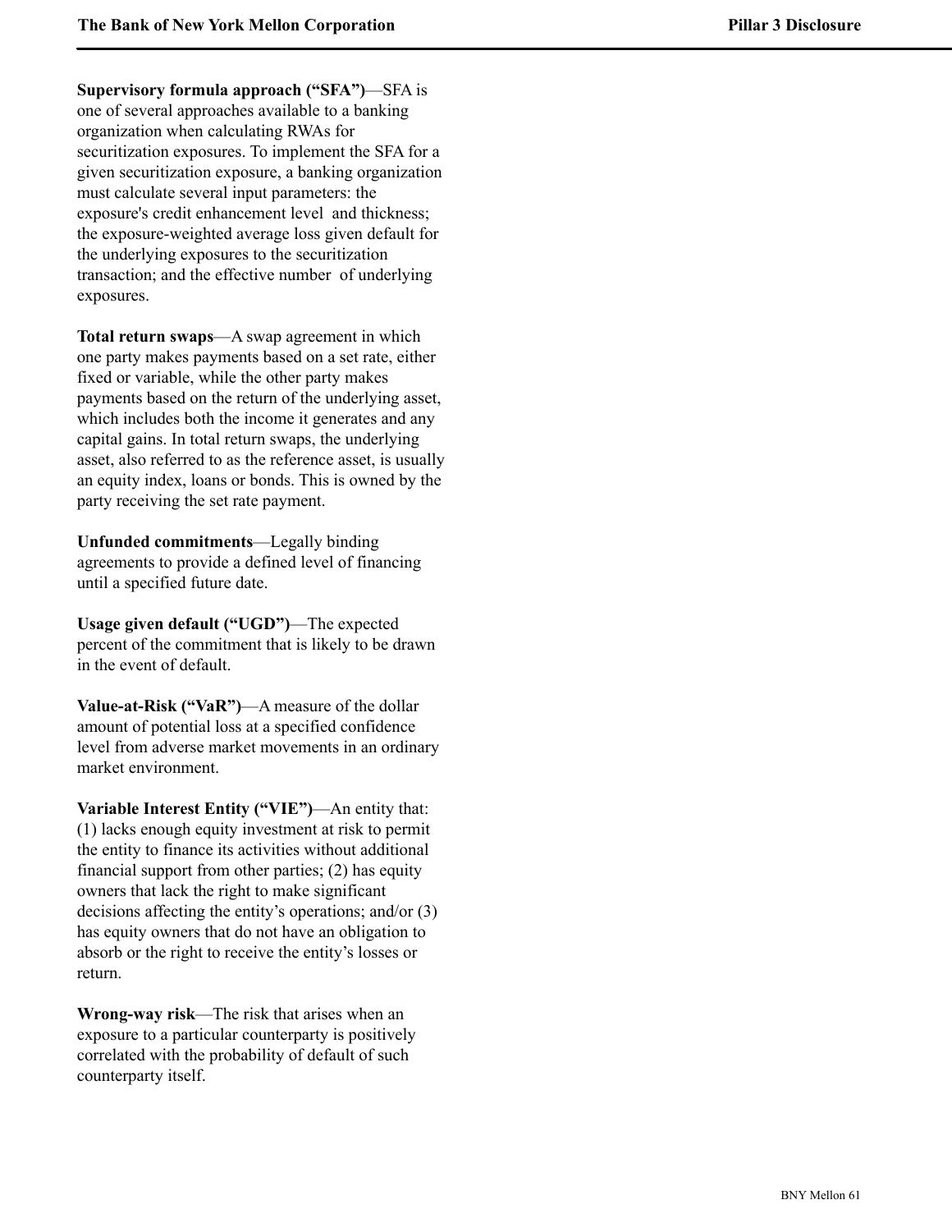**Supervisory formula approach (“SFA”)**—SFA is one of several approaches available to a banking organization when calculating RWAs for securitization exposures. To implement the SFA for a given securitization exposure, a banking organization must calculate several input parameters: the exposure's credit enhancement level and thickness; the exposure-weighted average loss given default for the underlying exposures to the securitization transaction; and the effective number of underlying exposures.

**Total return swaps**—A swap agreement in which one party makes payments based on a set rate, either fixed or variable, while the other party makes payments based on the return of the underlying asset, which includes both the income it generates and any capital gains. In total return swaps, the underlying asset, also referred to as the reference asset, is usually an equity index, loans or bonds. This is owned by the party receiving the set rate payment.

**Unfunded commitments**—Legally binding agreements to provide a defined level of financing until a specified future date.

**Usage given default (“UGD”)**—The expected percent of the commitment that is likely to be drawn in the event of default.

**Value-at-Risk (“VaR”)**—A measure of the dollar amount of potential loss at a specified confidence level from adverse market movements in an ordinary market environment.

**Variable Interest Entity (“VIE”)**—An entity that: (1) lacks enough equity investment at risk to permit the entity to finance its activities without additional financial support from other parties; (2) has equity owners that lack the right to make significant decisions affecting the entity’s operations; and/or (3) has equity owners that do not have an obligation to absorb or the right to receive the entity’s losses or return.

**Wrong-way risk**—The risk that arises when an exposure to a particular counterparty is positively correlated with the probability of default of such counterparty itself.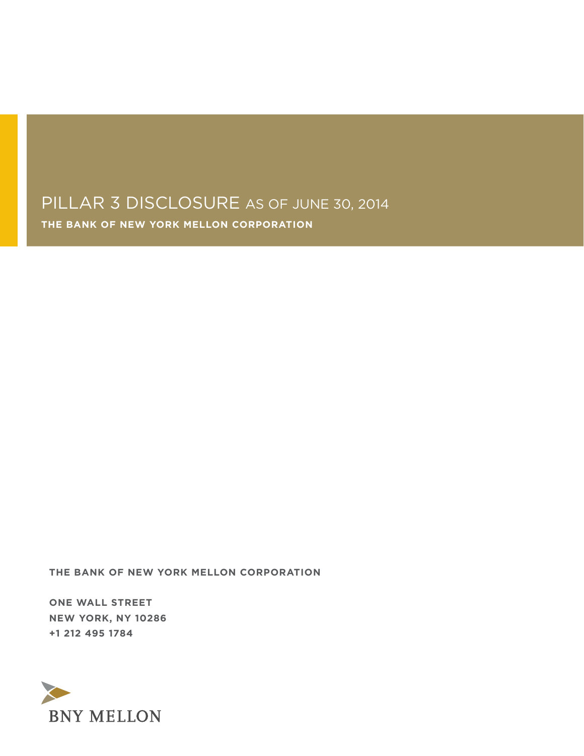# PILLAR 3 DISCLOSURE AS OF JUNE 30, 2014

**THE BANK OF NEW YORK MELLON CORPORATION**

**THE BANK OF NEW YORK MELLON CORPORATION**

**ONE WALL STREET**
**NEW YORK, NY 10286**
**+1 212 495 1784**

BNY MELLON